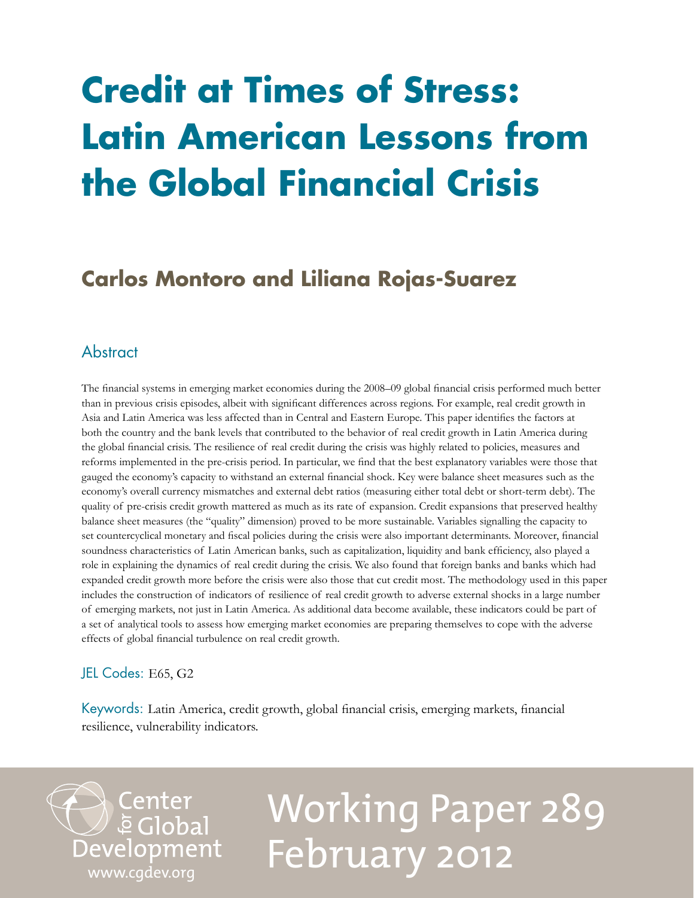# Credit at Times of Stress: Latin American Lessons from the Global Financial Crisis

## Carlos Montoro and Liliana Rojas-Suarez

### Abstract

The financial systems in emerging market economies during the 2008–09 global financial crisis performed much better than in previous crisis episodes, albeit with significant differences across regions. For example, real credit growth in Asia and Latin America was less affected than in Central and Eastern Europe. This paper identifies the factors at both the country and the bank levels that contributed to the behavior of real credit growth in Latin America during the global financial crisis. The resilience of real credit during the crisis was highly related to policies, measures and reforms implemented in the pre-crisis period. In particular, we find that the best explanatory variables were those that gauged the economy's capacity to withstand an external financial shock. Key were balance sheet measures such as the economy's overall currency mismatches and external debt ratios (measuring either total debt or short-term debt). The quality of pre-crisis credit growth mattered as much as its rate of expansion. Credit expansions that preserved healthy balance sheet measures (the "quality" dimension) proved to be more sustainable. Variables signalling the capacity to set countercyclical monetary and fiscal policies during the crisis were also important determinants. Moreover, financial soundness characteristics of Latin American banks, such as capitalization, liquidity and bank efficiency, also played a role in explaining the dynamics of real credit during the crisis. We also found that foreign banks and banks which had expanded credit growth more before the crisis were also those that cut credit most. The methodology used in this paper includes the construction of indicators of resilience of real credit growth to adverse external shocks in a large number of emerging markets, not just in Latin America. As additional data become available, these indicators could be part of a set of analytical tools to assess how emerging market economies are preparing themselves to cope with the adverse effects of global financial turbulence on real credit growth.

JEL Codes: E65, G2

Keywords: Latin America, credit growth, global financial crisis, emerging markets, financial resilience, vulnerability indicators.

Center for Global Development
www.cgdev.org

Working Paper 289
February 2012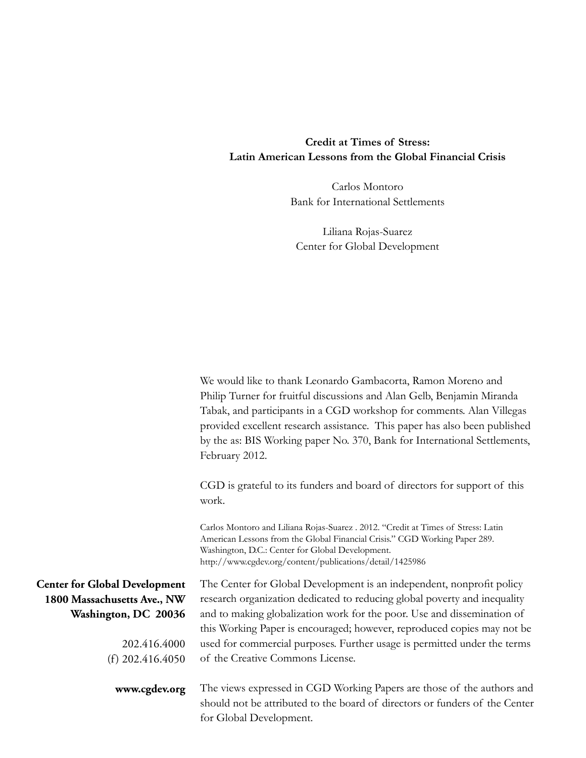**Credit at Times of Stress:**
**Latin American Lessons from the Global Financial Crisis**

Carlos Montoro
Bank for International Settlements

Liliana Rojas-Suarez
Center for Global Development

We would like to thank Leonardo Gambacorta, Ramon Moreno and Philip Turner for fruitful discussions and Alan Gelb, Benjamin Miranda Tabak, and participants in a CGD workshop for comments. Alan Villegas provided excellent research assistance. This paper has also been published by the as: BIS Working paper No. 370, Bank for International Settlements, February 2012.

CGD is grateful to its funders and board of directors for support of this work.

Carlos Montoro and Liliana Rojas-Suarez . 2012. "Credit at Times of Stress: Latin American Lessons from the Global Financial Crisis." CGD Working Paper 289. Washington, D.C.: Center for Global Development. http://www.cgdev.org/content/publications/detail/1425986

**Center for Global Development**
**1800 Massachusetts Ave., NW**
**Washington, DC 20036**

202.416.4000
(f) 202.416.4050

**www.cgdev.org**

The Center for Global Development is an independent, nonprofit policy research organization dedicated to reducing global poverty and inequality and to making globalization work for the poor. Use and dissemination of this Working Paper is encouraged; however, reproduced copies may not be used for commercial purposes. Further usage is permitted under the terms of the Creative Commons License.

The views expressed in CGD Working Papers are those of the authors and should not be attributed to the board of directors or funders of the Center for Global Development.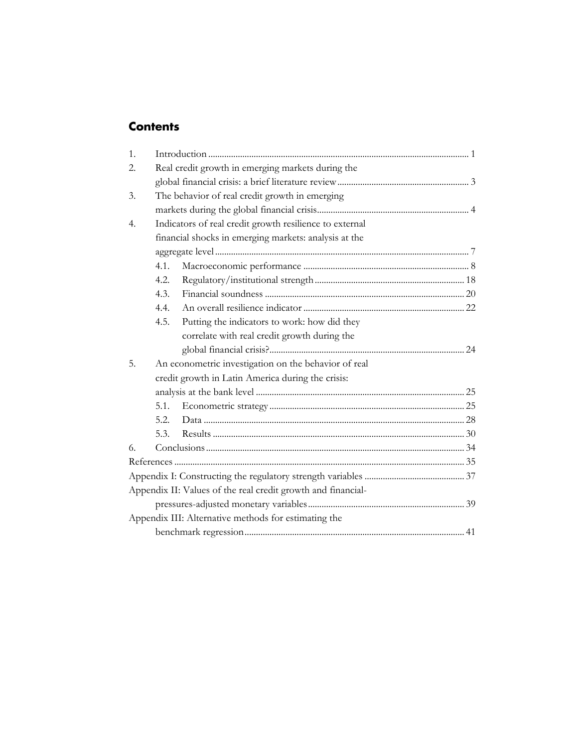## Contents

1. Introduction ... 1
2. Real credit growth in emerging markets during the global financial crisis: a brief literature review ... 3
3. The behavior of real credit growth in emerging markets during the global financial crisis ... 4
4. Indicators of real credit growth resilience to external financial shocks in emerging markets: analysis at the aggregate level ... 7
   - 4.1. Macroeconomic performance ... 8
   - 4.2. Regulatory/institutional strength ... 18
   - 4.3. Financial soundness ... 20
   - 4.4. An overall resilience indicator ... 22
   - 4.5. Putting the indicators to work: how did they correlate with real credit growth during the global financial crisis? ... 24
5. An econometric investigation on the behavior of real credit growth in Latin America during the crisis: analysis at the bank level ... 25
   - 5.1. Econometric strategy ... 25
   - 5.2. Data ... 28
   - 5.3. Results ... 30
6. Conclusions ... 34

References ... 35

Appendix I: Constructing the regulatory strength variables ... 37

Appendix II: Values of the real credit growth and financial-pressures-adjusted monetary variables ... 39

Appendix III: Alternative methods for estimating the benchmark regression ... 41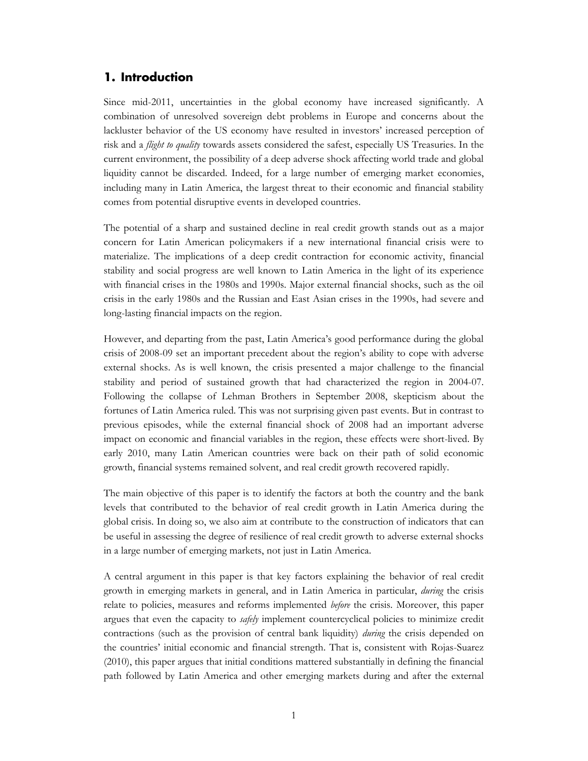## 1. Introduction

Since mid-2011, uncertainties in the global economy have increased significantly. A combination of unresolved sovereign debt problems in Europe and concerns about the lackluster behavior of the US economy have resulted in investors' increased perception of risk and a *flight to quality* towards assets considered the safest, especially US Treasuries. In the current environment, the possibility of a deep adverse shock affecting world trade and global liquidity cannot be discarded. Indeed, for a large number of emerging market economies, including many in Latin America, the largest threat to their economic and financial stability comes from potential disruptive events in developed countries.

The potential of a sharp and sustained decline in real credit growth stands out as a major concern for Latin American policymakers if a new international financial crisis were to materialize. The implications of a deep credit contraction for economic activity, financial stability and social progress are well known to Latin America in the light of its experience with financial crises in the 1980s and 1990s. Major external financial shocks, such as the oil crisis in the early 1980s and the Russian and East Asian crises in the 1990s, had severe and long-lasting financial impacts on the region.

However, and departing from the past, Latin America's good performance during the global crisis of 2008-09 set an important precedent about the region's ability to cope with adverse external shocks. As is well known, the crisis presented a major challenge to the financial stability and period of sustained growth that had characterized the region in 2004-07. Following the collapse of Lehman Brothers in September 2008, skepticism about the fortunes of Latin America ruled. This was not surprising given past events. But in contrast to previous episodes, while the external financial shock of 2008 had an important adverse impact on economic and financial variables in the region, these effects were short-lived. By early 2010, many Latin American countries were back on their path of solid economic growth, financial systems remained solvent, and real credit growth recovered rapidly.

The main objective of this paper is to identify the factors at both the country and the bank levels that contributed to the behavior of real credit growth in Latin America during the global crisis. In doing so, we also aim at contribute to the construction of indicators that can be useful in assessing the degree of resilience of real credit growth to adverse external shocks in a large number of emerging markets, not just in Latin America.

A central argument in this paper is that key factors explaining the behavior of real credit growth in emerging markets in general, and in Latin America in particular, *during* the crisis relate to policies, measures and reforms implemented *before* the crisis. Moreover, this paper argues that even the capacity to *safely* implement countercyclical policies to minimize credit contractions (such as the provision of central bank liquidity) *during* the crisis depended on the countries' initial economic and financial strength. That is, consistent with Rojas-Suarez (2010), this paper argues that initial conditions mattered substantially in defining the financial path followed by Latin America and other emerging markets during and after the external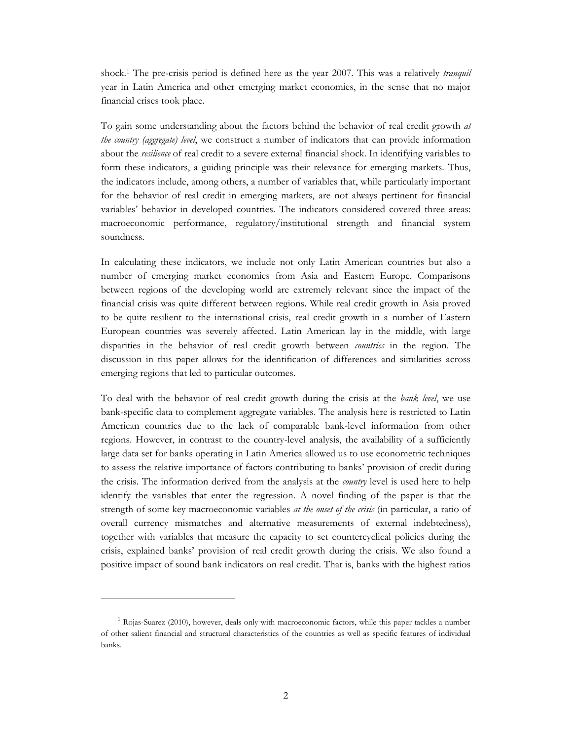shock.[1] The pre-crisis period is defined here as the year 2007. This was a relatively *tranquil* year in Latin America and other emerging market economies, in the sense that no major financial crises took place.

To gain some understanding about the factors behind the behavior of real credit growth *at the country (aggregate) level*, we construct a number of indicators that can provide information about the *resilience* of real credit to a severe external financial shock. In identifying variables to form these indicators, a guiding principle was their relevance for emerging markets. Thus, the indicators include, among others, a number of variables that, while particularly important for the behavior of real credit in emerging markets, are not always pertinent for financial variables' behavior in developed countries. The indicators considered covered three areas: macroeconomic performance, regulatory/institutional strength and financial system soundness.

In calculating these indicators, we include not only Latin American countries but also a number of emerging market economies from Asia and Eastern Europe. Comparisons between regions of the developing world are extremely relevant since the impact of the financial crisis was quite different between regions. While real credit growth in Asia proved to be quite resilient to the international crisis, real credit growth in a number of Eastern European countries was severely affected. Latin American lay in the middle, with large disparities in the behavior of real credit growth between *countries* in the region. The discussion in this paper allows for the identification of differences and similarities across emerging regions that led to particular outcomes.

To deal with the behavior of real credit growth during the crisis at the *bank level*, we use bank-specific data to complement aggregate variables. The analysis here is restricted to Latin American countries due to the lack of comparable bank-level information from other regions. However, in contrast to the country-level analysis, the availability of a sufficiently large data set for banks operating in Latin America allowed us to use econometric techniques to assess the relative importance of factors contributing to banks' provision of credit during the crisis. The information derived from the analysis at the *country* level is used here to help identify the variables that enter the regression. A novel finding of the paper is that the strength of some key macroeconomic variables *at the onset of the crisis* (in particular, a ratio of overall currency mismatches and alternative measurements of external indebtedness), together with variables that measure the capacity to set countercyclical policies during the crisis, explained banks' provision of real credit growth during the crisis. We also found a positive impact of sound bank indicators on real credit. That is, banks with the highest ratios

[1] Rojas-Suarez (2010), however, deals only with macroeconomic factors, while this paper tackles a number of other salient financial and structural characteristics of the countries as well as specific features of individual banks.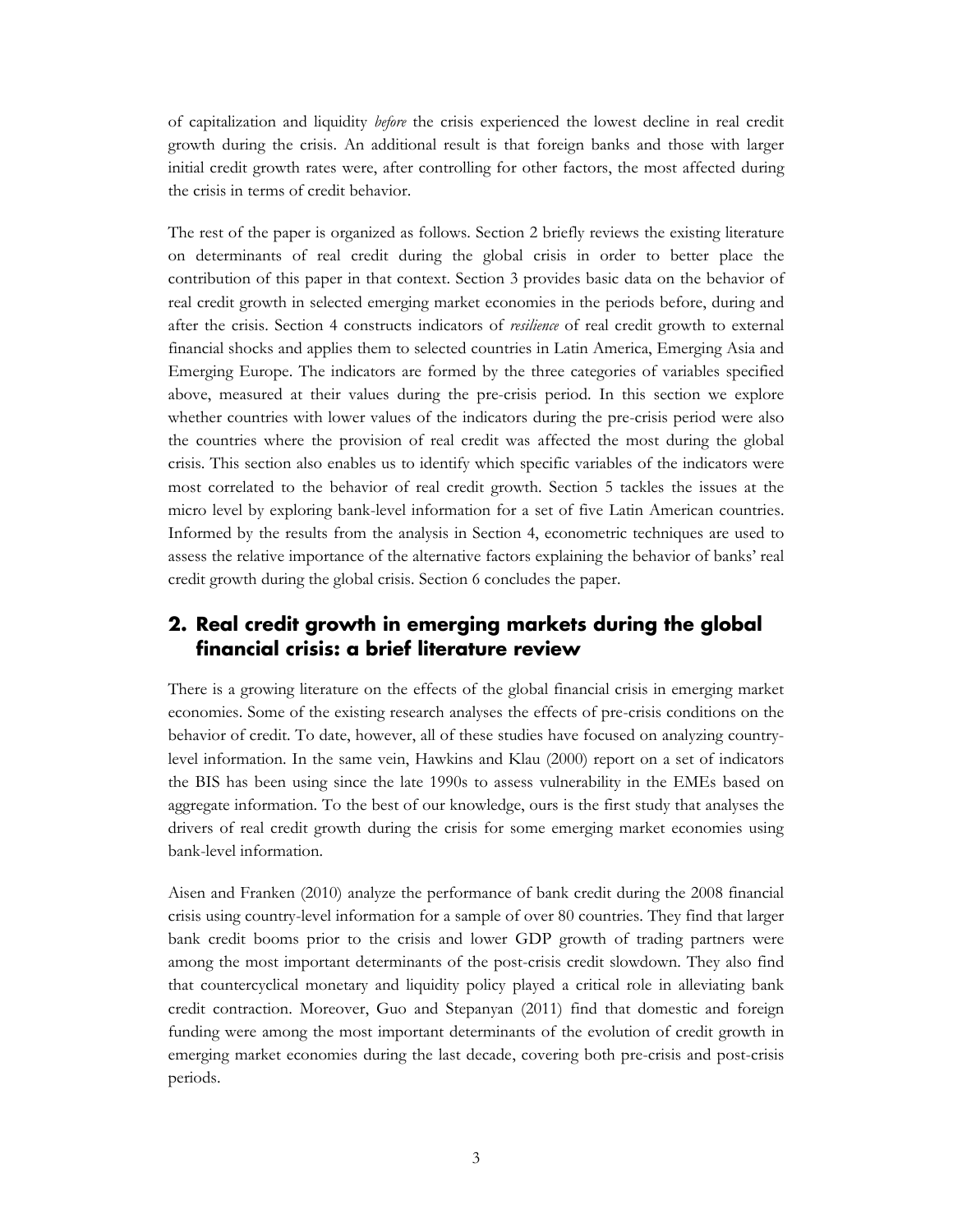of capitalization and liquidity *before* the crisis experienced the lowest decline in real credit growth during the crisis. An additional result is that foreign banks and those with larger initial credit growth rates were, after controlling for other factors, the most affected during the crisis in terms of credit behavior.

The rest of the paper is organized as follows. Section 2 briefly reviews the existing literature on determinants of real credit during the global crisis in order to better place the contribution of this paper in that context. Section 3 provides basic data on the behavior of real credit growth in selected emerging market economies in the periods before, during and after the crisis. Section 4 constructs indicators of *resilience* of real credit growth to external financial shocks and applies them to selected countries in Latin America, Emerging Asia and Emerging Europe. The indicators are formed by the three categories of variables specified above, measured at their values during the pre-crisis period. In this section we explore whether countries with lower values of the indicators during the pre-crisis period were also the countries where the provision of real credit was affected the most during the global crisis. This section also enables us to identify which specific variables of the indicators were most correlated to the behavior of real credit growth. Section 5 tackles the issues at the micro level by exploring bank-level information for a set of five Latin American countries. Informed by the results from the analysis in Section 4, econometric techniques are used to assess the relative importance of the alternative factors explaining the behavior of banks' real credit growth during the global crisis. Section 6 concludes the paper.

## 2. Real credit growth in emerging markets during the global financial crisis: a brief literature review

There is a growing literature on the effects of the global financial crisis in emerging market economies. Some of the existing research analyses the effects of pre-crisis conditions on the behavior of credit. To date, however, all of these studies have focused on analyzing country-level information. In the same vein, Hawkins and Klau (2000) report on a set of indicators the BIS has been using since the late 1990s to assess vulnerability in the EMEs based on aggregate information. To the best of our knowledge, ours is the first study that analyses the drivers of real credit growth during the crisis for some emerging market economies using bank-level information.

Aisen and Franken (2010) analyze the performance of bank credit during the 2008 financial crisis using country-level information for a sample of over 80 countries. They find that larger bank credit booms prior to the crisis and lower GDP growth of trading partners were among the most important determinants of the post-crisis credit slowdown. They also find that countercyclical monetary and liquidity policy played a critical role in alleviating bank credit contraction. Moreover, Guo and Stepanyan (2011) find that domestic and foreign funding were among the most important determinants of the evolution of credit growth in emerging market economies during the last decade, covering both pre-crisis and post-crisis periods.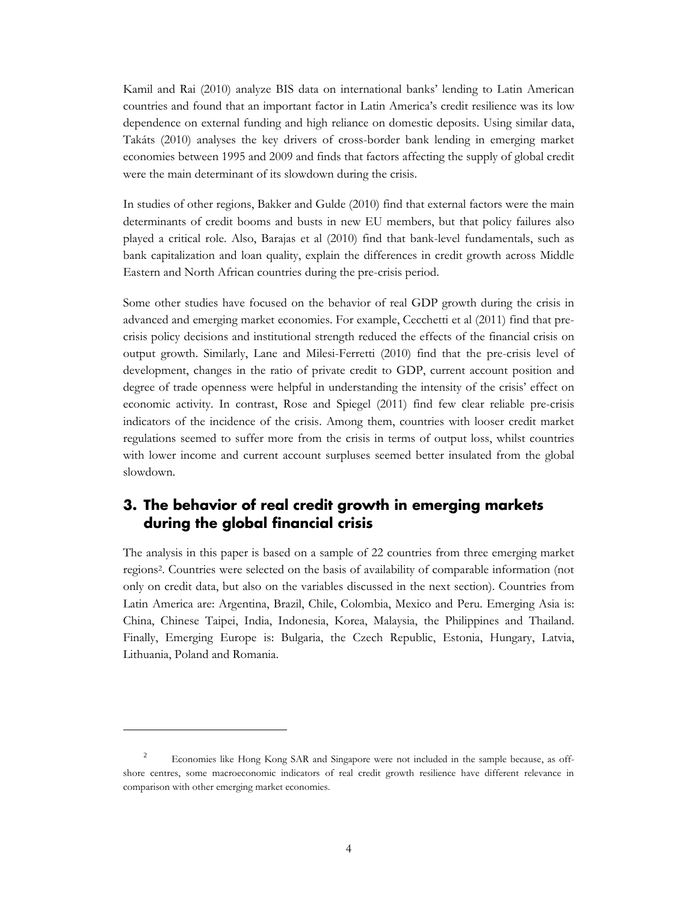Kamil and Rai (2010) analyze BIS data on international banks' lending to Latin American countries and found that an important factor in Latin America's credit resilience was its low dependence on external funding and high reliance on domestic deposits. Using similar data, Takáts (2010) analyses the key drivers of cross-border bank lending in emerging market economies between 1995 and 2009 and finds that factors affecting the supply of global credit were the main determinant of its slowdown during the crisis.

In studies of other regions, Bakker and Gulde (2010) find that external factors were the main determinants of credit booms and busts in new EU members, but that policy failures also played a critical role. Also, Barajas et al (2010) find that bank-level fundamentals, such as bank capitalization and loan quality, explain the differences in credit growth across Middle Eastern and North African countries during the pre-crisis period.

Some other studies have focused on the behavior of real GDP growth during the crisis in advanced and emerging market economies. For example, Cecchetti et al (2011) find that pre-crisis policy decisions and institutional strength reduced the effects of the financial crisis on output growth. Similarly, Lane and Milesi-Ferretti (2010) find that the pre-crisis level of development, changes in the ratio of private credit to GDP, current account position and degree of trade openness were helpful in understanding the intensity of the crisis' effect on economic activity. In contrast, Rose and Spiegel (2011) find few clear reliable pre-crisis indicators of the incidence of the crisis. Among them, countries with looser credit market regulations seemed to suffer more from the crisis in terms of output loss, whilst countries with lower income and current account surpluses seemed better insulated from the global slowdown.

## 3. The behavior of real credit growth in emerging markets during the global financial crisis

The analysis in this paper is based on a sample of 22 countries from three emerging market regions[2]. Countries were selected on the basis of availability of comparable information (not only on credit data, but also on the variables discussed in the next section). Countries from Latin America are: Argentina, Brazil, Chile, Colombia, Mexico and Peru. Emerging Asia is: China, Chinese Taipei, India, Indonesia, Korea, Malaysia, the Philippines and Thailand. Finally, Emerging Europe is: Bulgaria, the Czech Republic, Estonia, Hungary, Latvia, Lithuania, Poland and Romania.

[2] Economies like Hong Kong SAR and Singapore were not included in the sample because, as off-shore centres, some macroeconomic indicators of real credit growth resilience have different relevance in comparison with other emerging market economies.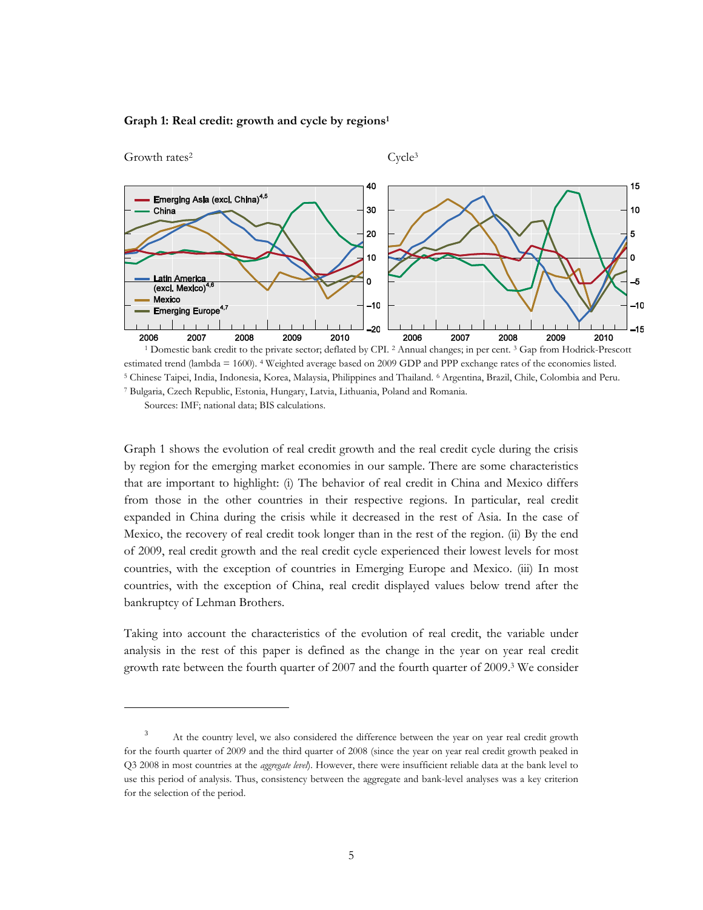**Graph 1: Real credit: growth and cycle by regions[1]**

Growth rates[2]

Cycle[3]

[1] Domestic bank credit to the private sector; deflated by CPI. [2] Annual changes; in per cent. [3] Gap from Hodrick-Prescott estimated trend (lambda = 1600). [4] Weighted average based on 2009 GDP and PPP exchange rates of the economies listed. [5] Chinese Taipei, India, Indonesia, Korea, Malaysia, Philippines and Thailand. [6] Argentina, Brazil, Chile, Colombia and Peru. [7] Bulgaria, Czech Republic, Estonia, Hungary, Latvia, Lithuania, Poland and Romania.

Sources: IMF; national data; BIS calculations.

Graph 1 shows the evolution of real credit growth and the real credit cycle during the crisis by region for the emerging market economies in our sample. There are some characteristics that are important to highlight: (i) The behavior of real credit in China and Mexico differs from those in the other countries in their respective regions. In particular, real credit expanded in China during the crisis while it decreased in the rest of Asia. In the case of Mexico, the recovery of real credit took longer than in the rest of the region. (ii) By the end of 2009, real credit growth and the real credit cycle experienced their lowest levels for most countries, with the exception of countries in Emerging Europe and Mexico. (iii) In most countries, with the exception of China, real credit displayed values below trend after the bankruptcy of Lehman Brothers.

Taking into account the characteristics of the evolution of real credit, the variable under analysis in the rest of this paper is defined as the change in the year on year real credit growth rate between the fourth quarter of 2007 and the fourth quarter of 2009.[3] We consider

---

[3] At the country level, we also considered the difference between the year on year real credit growth for the fourth quarter of 2009 and the third quarter of 2008 (since the year on year real credit growth peaked in Q3 2008 in most countries at the *aggregate level*). However, there were insufficient reliable data at the bank level to use this period of analysis. Thus, consistency between the aggregate and bank-level analyses was a key criterion for the selection of the period.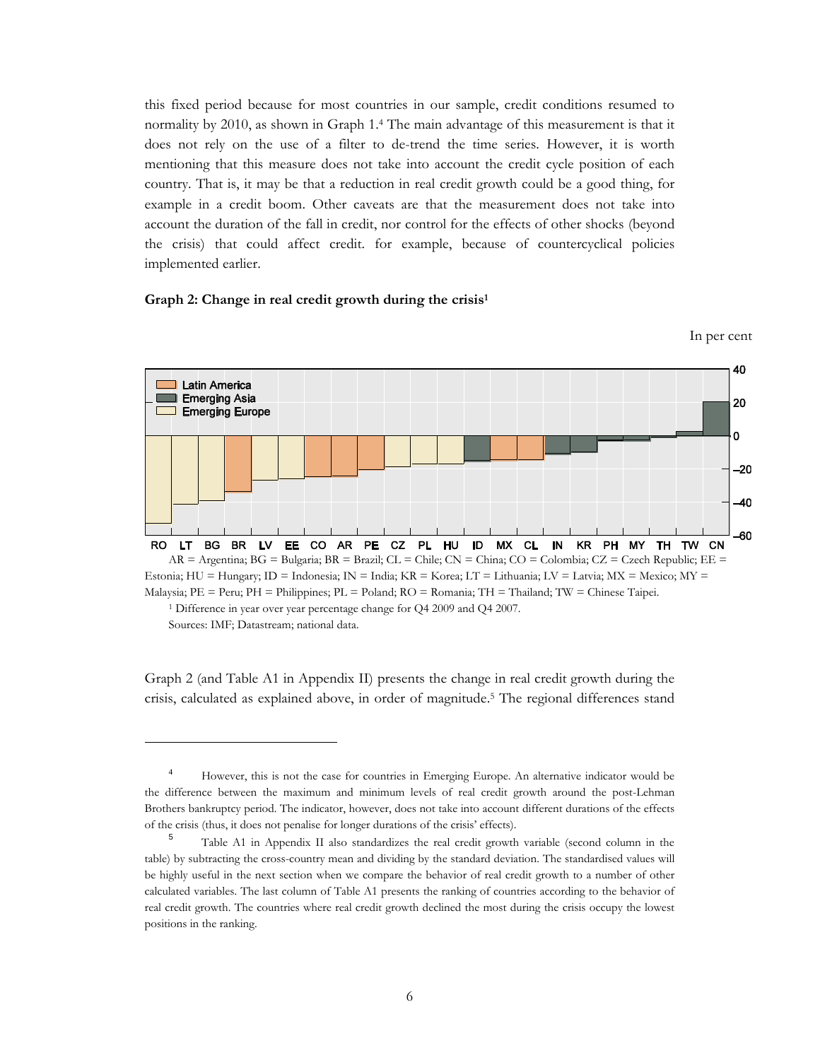this fixed period because for most countries in our sample, credit conditions resumed to normality by 2010, as shown in Graph 1.[4] The main advantage of this measurement is that it does not rely on the use of a filter to de-trend the time series. However, it is worth mentioning that this measure does not take into account the credit cycle position of each country. That is, it may be that a reduction in real credit growth could be a good thing, for example in a credit boom. Other caveats are that the measurement does not take into account the duration of the fall in credit, nor control for the effects of other shocks (beyond the crisis) that could affect credit. for example, because of countercyclical policies implemented earlier.

**Graph 2: Change in real credit growth during the crisis[1]**

In per cent

AR = Argentina; BG = Bulgaria; BR = Brazil; CL = Chile; CN = China; CO = Colombia; CZ = Czech Republic; EE = Estonia; HU = Hungary; ID = Indonesia; IN = India; KR = Korea; LT = Lithuania; LV = Latvia; MX = Mexico; MY = Malaysia; PE = Peru; PH = Philippines; PL = Poland; RO = Romania; TH = Thailand; TW = Chinese Taipei.

[1] Difference in year over year percentage change for Q4 2009 and Q4 2007.

Sources: IMF; Datastream; national data.

Graph 2 (and Table A1 in Appendix II) presents the change in real credit growth during the crisis, calculated as explained above, in order of magnitude.[5] The regional differences stand

---

[4] However, this is not the case for countries in Emerging Europe. An alternative indicator would be the difference between the maximum and minimum levels of real credit growth around the post-Lehman Brothers bankruptcy period. The indicator, however, does not take into account different durations of the effects of the crisis (thus, it does not penalise for longer durations of the crisis' effects).

[5] Table A1 in Appendix II also standardizes the real credit growth variable (second column in the table) by subtracting the cross-country mean and dividing by the standard deviation. The standardised values will be highly useful in the next section when we compare the behavior of real credit growth to a number of other calculated variables. The last column of Table A1 presents the ranking of countries according to the behavior of real credit growth. The countries where real credit growth declined the most during the crisis occupy the lowest positions in the ranking.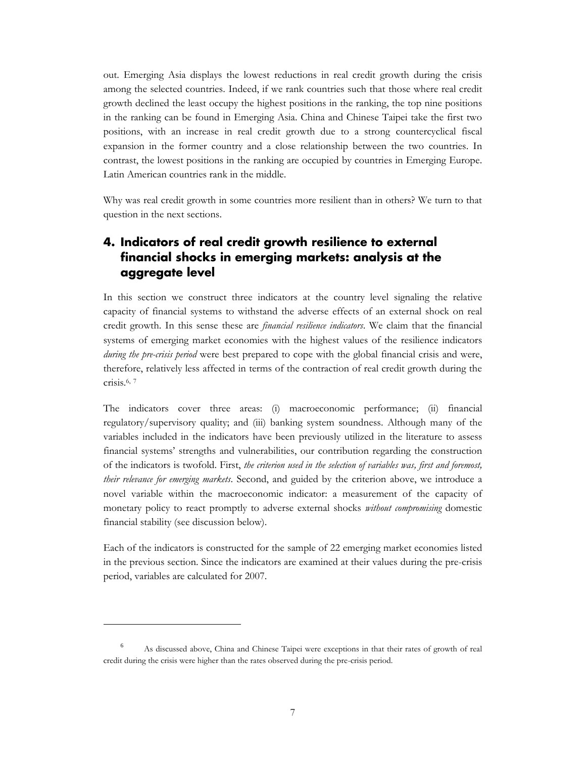out. Emerging Asia displays the lowest reductions in real credit growth during the crisis among the selected countries. Indeed, if we rank countries such that those where real credit growth declined the least occupy the highest positions in the ranking, the top nine positions in the ranking can be found in Emerging Asia. China and Chinese Taipei take the first two positions, with an increase in real credit growth due to a strong countercyclical fiscal expansion in the former country and a close relationship between the two countries. In contrast, the lowest positions in the ranking are occupied by countries in Emerging Europe. Latin American countries rank in the middle.

Why was real credit growth in some countries more resilient than in others? We turn to that question in the next sections.

## 4. Indicators of real credit growth resilience to external financial shocks in emerging markets: analysis at the aggregate level

In this section we construct three indicators at the country level signaling the relative capacity of financial systems to withstand the adverse effects of an external shock on real credit growth. In this sense these are *financial resilience indicators*. We claim that the financial systems of emerging market economies with the highest values of the resilience indicators *during the pre-crisis period* were best prepared to cope with the global financial crisis and were, therefore, relatively less affected in terms of the contraction of real credit growth during the crisis.[6, 7]

The indicators cover three areas: (i) macroeconomic performance; (ii) financial regulatory/supervisory quality; and (iii) banking system soundness. Although many of the variables included in the indicators have been previously utilized in the literature to assess financial systems' strengths and vulnerabilities, our contribution regarding the construction of the indicators is twofold. First, *the criterion used in the selection of variables was, first and foremost, their relevance for emerging markets*. Second, and guided by the criterion above, we introduce a novel variable within the macroeconomic indicator: a measurement of the capacity of monetary policy to react promptly to adverse external shocks *without compromising* domestic financial stability (see discussion below).

Each of the indicators is constructed for the sample of 22 emerging market economies listed in the previous section. Since the indicators are examined at their values during the pre-crisis period, variables are calculated for 2007.

---

[6] As discussed above, China and Chinese Taipei were exceptions in that their rates of growth of real credit during the crisis were higher than the rates observed during the pre-crisis period.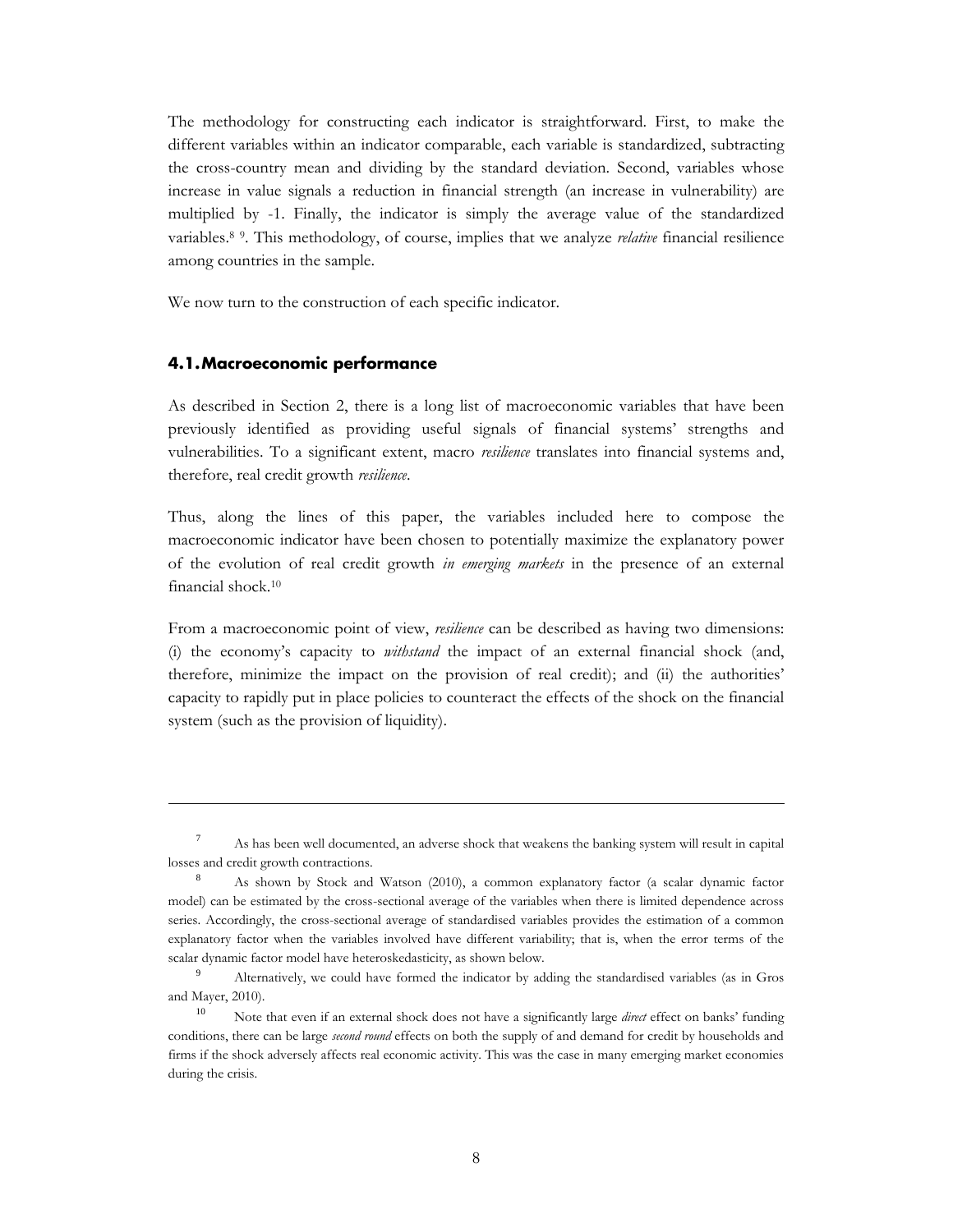The methodology for constructing each indicator is straightforward. First, to make the different variables within an indicator comparable, each variable is standardized, subtracting the cross-country mean and dividing by the standard deviation. Second, variables whose increase in value signals a reduction in financial strength (an increase in vulnerability) are multiplied by -1. Finally, the indicator is simply the average value of the standardized variables.[8] [9]. This methodology, of course, implies that we analyze *relative* financial resilience among countries in the sample.

We now turn to the construction of each specific indicator.

### 4.1. Macroeconomic performance

As described in Section 2, there is a long list of macroeconomic variables that have been previously identified as providing useful signals of financial systems' strengths and vulnerabilities. To a significant extent, macro *resilience* translates into financial systems and, therefore, real credit growth *resilience*.

Thus, along the lines of this paper, the variables included here to compose the macroeconomic indicator have been chosen to potentially maximize the explanatory power of the evolution of real credit growth *in emerging markets* in the presence of an external financial shock.[10]

From a macroeconomic point of view, *resilience* can be described as having two dimensions: (i) the economy's capacity to *withstand* the impact of an external financial shock (and, therefore, minimize the impact on the provision of real credit); and (ii) the authorities' capacity to rapidly put in place policies to counteract the effects of the shock on the financial system (such as the provision of liquidity).

---

[7] As has been well documented, an adverse shock that weakens the banking system will result in capital losses and credit growth contractions.

[8] As shown by Stock and Watson (2010), a common explanatory factor (a scalar dynamic factor model) can be estimated by the cross-sectional average of the variables when there is limited dependence across series. Accordingly, the cross-sectional average of standardised variables provides the estimation of a common explanatory factor when the variables involved have different variability; that is, when the error terms of the scalar dynamic factor model have heteroskedasticity, as shown below.

[9] Alternatively, we could have formed the indicator by adding the standardised variables (as in Gros and Mayer, 2010).

[10] Note that even if an external shock does not have a significantly large *direct* effect on banks' funding conditions, there can be large *second round* effects on both the supply of and demand for credit by households and firms if the shock adversely affects real economic activity. This was the case in many emerging market economies during the crisis.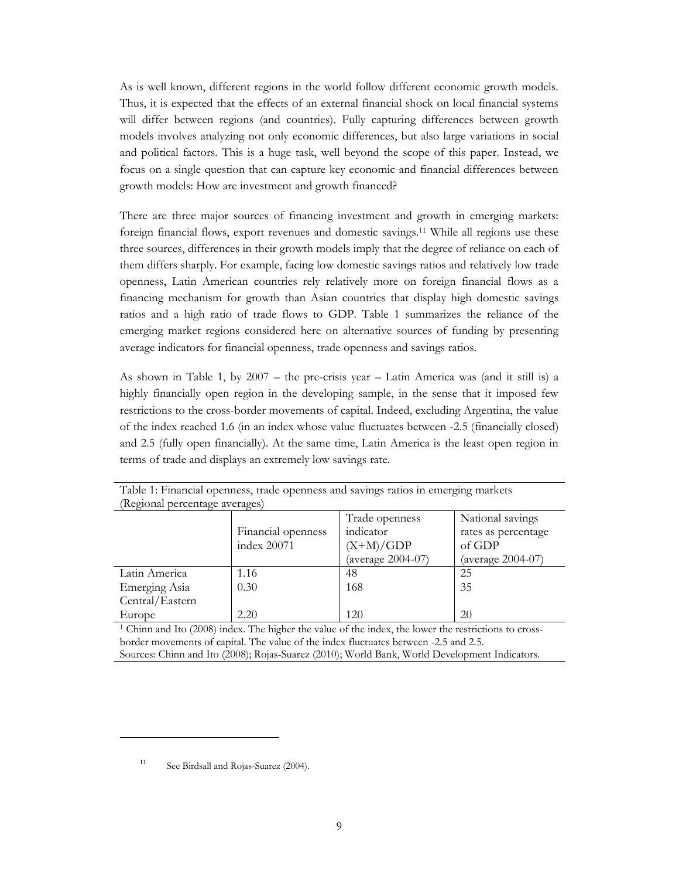As is well known, different regions in the world follow different economic growth models. Thus, it is expected that the effects of an external financial shock on local financial systems will differ between regions (and countries). Fully capturing differences between growth models involves analyzing not only economic differences, but also large variations in social and political factors. This is a huge task, well beyond the scope of this paper. Instead, we focus on a single question that can capture key economic and financial differences between growth models: How are investment and growth financed?

There are three major sources of financing investment and growth in emerging markets: foreign financial flows, export revenues and domestic savings.[11] While all regions use these three sources, differences in their growth models imply that the degree of reliance on each of them differs sharply. For example, facing low domestic savings ratios and relatively low trade openness, Latin American countries rely relatively more on foreign financial flows as a financing mechanism for growth than Asian countries that display high domestic savings ratios and a high ratio of trade flows to GDP. Table 1 summarizes the reliance of the emerging market regions considered here on alternative sources of funding by presenting average indicators for financial openness, trade openness and savings ratios.

As shown in Table 1, by 2007 – the pre-crisis year – Latin America was (and it still is) a highly financially open region in the developing sample, in the sense that it imposed few restrictions to the cross-border movements of capital. Indeed, excluding Argentina, the value of the index reached 1.6 (in an index whose value fluctuates between -2.5 (financially closed) and 2.5 (fully open financially). At the same time, Latin America is the least open region in terms of trade and displays an extremely low savings rate.

Table 1: Financial openness, trade openness and savings ratios in emerging markets (Regional percentage averages)

| | Financial openness index 2007[1] | Trade openness indicator (X+M)/GDP (average 2004-07) | National savings rates as percentage of GDP (average 2004-07) |
|---|---|---|---|
| Latin America | 1.16 | 48 | 25 |
| Emerging Asia | 0.30 | 168 | 35 |
| Central/Eastern Europe | 2.20 | 120 | 20 |

[1] Chinn and Ito (2008) index. The higher the value of the index, the lower the restrictions to cross-border movements of capital. The value of the index fluctuates between -2.5 and 2.5.
Sources: Chinn and Ito (2008); Rojas-Suarez (2010); World Bank, World Development Indicators.

[11] See Birdsall and Rojas-Suarez (2004).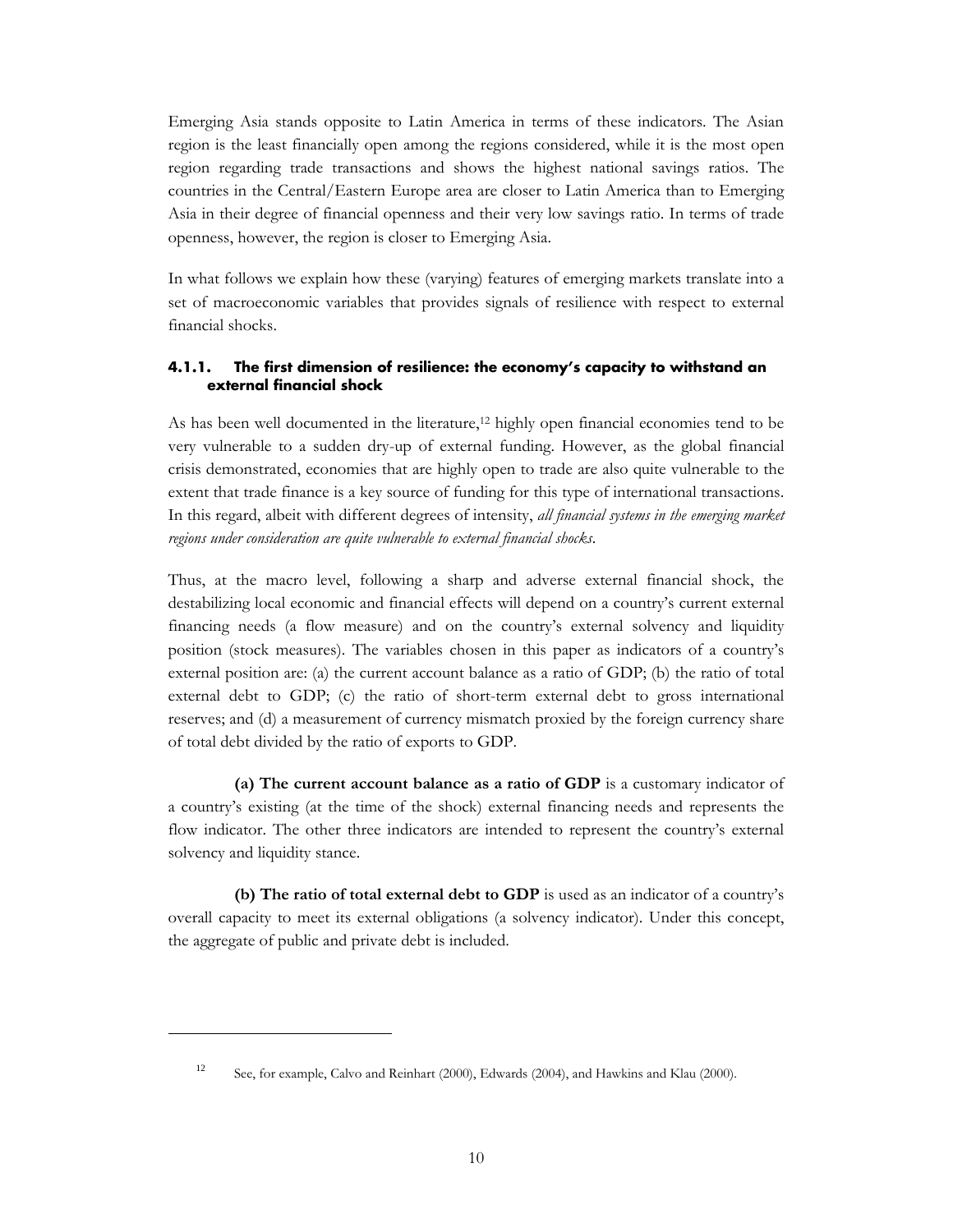Emerging Asia stands opposite to Latin America in terms of these indicators. The Asian region is the least financially open among the regions considered, while it is the most open region regarding trade transactions and shows the highest national savings ratios. The countries in the Central/Eastern Europe area are closer to Latin America than to Emerging Asia in their degree of financial openness and their very low savings ratio. In terms of trade openness, however, the region is closer to Emerging Asia.

In what follows we explain how these (varying) features of emerging markets translate into a set of macroeconomic variables that provides signals of resilience with respect to external financial shocks.

#### 4.1.1. The first dimension of resilience: the economy's capacity to withstand an external financial shock

As has been well documented in the literature,[12] highly open financial economies tend to be very vulnerable to a sudden dry-up of external funding. However, as the global financial crisis demonstrated, economies that are highly open to trade are also quite vulnerable to the extent that trade finance is a key source of funding for this type of international transactions. In this regard, albeit with different degrees of intensity, *all financial systems in the emerging market regions under consideration are quite vulnerable to external financial shocks*.

Thus, at the macro level, following a sharp and adverse external financial shock, the destabilizing local economic and financial effects will depend on a country's current external financing needs (a flow measure) and on the country's external solvency and liquidity position (stock measures). The variables chosen in this paper as indicators of a country's external position are: (a) the current account balance as a ratio of GDP; (b) the ratio of total external debt to GDP; (c) the ratio of short-term external debt to gross international reserves; and (d) a measurement of currency mismatch proxied by the foreign currency share of total debt divided by the ratio of exports to GDP.

**(a) The current account balance as a ratio of GDP** is a customary indicator of a country's existing (at the time of the shock) external financing needs and represents the flow indicator. The other three indicators are intended to represent the country's external solvency and liquidity stance.

**(b) The ratio of total external debt to GDP** is used as an indicator of a country's overall capacity to meet its external obligations (a solvency indicator). Under this concept, the aggregate of public and private debt is included.

[12] See, for example, Calvo and Reinhart (2000), Edwards (2004), and Hawkins and Klau (2000).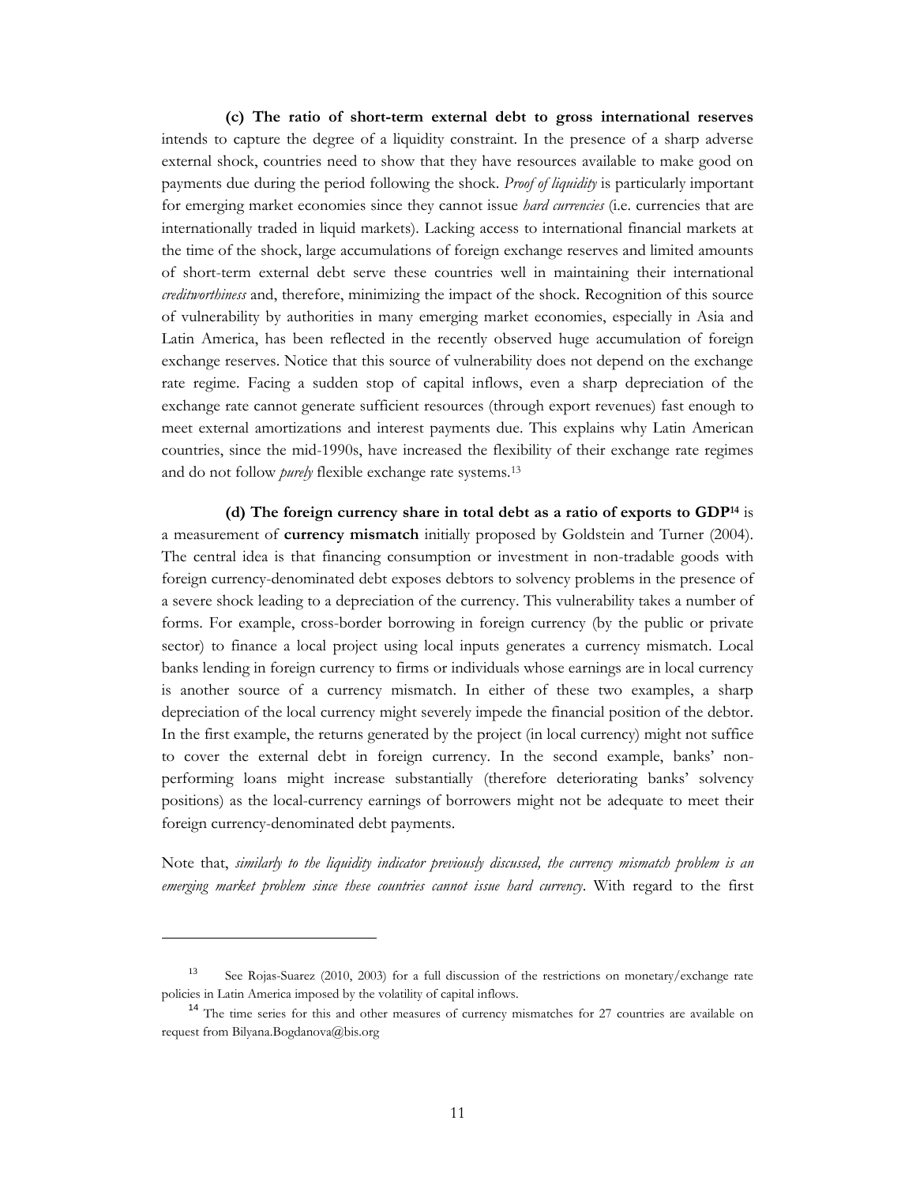**(c) The ratio of short-term external debt to gross international reserves** intends to capture the degree of a liquidity constraint. In the presence of a sharp adverse external shock, countries need to show that they have resources available to make good on payments due during the period following the shock. *Proof of liquidity* is particularly important for emerging market economies since they cannot issue *hard currencies* (i.e. currencies that are internationally traded in liquid markets). Lacking access to international financial markets at the time of the shock, large accumulations of foreign exchange reserves and limited amounts of short-term external debt serve these countries well in maintaining their international *creditworthiness* and, therefore, minimizing the impact of the shock. Recognition of this source of vulnerability by authorities in many emerging market economies, especially in Asia and Latin America, has been reflected in the recently observed huge accumulation of foreign exchange reserves. Notice that this source of vulnerability does not depend on the exchange rate regime. Facing a sudden stop of capital inflows, even a sharp depreciation of the exchange rate cannot generate sufficient resources (through export revenues) fast enough to meet external amortizations and interest payments due. This explains why Latin American countries, since the mid-1990s, have increased the flexibility of their exchange rate regimes and do not follow *purely* flexible exchange rate systems.[13]

**(d) The foreign currency share in total debt as a ratio of exports to GDP[14]** is a measurement of **currency mismatch** initially proposed by Goldstein and Turner (2004). The central idea is that financing consumption or investment in non-tradable goods with foreign currency-denominated debt exposes debtors to solvency problems in the presence of a severe shock leading to a depreciation of the currency. This vulnerability takes a number of forms. For example, cross-border borrowing in foreign currency (by the public or private sector) to finance a local project using local inputs generates a currency mismatch. Local banks lending in foreign currency to firms or individuals whose earnings are in local currency is another source of a currency mismatch. In either of these two examples, a sharp depreciation of the local currency might severely impede the financial position of the debtor. In the first example, the returns generated by the project (in local currency) might not suffice to cover the external debt in foreign currency. In the second example, banks' non-performing loans might increase substantially (therefore deteriorating banks' solvency positions) as the local-currency earnings of borrowers might not be adequate to meet their foreign currency-denominated debt payments.

Note that, *similarly to the liquidity indicator previously discussed, the currency mismatch problem is an emerging market problem since these countries cannot issue hard currency*. With regard to the first

---

[13] See Rojas-Suarez (2010, 2003) for a full discussion of the restrictions on monetary/exchange rate policies in Latin America imposed by the volatility of capital inflows.

[14] The time series for this and other measures of currency mismatches for 27 countries are available on request from Bilyana.Bogdanova@bis.org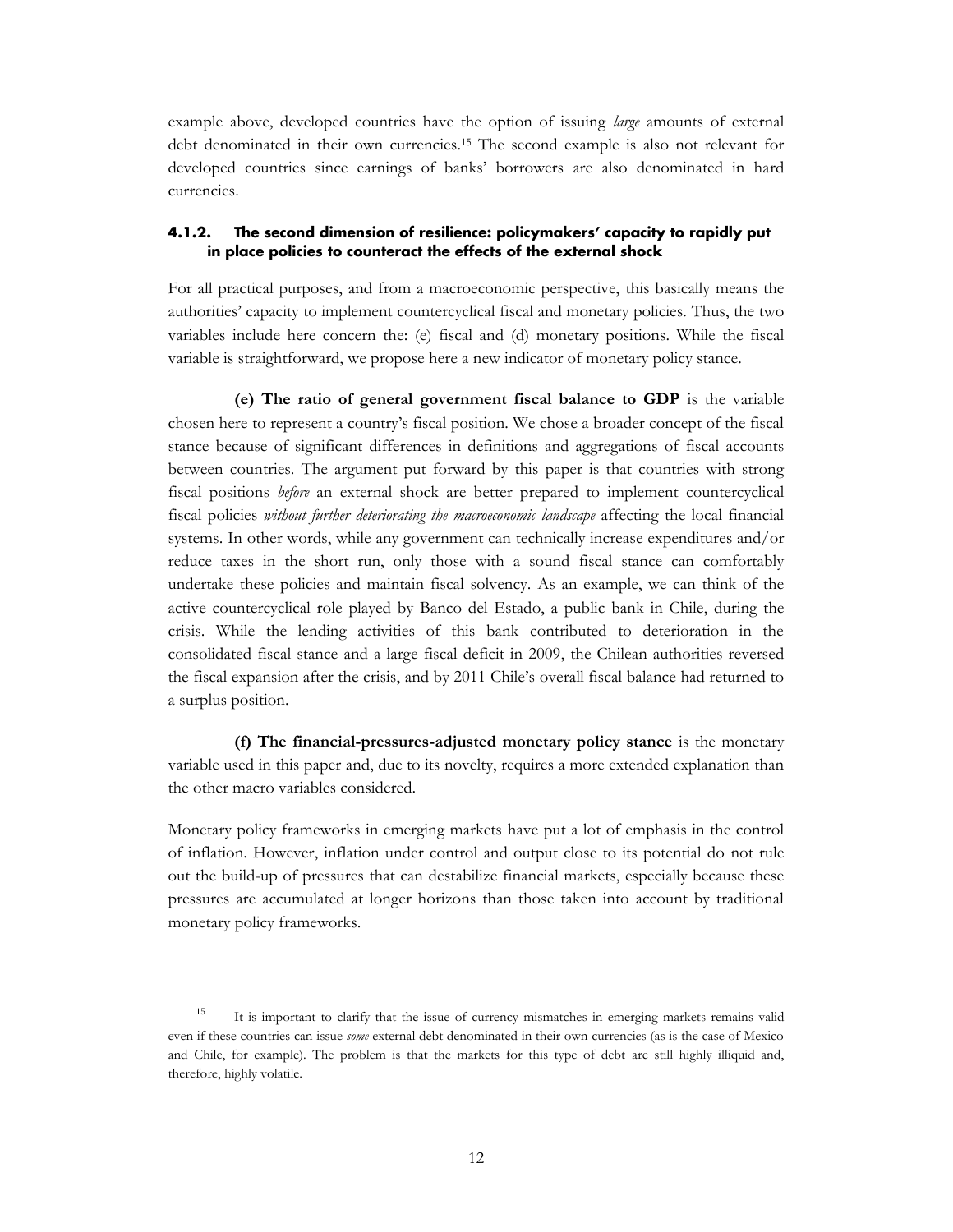example above, developed countries have the option of issuing *large* amounts of external debt denominated in their own currencies.[15] The second example is also not relevant for developed countries since earnings of banks' borrowers are also denominated in hard currencies.

#### 4.1.2. The second dimension of resilience: policymakers' capacity to rapidly put in place policies to counteract the effects of the external shock

For all practical purposes, and from a macroeconomic perspective, this basically means the authorities' capacity to implement countercyclical fiscal and monetary policies. Thus, the two variables include here concern the: (e) fiscal and (d) monetary positions. While the fiscal variable is straightforward, we propose here a new indicator of monetary policy stance.

**(e) The ratio of general government fiscal balance to GDP** is the variable chosen here to represent a country's fiscal position. We chose a broader concept of the fiscal stance because of significant differences in definitions and aggregations of fiscal accounts between countries. The argument put forward by this paper is that countries with strong fiscal positions *before* an external shock are better prepared to implement countercyclical fiscal policies *without further deteriorating the macroeconomic landscape* affecting the local financial systems. In other words, while any government can technically increase expenditures and/or reduce taxes in the short run, only those with a sound fiscal stance can comfortably undertake these policies and maintain fiscal solvency. As an example, we can think of the active countercyclical role played by Banco del Estado, a public bank in Chile, during the crisis. While the lending activities of this bank contributed to deterioration in the consolidated fiscal stance and a large fiscal deficit in 2009, the Chilean authorities reversed the fiscal expansion after the crisis, and by 2011 Chile's overall fiscal balance had returned to a surplus position.

**(f) The financial-pressures-adjusted monetary policy stance** is the monetary variable used in this paper and, due to its novelty, requires a more extended explanation than the other macro variables considered.

Monetary policy frameworks in emerging markets have put a lot of emphasis in the control of inflation. However, inflation under control and output close to its potential do not rule out the build-up of pressures that can destabilize financial markets, especially because these pressures are accumulated at longer horizons than those taken into account by traditional monetary policy frameworks.

---

[15] It is important to clarify that the issue of currency mismatches in emerging markets remains valid even if these countries can issue *some* external debt denominated in their own currencies (as is the case of Mexico and Chile, for example). The problem is that the markets for this type of debt are still highly illiquid and, therefore, highly volatile.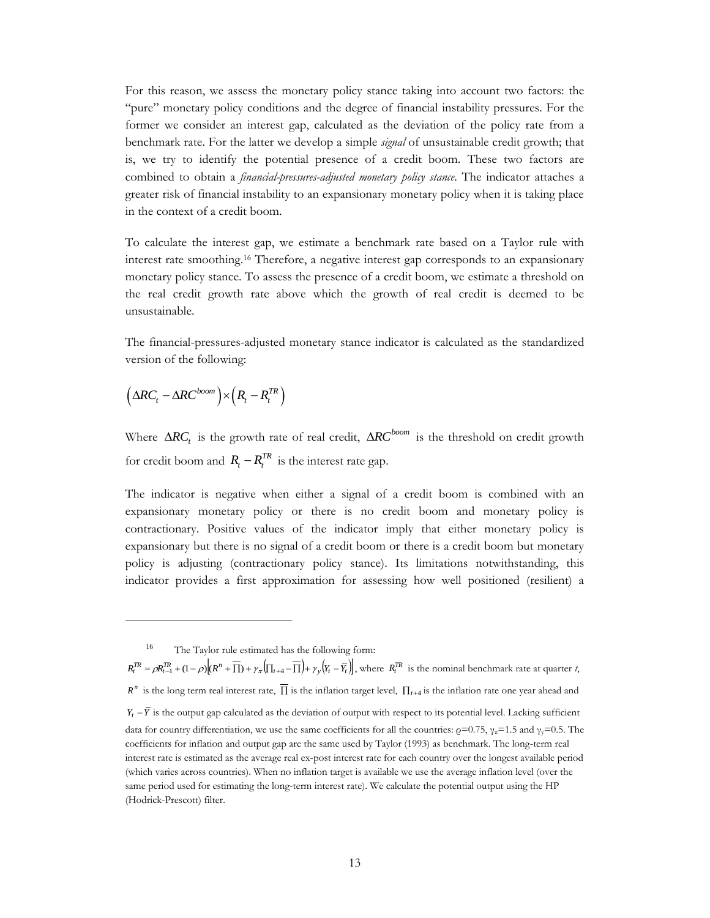For this reason, we assess the monetary policy stance taking into account two factors: the "pure" monetary policy conditions and the degree of financial instability pressures. For the former we consider an interest gap, calculated as the deviation of the policy rate from a benchmark rate. For the latter we develop a simple *signal* of unsustainable credit growth; that is, we try to identify the potential presence of a credit boom. These two factors are combined to obtain a *financial-pressures-adjusted monetary policy stance*. The indicator attaches a greater risk of financial instability to an expansionary monetary policy when it is taking place in the context of a credit boom.

To calculate the interest gap, we estimate a benchmark rate based on a Taylor rule with interest rate smoothing.[16] Therefore, a negative interest gap corresponds to an expansionary monetary policy stance. To assess the presence of a credit boom, we estimate a threshold on the real credit growth rate above which the growth of real credit is deemed to be unsustainable.

The financial-pressures-adjusted monetary stance indicator is calculated as the standardized version of the following:

$$\left(\Delta RC_t - \Delta RC^{boom}\right) \times \left(R_t - R_t^{TR}\right)$$

Where $\Delta RC_t$ is the growth rate of real credit, $\Delta RC^{boom}$ is the threshold on credit growth for credit boom and $R_t - R_t^{TR}$ is the interest rate gap.

The indicator is negative when either a signal of a credit boom is combined with an expansionary monetary policy or there is no credit boom and monetary policy is contractionary. Positive values of the indicator imply that either monetary policy is expansionary but there is no signal of a credit boom or there is a credit boom but monetary policy is adjusting (contractionary policy stance). Its limitations notwithstanding, this indicator provides a first approximation for assessing how well positioned (resilient) a

---

[16] The Taylor rule estimated has the following form: $R_t^{TR} = \rho R_{t-1}^{TR} + (1-\rho)\left[(R^n + \overline{\Pi}) + \gamma_\pi\left(\Pi_{t+4} - \overline{\Pi}\right) + \gamma_y\left(Y_t - \overline{Y}_t\right)\right]$, where $R_t^{TR}$ is the nominal benchmark rate at quarter *t*, $R^n$ is the long term real interest rate, $\overline{\Pi}$ is the inflation target level, $\Pi_{t+4}$ is the inflation rate one year ahead and $Y_t - \overline{Y}$ is the output gap calculated as the deviation of output with respect to its potential level. Lacking sufficient data for country differentiation, we use the same coefficients for all the countries: $\rho$=0.75, $\gamma_\pi$=1.5 and $\gamma_y$=0.5. The coefficients for inflation and output gap are the same used by Taylor (1993) as benchmark. The long-term real interest rate is estimated as the average real ex-post interest rate for each country over the longest available period (which varies across countries). When no inflation target is available we use the average inflation level (over the same period used for estimating the long-term interest rate). We calculate the potential output using the HP (Hodrick-Prescott) filter.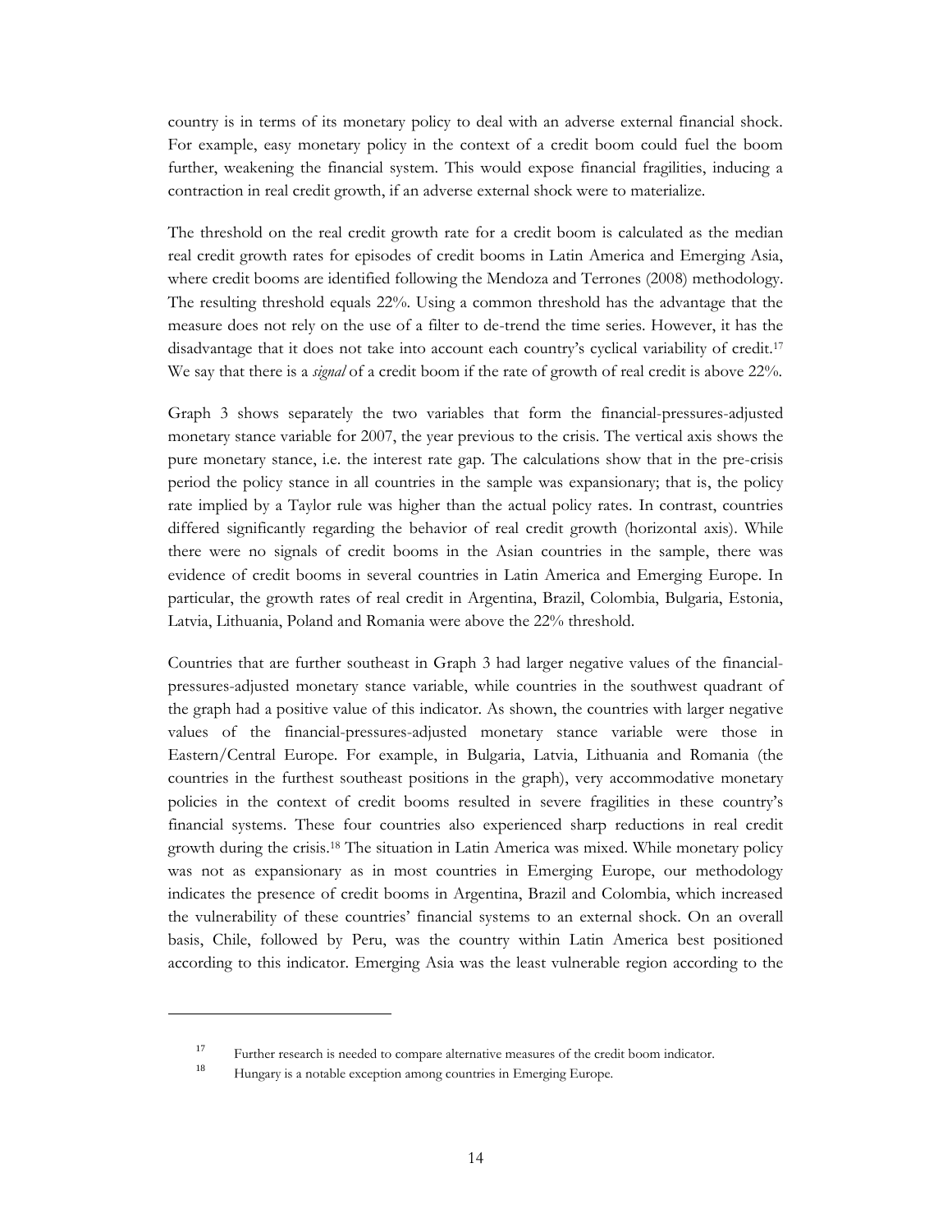country is in terms of its monetary policy to deal with an adverse external financial shock. For example, easy monetary policy in the context of a credit boom could fuel the boom further, weakening the financial system. This would expose financial fragilities, inducing a contraction in real credit growth, if an adverse external shock were to materialize.

The threshold on the real credit growth rate for a credit boom is calculated as the median real credit growth rates for episodes of credit booms in Latin America and Emerging Asia, where credit booms are identified following the Mendoza and Terrones (2008) methodology. The resulting threshold equals 22%. Using a common threshold has the advantage that the measure does not rely on the use of a filter to de-trend the time series. However, it has the disadvantage that it does not take into account each country's cyclical variability of credit.[17] We say that there is a *signal* of a credit boom if the rate of growth of real credit is above 22%.

Graph 3 shows separately the two variables that form the financial-pressures-adjusted monetary stance variable for 2007, the year previous to the crisis. The vertical axis shows the pure monetary stance, i.e. the interest rate gap. The calculations show that in the pre-crisis period the policy stance in all countries in the sample was expansionary; that is, the policy rate implied by a Taylor rule was higher than the actual policy rates. In contrast, countries differed significantly regarding the behavior of real credit growth (horizontal axis). While there were no signals of credit booms in the Asian countries in the sample, there was evidence of credit booms in several countries in Latin America and Emerging Europe. In particular, the growth rates of real credit in Argentina, Brazil, Colombia, Bulgaria, Estonia, Latvia, Lithuania, Poland and Romania were above the 22% threshold.

Countries that are further southeast in Graph 3 had larger negative values of the financial-pressures-adjusted monetary stance variable, while countries in the southwest quadrant of the graph had a positive value of this indicator. As shown, the countries with larger negative values of the financial-pressures-adjusted monetary stance variable were those in Eastern/Central Europe. For example, in Bulgaria, Latvia, Lithuania and Romania (the countries in the furthest southeast positions in the graph), very accommodative monetary policies in the context of credit booms resulted in severe fragilities in these country's financial systems. These four countries also experienced sharp reductions in real credit growth during the crisis.[18] The situation in Latin America was mixed. While monetary policy was not as expansionary as in most countries in Emerging Europe, our methodology indicates the presence of credit booms in Argentina, Brazil and Colombia, which increased the vulnerability of these countries' financial systems to an external shock. On an overall basis, Chile, followed by Peru, was the country within Latin America best positioned according to this indicator. Emerging Asia was the least vulnerable region according to the

[17] Further research is needed to compare alternative measures of the credit boom indicator.

[18] Hungary is a notable exception among countries in Emerging Europe.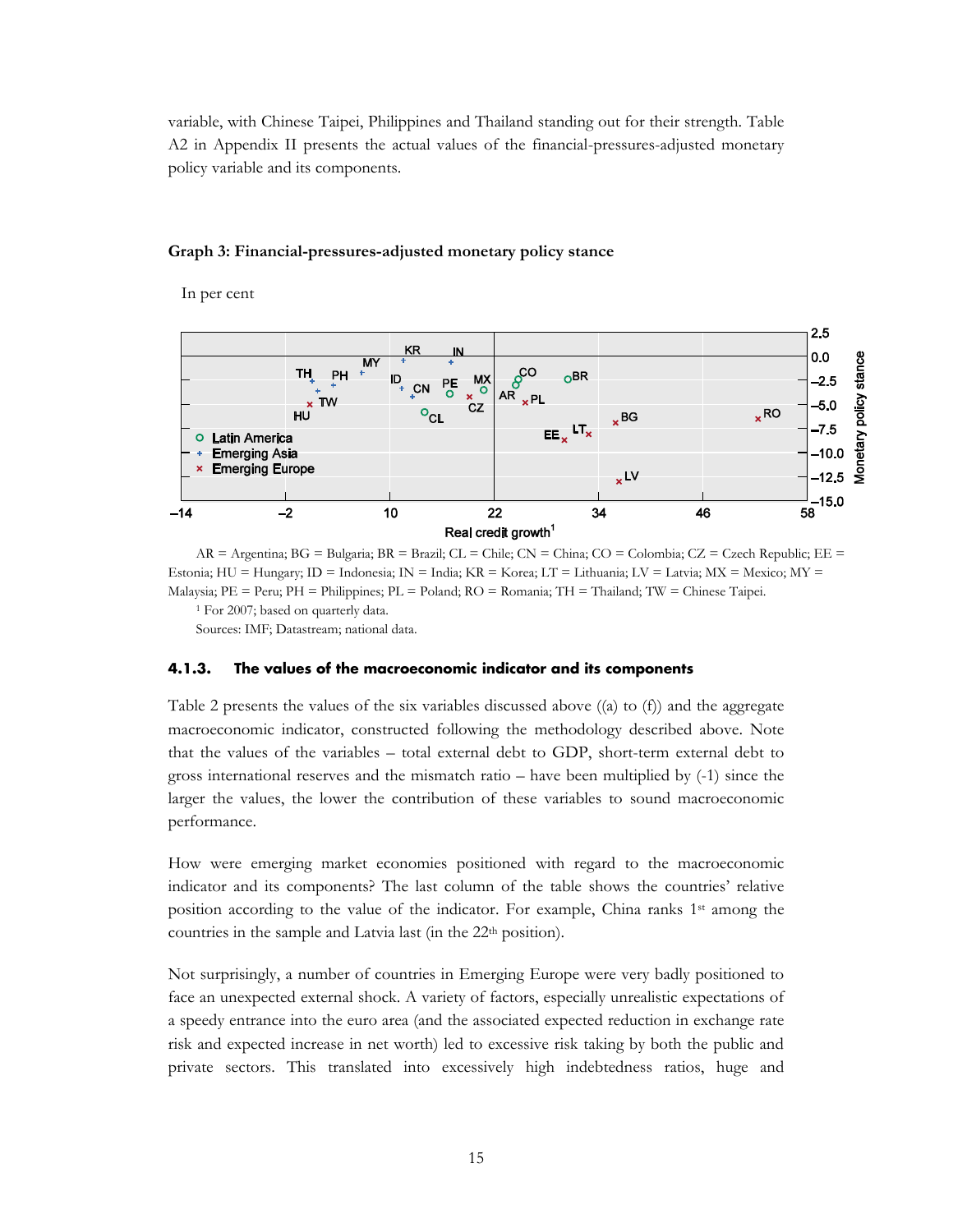variable, with Chinese Taipei, Philippines and Thailand standing out for their strength. Table A2 in Appendix II presents the actual values of the financial-pressures-adjusted monetary policy variable and its components.

**Graph 3: Financial-pressures-adjusted monetary policy stance**

In per cent

AR = Argentina; BG = Bulgaria; BR = Brazil; CL = Chile; CN = China; CO = Colombia; CZ = Czech Republic; EE = Estonia; HU = Hungary; ID = Indonesia; IN = India; KR = Korea; LT = Lithuania; LV = Latvia; MX = Mexico; MY = Malaysia; PE = Peru; PH = Philippines; PL = Poland; RO = Romania; TH = Thailand; TW = Chinese Taipei.

[1] For 2007; based on quarterly data.

Sources: IMF; Datastream; national data.

### 4.1.3. The values of the macroeconomic indicator and its components

Table 2 presents the values of the six variables discussed above ((a) to (f)) and the aggregate macroeconomic indicator, constructed following the methodology described above. Note that the values of the variables – total external debt to GDP, short-term external debt to gross international reserves and the mismatch ratio – have been multiplied by (-1) since the larger the values, the lower the contribution of these variables to sound macroeconomic performance.

How were emerging market economies positioned with regard to the macroeconomic indicator and its components? The last column of the table shows the countries' relative position according to the value of the indicator. For example, China ranks 1st among the countries in the sample and Latvia last (in the 22th position).

Not surprisingly, a number of countries in Emerging Europe were very badly positioned to face an unexpected external shock. A variety of factors, especially unrealistic expectations of a speedy entrance into the euro area (and the associated expected reduction in exchange rate risk and expected increase in net worth) led to excessive risk taking by both the public and private sectors. This translated into excessively high indebtedness ratios, huge and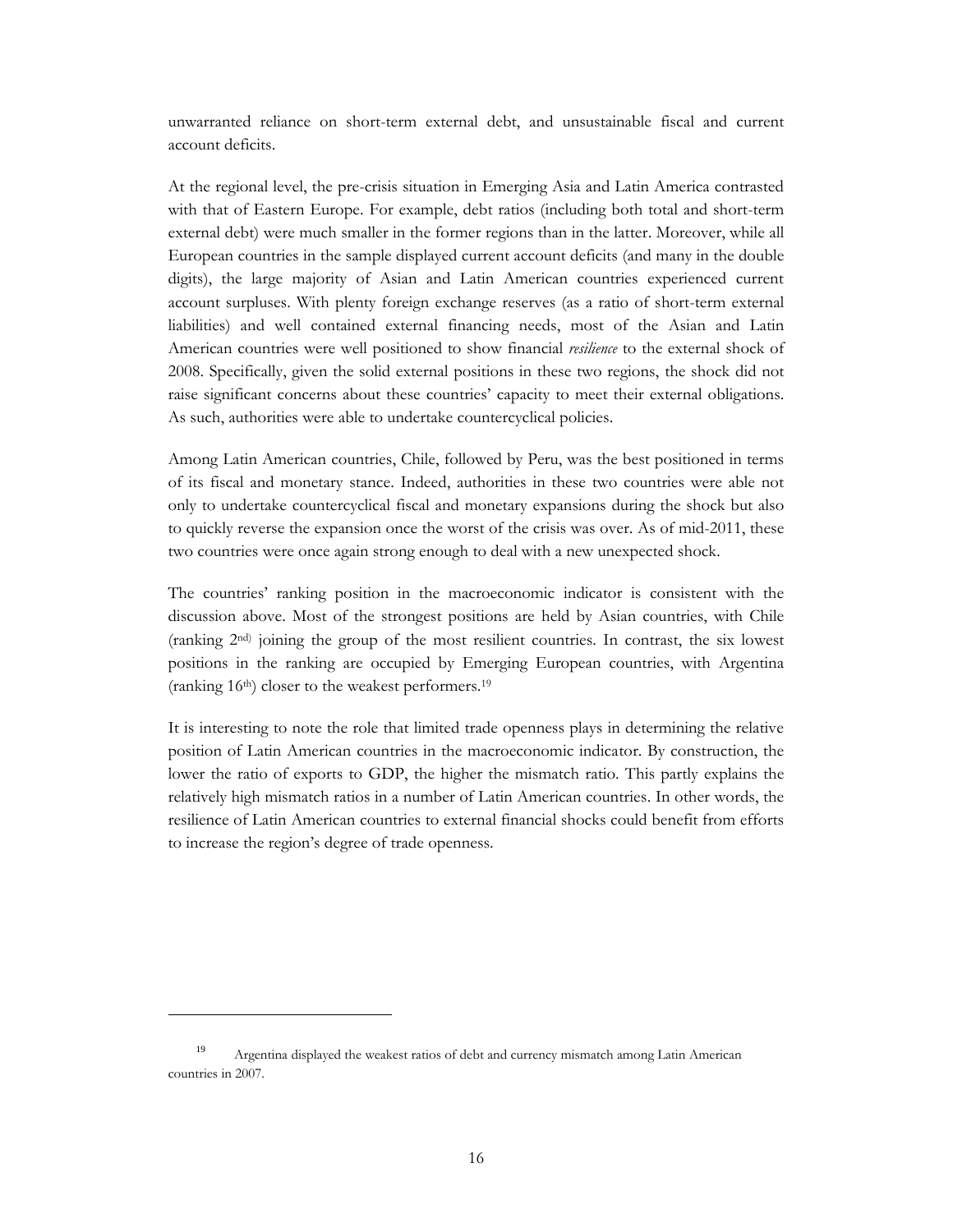unwarranted reliance on short-term external debt, and unsustainable fiscal and current account deficits.

At the regional level, the pre-crisis situation in Emerging Asia and Latin America contrasted with that of Eastern Europe. For example, debt ratios (including both total and short-term external debt) were much smaller in the former regions than in the latter. Moreover, while all European countries in the sample displayed current account deficits (and many in the double digits), the large majority of Asian and Latin American countries experienced current account surpluses. With plenty foreign exchange reserves (as a ratio of short-term external liabilities) and well contained external financing needs, most of the Asian and Latin American countries were well positioned to show financial *resilience* to the external shock of 2008. Specifically, given the solid external positions in these two regions, the shock did not raise significant concerns about these countries' capacity to meet their external obligations. As such, authorities were able to undertake countercyclical policies.

Among Latin American countries, Chile, followed by Peru, was the best positioned in terms of its fiscal and monetary stance. Indeed, authorities in these two countries were able not only to undertake countercyclical fiscal and monetary expansions during the shock but also to quickly reverse the expansion once the worst of the crisis was over. As of mid-2011, these two countries were once again strong enough to deal with a new unexpected shock.

The countries' ranking position in the macroeconomic indicator is consistent with the discussion above. Most of the strongest positions are held by Asian countries, with Chile (ranking 2nd) joining the group of the most resilient countries. In contrast, the six lowest positions in the ranking are occupied by Emerging European countries, with Argentina (ranking 16th) closer to the weakest performers.[19]

It is interesting to note the role that limited trade openness plays in determining the relative position of Latin American countries in the macroeconomic indicator. By construction, the lower the ratio of exports to GDP, the higher the mismatch ratio. This partly explains the relatively high mismatch ratios in a number of Latin American countries. In other words, the resilience of Latin American countries to external financial shocks could benefit from efforts to increase the region's degree of trade openness.

---

[19] Argentina displayed the weakest ratios of debt and currency mismatch among Latin American countries in 2007.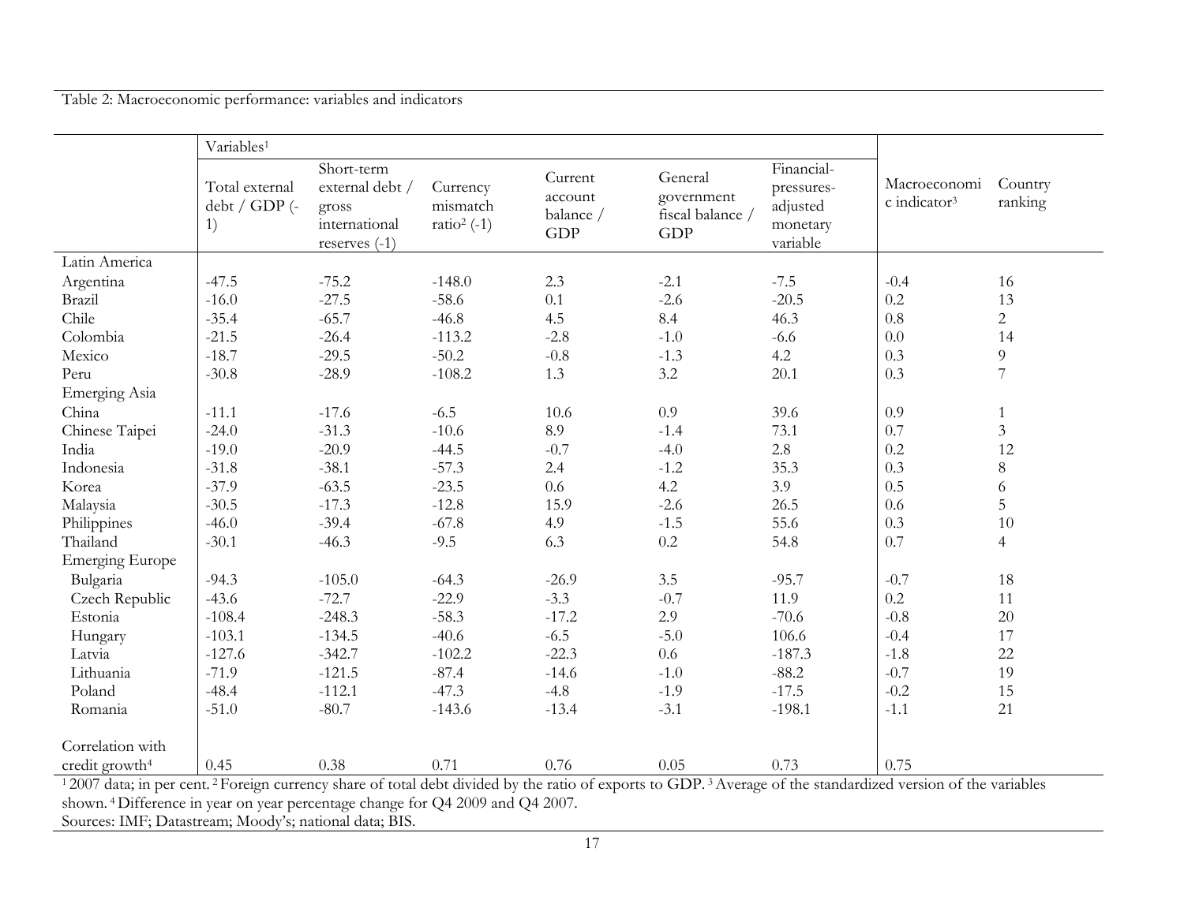Table 2: Macroeconomic performance: variables and indicators

| | Variables[1] | | | | | | | |
|---|---|---|---|---|---|---|---|---|
| | Total external debt / GDP (-1) | Short-term external debt / gross international reserves (-1) | Currency mismatch ratio[2] (-1) | Current account balance / GDP | General government fiscal balance / GDP | Financial-pressures-adjusted monetary variable | Macroeconomic indicator[3] | Country ranking |
| Latin America | | | | | | | | |
| Argentina | -47.5 | -75.2 | -148.0 | 2.3 | -2.1 | -7.5 | -0.4 | 16 |
| Brazil | -16.0 | -27.5 | -58.6 | 0.1 | -2.6 | -20.5 | 0.2 | 13 |
| Chile | -35.4 | -65.7 | -46.8 | 4.5 | 8.4 | 46.3 | 0.8 | 2 |
| Colombia | -21.5 | -26.4 | -113.2 | -2.8 | -1.0 | -6.6 | 0.0 | 14 |
| Mexico | -18.7 | -29.5 | -50.2 | -0.8 | -1.3 | 4.2 | 0.3 | 9 |
| Peru | -30.8 | -28.9 | -108.2 | 1.3 | 3.2 | 20.1 | 0.3 | 7 |
| Emerging Asia | | | | | | | | |
| China | -11.1 | -17.6 | -6.5 | 10.6 | 0.9 | 39.6 | 0.9 | 1 |
| Chinese Taipei | -24.0 | -31.3 | -10.6 | 8.9 | -1.4 | 73.1 | 0.7 | 3 |
| India | -19.0 | -20.9 | -44.5 | -0.7 | -4.0 | 2.8 | 0.2 | 12 |
| Indonesia | -31.8 | -38.1 | -57.3 | 2.4 | -1.2 | 35.3 | 0.3 | 8 |
| Korea | -37.9 | -63.5 | -23.5 | 0.6 | 4.2 | 3.9 | 0.5 | 6 |
| Malaysia | -30.5 | -17.3 | -12.8 | 15.9 | -2.6 | 26.5 | 0.6 | 5 |
| Philippines | -46.0 | -39.4 | -67.8 | 4.9 | -1.5 | 55.6 | 0.3 | 10 |
| Thailand | -30.1 | -46.3 | -9.5 | 6.3 | 0.2 | 54.8 | 0.7 | 4 |
| Emerging Europe | | | | | | | | |
| Bulgaria | -94.3 | -105.0 | -64.3 | -26.9 | 3.5 | -95.7 | -0.7 | 18 |
| Czech Republic | -43.6 | -72.7 | -22.9 | -3.3 | -0.7 | 11.9 | 0.2 | 11 |
| Estonia | -108.4 | -248.3 | -58.3 | -17.2 | 2.9 | -70.6 | -0.8 | 20 |
| Hungary | -103.1 | -134.5 | -40.6 | -6.5 | -5.0 | 106.6 | -0.4 | 17 |
| Latvia | -127.6 | -342.7 | -102.2 | -22.3 | 0.6 | -187.3 | -1.8 | 22 |
| Lithuania | -71.9 | -121.5 | -87.4 | -14.6 | -1.0 | -88.2 | -0.7 | 19 |
| Poland | -48.4 | -112.1 | -47.3 | -4.8 | -1.9 | -17.5 | -0.2 | 15 |
| Romania | -51.0 | -80.7 | -143.6 | -13.4 | -3.1 | -198.1 | -1.1 | 21 |
| Correlation with credit growth[4] | 0.45 | 0.38 | 0.71 | 0.76 | 0.05 | 0.73 | 0.75 | |

[1] 2007 data; in per cent. [2] Foreign currency share of total debt divided by the ratio of exports to GDP. [3] Average of the standardized version of the variables shown. [4] Difference in year on year percentage change for Q4 2009 and Q4 2007.

Sources: IMF; Datastream; Moody's; national data; BIS.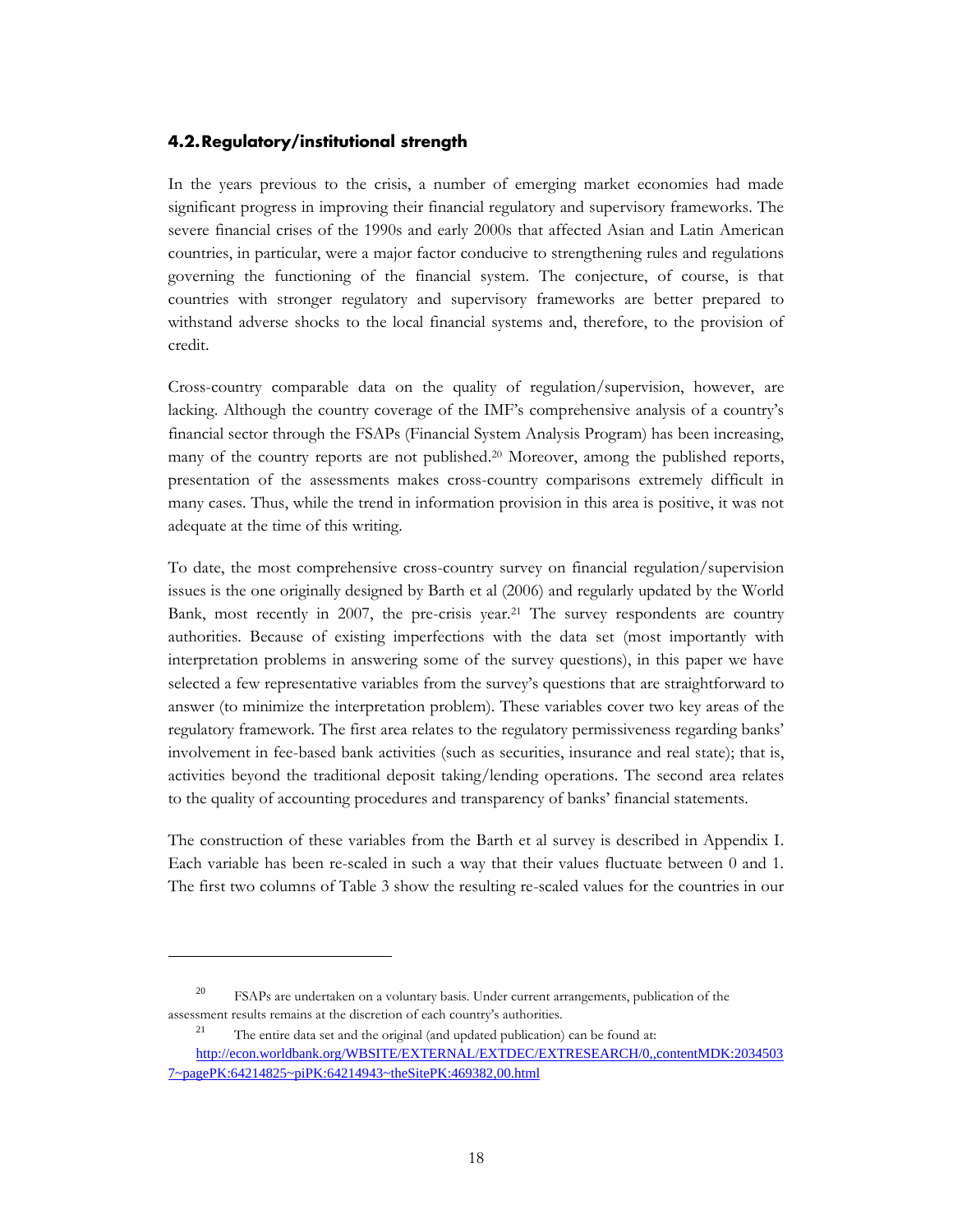### 4.2. Regulatory/institutional strength

In the years previous to the crisis, a number of emerging market economies had made significant progress in improving their financial regulatory and supervisory frameworks. The severe financial crises of the 1990s and early 2000s that affected Asian and Latin American countries, in particular, were a major factor conducive to strengthening rules and regulations governing the functioning of the financial system. The conjecture, of course, is that countries with stronger regulatory and supervisory frameworks are better prepared to withstand adverse shocks to the local financial systems and, therefore, to the provision of credit.

Cross-country comparable data on the quality of regulation/supervision, however, are lacking. Although the country coverage of the IMF's comprehensive analysis of a country's financial sector through the FSAPs (Financial System Analysis Program) has been increasing, many of the country reports are not published.[20] Moreover, among the published reports, presentation of the assessments makes cross-country comparisons extremely difficult in many cases. Thus, while the trend in information provision in this area is positive, it was not adequate at the time of this writing.

To date, the most comprehensive cross-country survey on financial regulation/supervision issues is the one originally designed by Barth et al (2006) and regularly updated by the World Bank, most recently in 2007, the pre-crisis year.[21] The survey respondents are country authorities. Because of existing imperfections with the data set (most importantly with interpretation problems in answering some of the survey questions), in this paper we have selected a few representative variables from the survey's questions that are straightforward to answer (to minimize the interpretation problem). These variables cover two key areas of the regulatory framework. The first area relates to the regulatory permissiveness regarding banks' involvement in fee-based bank activities (such as securities, insurance and real state); that is, activities beyond the traditional deposit taking/lending operations. The second area relates to the quality of accounting procedures and transparency of banks' financial statements.

The construction of these variables from the Barth et al survey is described in Appendix I. Each variable has been re-scaled in such a way that their values fluctuate between 0 and 1. The first two columns of Table 3 show the resulting re-scaled values for the countries in our

---

[20] FSAPs are undertaken on a voluntary basis. Under current arrangements, publication of the assessment results remains at the discretion of each country's authorities.

[21] The entire data set and the original (and updated publication) can be found at: http://econ.worldbank.org/WBSITE/EXTERNAL/EXTDEC/EXTRESEARCH/0,,contentMDK:20345037~pagePK:64214825~piPK:64214943~theSitePK:469382,00.html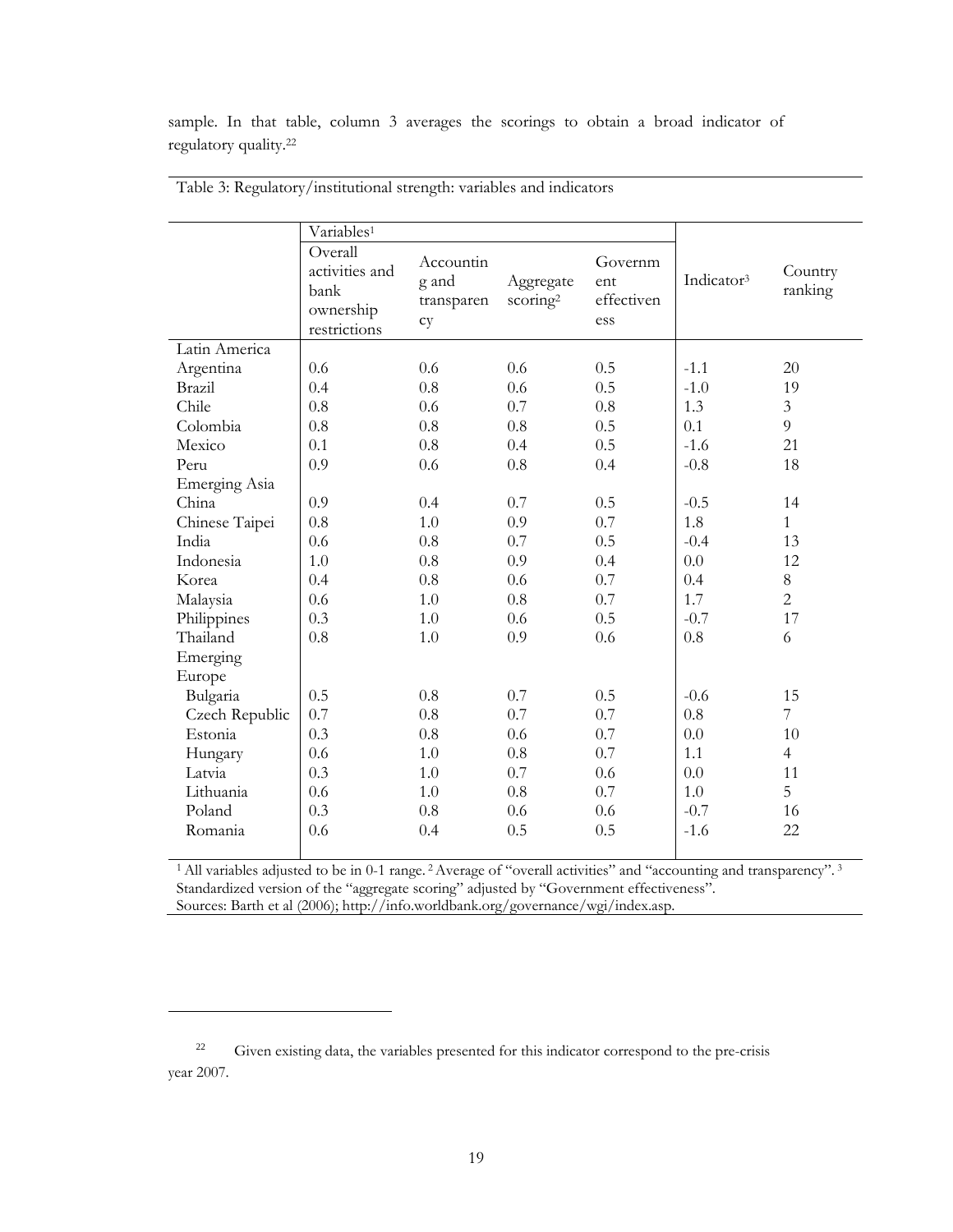sample. In that table, column 3 averages the scorings to obtain a broad indicator of regulatory quality.[22]

Table 3: Regulatory/institutional strength: variables and indicators

| | Variables[1] | | | | | |
|---|---|---|---|---|---|---|
| | Overall activities and bank ownership restrictions | Accounting and transparency | Aggregate scoring[2] | Government effectiveness | Indicator[3] | Country ranking |
| Latin America | | | | | | |
| Argentina | 0.6 | 0.6 | 0.6 | 0.5 | -1.1 | 20 |
| Brazil | 0.4 | 0.8 | 0.6 | 0.5 | -1.0 | 19 |
| Chile | 0.8 | 0.6 | 0.7 | 0.8 | 1.3 | 3 |
| Colombia | 0.8 | 0.8 | 0.8 | 0.5 | 0.1 | 9 |
| Mexico | 0.1 | 0.8 | 0.4 | 0.5 | -1.6 | 21 |
| Peru | 0.9 | 0.6 | 0.8 | 0.4 | -0.8 | 18 |
| Emerging Asia | | | | | | |
| China | 0.9 | 0.4 | 0.7 | 0.5 | -0.5 | 14 |
| Chinese Taipei | 0.8 | 1.0 | 0.9 | 0.7 | 1.8 | 1 |
| India | 0.6 | 0.8 | 0.7 | 0.5 | -0.4 | 13 |
| Indonesia | 1.0 | 0.8 | 0.9 | 0.4 | 0.0 | 12 |
| Korea | 0.4 | 0.8 | 0.6 | 0.7 | 0.4 | 8 |
| Malaysia | 0.6 | 1.0 | 0.8 | 0.7 | 1.7 | 2 |
| Philippines | 0.3 | 1.0 | 0.6 | 0.5 | -0.7 | 17 |
| Thailand | 0.8 | 1.0 | 0.9 | 0.6 | 0.8 | 6 |
| Emerging Europe | | | | | | |
| Bulgaria | 0.5 | 0.8 | 0.7 | 0.5 | -0.6 | 15 |
| Czech Republic | 0.7 | 0.8 | 0.7 | 0.7 | 0.8 | 7 |
| Estonia | 0.3 | 0.8 | 0.6 | 0.7 | 0.0 | 10 |
| Hungary | 0.6 | 1.0 | 0.8 | 0.7 | 1.1 | 4 |
| Latvia | 0.3 | 1.0 | 0.7 | 0.6 | 0.0 | 11 |
| Lithuania | 0.6 | 1.0 | 0.8 | 0.7 | 1.0 | 5 |
| Poland | 0.3 | 0.8 | 0.6 | 0.6 | -0.7 | 16 |
| Romania | 0.6 | 0.4 | 0.5 | 0.5 | -1.6 | 22 |

[1] All variables adjusted to be in 0-1 range. [2] Average of "overall activities" and "accounting and transparency". [3] Standardized version of the "aggregate scoring" adjusted by "Government effectiveness".
Sources: Barth et al (2006); http://info.worldbank.org/governance/wgi/index.asp.

[22] Given existing data, the variables presented for this indicator correspond to the pre-crisis year 2007.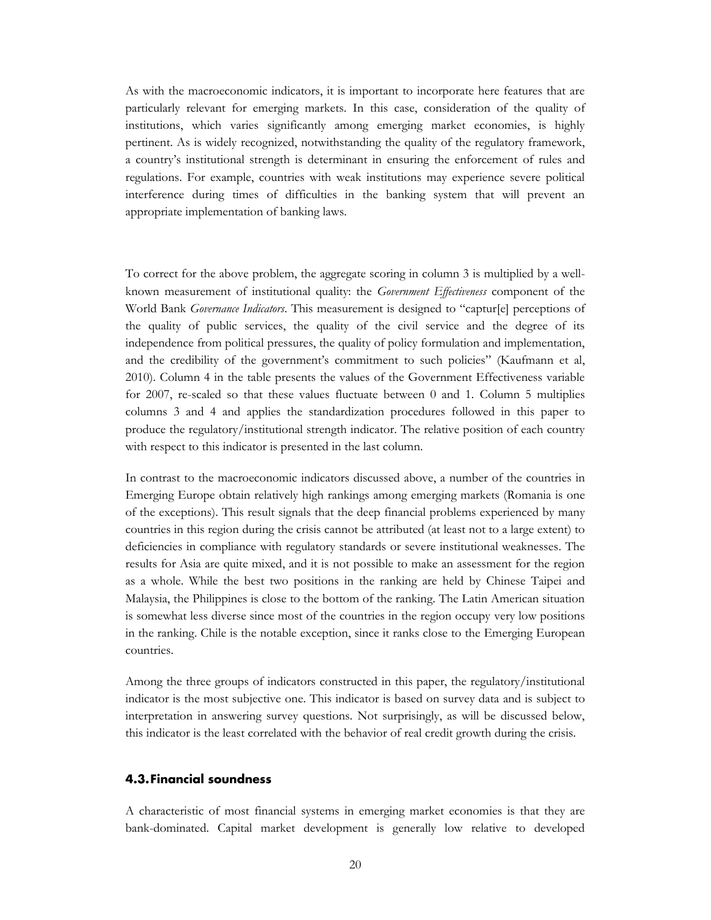As with the macroeconomic indicators, it is important to incorporate here features that are particularly relevant for emerging markets. In this case, consideration of the quality of institutions, which varies significantly among emerging market economies, is highly pertinent. As is widely recognized, notwithstanding the quality of the regulatory framework, a country's institutional strength is determinant in ensuring the enforcement of rules and regulations. For example, countries with weak institutions may experience severe political interference during times of difficulties in the banking system that will prevent an appropriate implementation of banking laws.

To correct for the above problem, the aggregate scoring in column 3 is multiplied by a well-known measurement of institutional quality: the *Government Effectiveness* component of the World Bank *Governance Indicators*. This measurement is designed to "captur[e] perceptions of the quality of public services, the quality of the civil service and the degree of its independence from political pressures, the quality of policy formulation and implementation, and the credibility of the government's commitment to such policies" (Kaufmann et al, 2010). Column 4 in the table presents the values of the Government Effectiveness variable for 2007, re-scaled so that these values fluctuate between 0 and 1. Column 5 multiplies columns 3 and 4 and applies the standardization procedures followed in this paper to produce the regulatory/institutional strength indicator. The relative position of each country with respect to this indicator is presented in the last column.

In contrast to the macroeconomic indicators discussed above, a number of the countries in Emerging Europe obtain relatively high rankings among emerging markets (Romania is one of the exceptions). This result signals that the deep financial problems experienced by many countries in this region during the crisis cannot be attributed (at least not to a large extent) to deficiencies in compliance with regulatory standards or severe institutional weaknesses. The results for Asia are quite mixed, and it is not possible to make an assessment for the region as a whole. While the best two positions in the ranking are held by Chinese Taipei and Malaysia, the Philippines is close to the bottom of the ranking. The Latin American situation is somewhat less diverse since most of the countries in the region occupy very low positions in the ranking. Chile is the notable exception, since it ranks close to the Emerging European countries.

Among the three groups of indicators constructed in this paper, the regulatory/institutional indicator is the most subjective one. This indicator is based on survey data and is subject to interpretation in answering survey questions. Not surprisingly, as will be discussed below, this indicator is the least correlated with the behavior of real credit growth during the crisis.

### 4.3. Financial soundness

A characteristic of most financial systems in emerging market economies is that they are bank-dominated. Capital market development is generally low relative to developed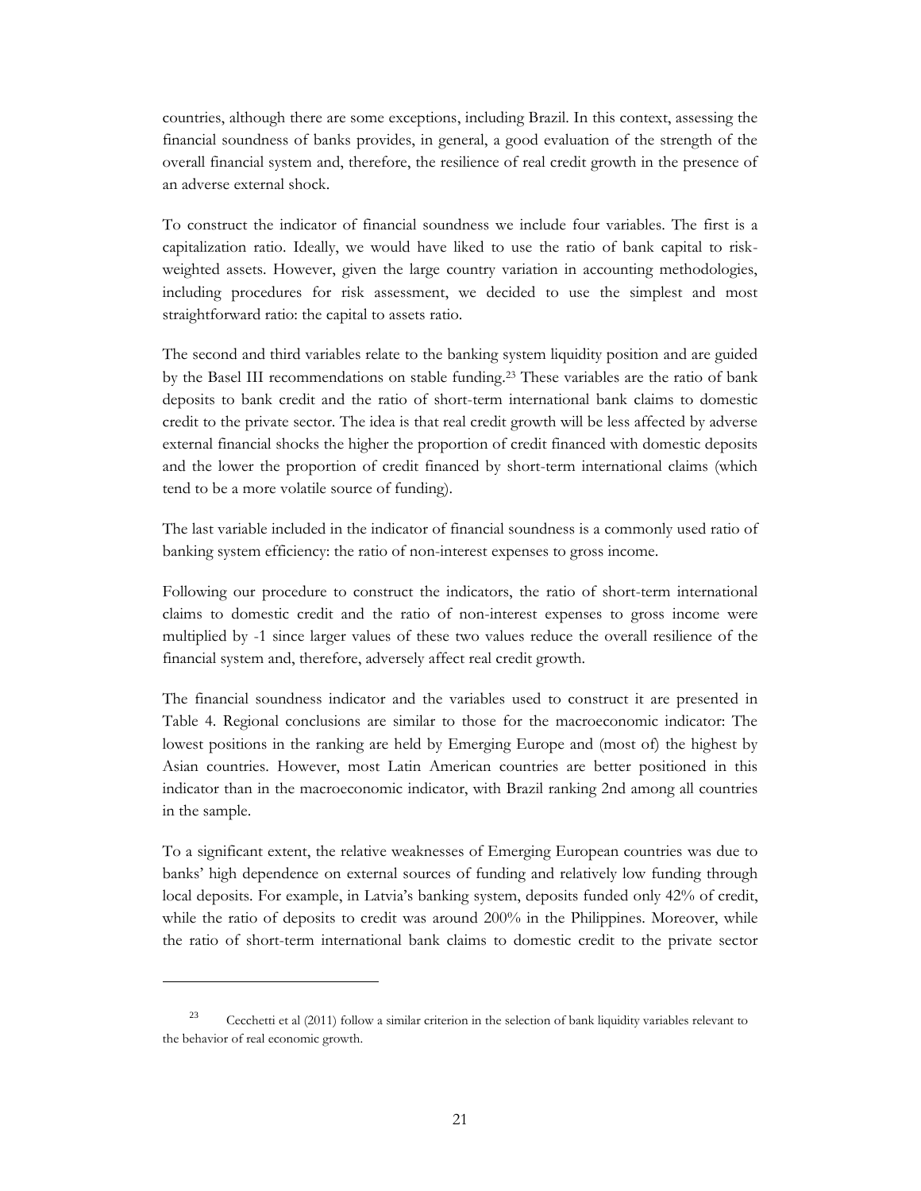countries, although there are some exceptions, including Brazil. In this context, assessing the financial soundness of banks provides, in general, a good evaluation of the strength of the overall financial system and, therefore, the resilience of real credit growth in the presence of an adverse external shock.

To construct the indicator of financial soundness we include four variables. The first is a capitalization ratio. Ideally, we would have liked to use the ratio of bank capital to risk-weighted assets. However, given the large country variation in accounting methodologies, including procedures for risk assessment, we decided to use the simplest and most straightforward ratio: the capital to assets ratio.

The second and third variables relate to the banking system liquidity position and are guided by the Basel III recommendations on stable funding.[23] These variables are the ratio of bank deposits to bank credit and the ratio of short-term international bank claims to domestic credit to the private sector. The idea is that real credit growth will be less affected by adverse external financial shocks the higher the proportion of credit financed with domestic deposits and the lower the proportion of credit financed by short-term international claims (which tend to be a more volatile source of funding).

The last variable included in the indicator of financial soundness is a commonly used ratio of banking system efficiency: the ratio of non-interest expenses to gross income.

Following our procedure to construct the indicators, the ratio of short-term international claims to domestic credit and the ratio of non-interest expenses to gross income were multiplied by -1 since larger values of these two values reduce the overall resilience of the financial system and, therefore, adversely affect real credit growth.

The financial soundness indicator and the variables used to construct it are presented in Table 4. Regional conclusions are similar to those for the macroeconomic indicator: The lowest positions in the ranking are held by Emerging Europe and (most of) the highest by Asian countries. However, most Latin American countries are better positioned in this indicator than in the macroeconomic indicator, with Brazil ranking 2nd among all countries in the sample.

To a significant extent, the relative weaknesses of Emerging European countries was due to banks' high dependence on external sources of funding and relatively low funding through local deposits. For example, in Latvia's banking system, deposits funded only 42% of credit, while the ratio of deposits to credit was around 200% in the Philippines. Moreover, while the ratio of short-term international bank claims to domestic credit to the private sector

[23] Cecchetti et al (2011) follow a similar criterion in the selection of bank liquidity variables relevant to the behavior of real economic growth.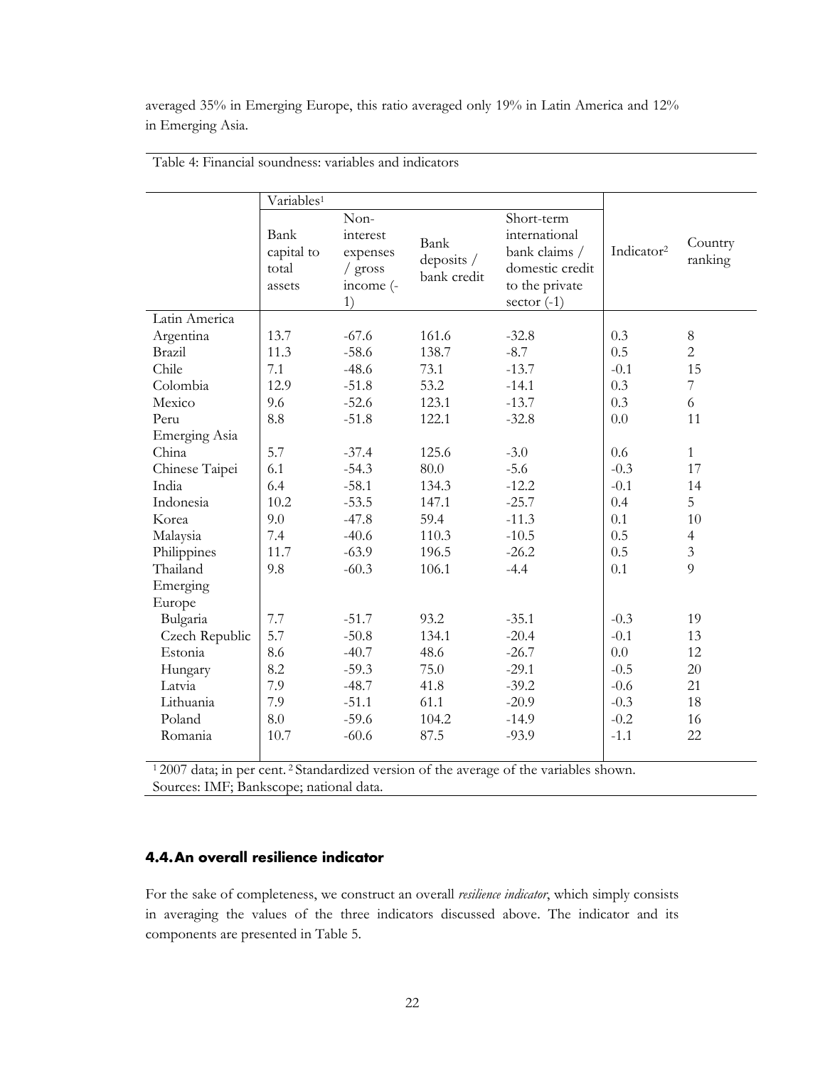averaged 35% in Emerging Europe, this ratio averaged only 19% in Latin America and 12% in Emerging Asia.

Table 4: Financial soundness: variables and indicators

| | Variables[1] | | | | | |
|---|---|---|---|---|---|---|
| | Bank capital to total assets | Non-interest expenses / gross income (-1) | Bank deposits / bank credit | Short-term international bank claims / domestic credit to the private sector (-1) | Indicator[2] | Country ranking |
| Latin America | | | | | | |
| Argentina | 13.7 | -67.6 | 161.6 | -32.8 | 0.3 | 8 |
| Brazil | 11.3 | -58.6 | 138.7 | -8.7 | 0.5 | 2 |
| Chile | 7.1 | -48.6 | 73.1 | -13.7 | -0.1 | 15 |
| Colombia | 12.9 | -51.8 | 53.2 | -14.1 | 0.3 | 7 |
| Mexico | 9.6 | -52.6 | 123.1 | -13.7 | 0.3 | 6 |
| Peru | 8.8 | -51.8 | 122.1 | -32.8 | 0.0 | 11 |
| Emerging Asia | | | | | | |
| China | 5.7 | -37.4 | 125.6 | -3.0 | 0.6 | 1 |
| Chinese Taipei | 6.1 | -54.3 | 80.0 | -5.6 | -0.3 | 17 |
| India | 6.4 | -58.1 | 134.3 | -12.2 | -0.1 | 14 |
| Indonesia | 10.2 | -53.5 | 147.1 | -25.7 | 0.4 | 5 |
| Korea | 9.0 | -47.8 | 59.4 | -11.3 | 0.1 | 10 |
| Malaysia | 7.4 | -40.6 | 110.3 | -10.5 | 0.5 | 4 |
| Philippines | 11.7 | -63.9 | 196.5 | -26.2 | 0.5 | 3 |
| Thailand | 9.8 | -60.3 | 106.1 | -4.4 | 0.1 | 9 |
| Emerging Europe | | | | | | |
| Bulgaria | 7.7 | -51.7 | 93.2 | -35.1 | -0.3 | 19 |
| Czech Republic | 5.7 | -50.8 | 134.1 | -20.4 | -0.1 | 13 |
| Estonia | 8.6 | -40.7 | 48.6 | -26.7 | 0.0 | 12 |
| Hungary | 8.2 | -59.3 | 75.0 | -29.1 | -0.5 | 20 |
| Latvia | 7.9 | -48.7 | 41.8 | -39.2 | -0.6 | 21 |
| Lithuania | 7.9 | -51.1 | 61.1 | -20.9 | -0.3 | 18 |
| Poland | 8.0 | -59.6 | 104.2 | -14.9 | -0.2 | 16 |
| Romania | 10.7 | -60.6 | 87.5 | -93.9 | -1.1 | 22 |

[1] 2007 data; in per cent. [2] Standardized version of the average of the variables shown.
Sources: IMF; Bankscope; national data.

## 4.4. An overall resilience indicator

For the sake of completeness, we construct an overall *resilience indicator*, which simply consists in averaging the values of the three indicators discussed above. The indicator and its components are presented in Table 5.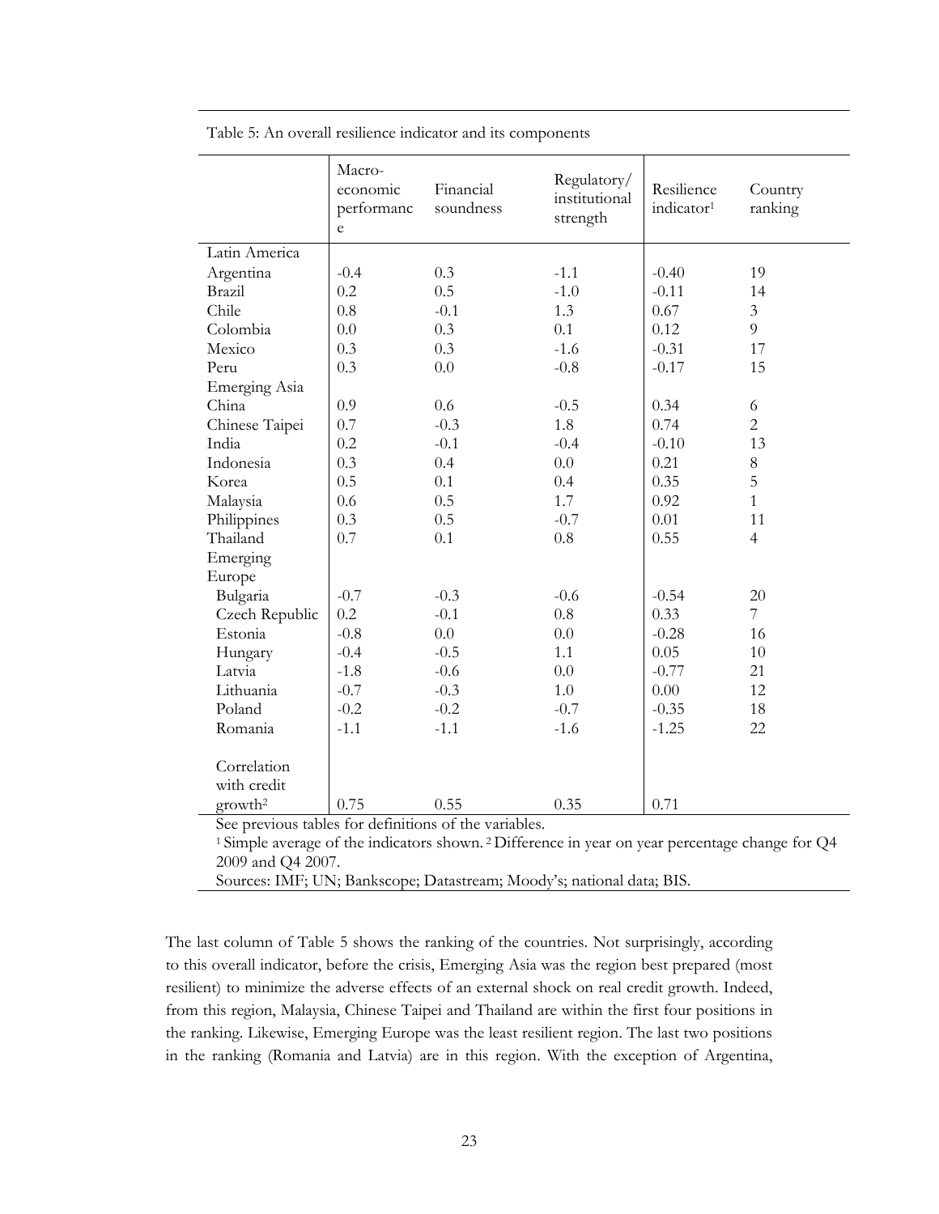Table 5: An overall resilience indicator and its components

| | Macro-economic performance | Financial soundness | Regulatory/ institutional strength | Resilience indicator[1] | Country ranking |
|---|---|---|---|---|---|
| Latin America | | | | | |
| Argentina | -0.4 | 0.3 | -1.1 | -0.40 | 19 |
| Brazil | 0.2 | 0.5 | -1.0 | -0.11 | 14 |
| Chile | 0.8 | -0.1 | 1.3 | 0.67 | 3 |
| Colombia | 0.0 | 0.3 | 0.1 | 0.12 | 9 |
| Mexico | 0.3 | 0.3 | -1.6 | -0.31 | 17 |
| Peru | 0.3 | 0.0 | -0.8 | -0.17 | 15 |
| Emerging Asia | | | | | |
| China | 0.9 | 0.6 | -0.5 | 0.34 | 6 |
| Chinese Taipei | 0.7 | -0.3 | 1.8 | 0.74 | 2 |
| India | 0.2 | -0.1 | -0.4 | -0.10 | 13 |
| Indonesia | 0.3 | 0.4 | 0.0 | 0.21 | 8 |
| Korea | 0.5 | 0.1 | 0.4 | 0.35 | 5 |
| Malaysia | 0.6 | 0.5 | 1.7 | 0.92 | 1 |
| Philippines | 0.3 | 0.5 | -0.7 | 0.01 | 11 |
| Thailand | 0.7 | 0.1 | 0.8 | 0.55 | 4 |
| Emerging Europe | | | | | |
| Bulgaria | -0.7 | -0.3 | -0.6 | -0.54 | 20 |
| Czech Republic | 0.2 | -0.1 | 0.8 | 0.33 | 7 |
| Estonia | -0.8 | 0.0 | 0.0 | -0.28 | 16 |
| Hungary | -0.4 | -0.5 | 1.1 | 0.05 | 10 |
| Latvia | -1.8 | -0.6 | 0.0 | -0.77 | 21 |
| Lithuania | -0.7 | -0.3 | 1.0 | 0.00 | 12 |
| Poland | -0.2 | -0.2 | -0.7 | -0.35 | 18 |
| Romania | -1.1 | -1.1 | -1.6 | -1.25 | 22 |
| Correlation with credit growth[2] | 0.75 | 0.55 | 0.35 | 0.71 | |

See previous tables for definitions of the variables.
[1] Simple average of the indicators shown. [2] Difference in year on year percentage change for Q4 2009 and Q4 2007.
Sources: IMF; UN; Bankscope; Datastream; Moody's; national data; BIS.

The last column of Table 5 shows the ranking of the countries. Not surprisingly, according to this overall indicator, before the crisis, Emerging Asia was the region best prepared (most resilient) to minimize the adverse effects of an external shock on real credit growth. Indeed, from this region, Malaysia, Chinese Taipei and Thailand are within the first four positions in the ranking. Likewise, Emerging Europe was the least resilient region. The last two positions in the ranking (Romania and Latvia) are in this region. With the exception of Argentina,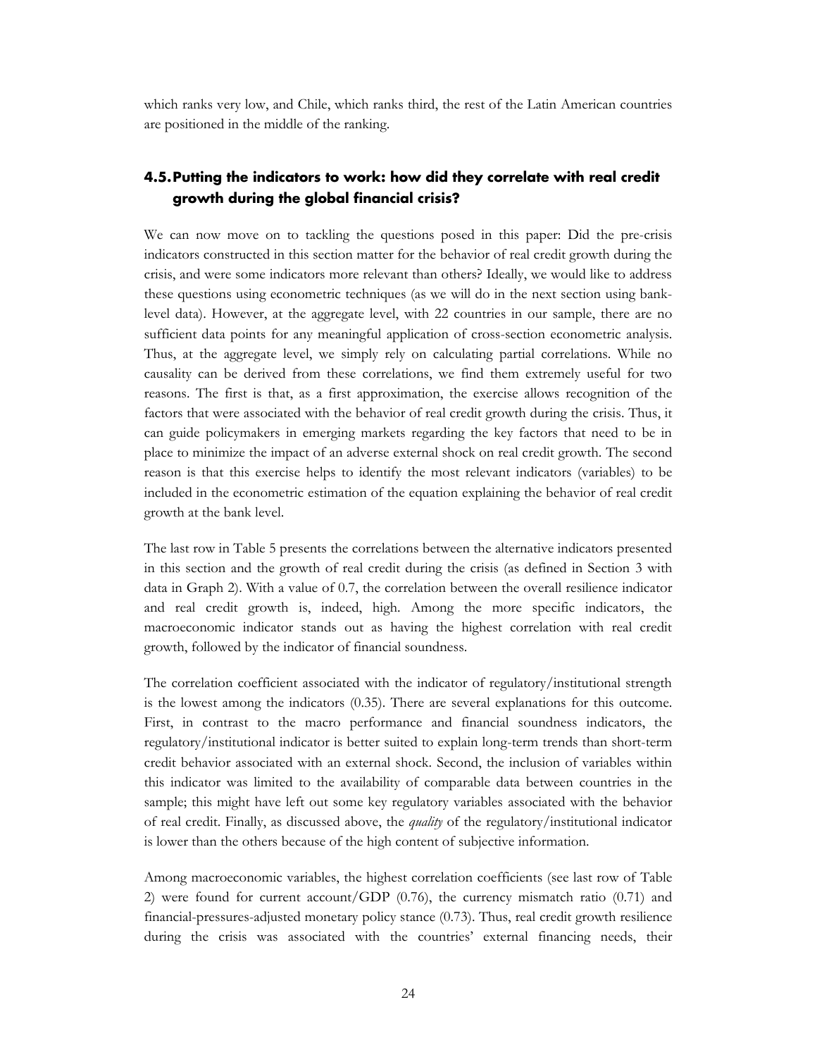which ranks very low, and Chile, which ranks third, the rest of the Latin American countries are positioned in the middle of the ranking.

### 4.5. Putting the indicators to work: how did they correlate with real credit growth during the global financial crisis?

We can now move on to tackling the questions posed in this paper: Did the pre-crisis indicators constructed in this section matter for the behavior of real credit growth during the crisis, and were some indicators more relevant than others? Ideally, we would like to address these questions using econometric techniques (as we will do in the next section using bank-level data). However, at the aggregate level, with 22 countries in our sample, there are no sufficient data points for any meaningful application of cross-section econometric analysis. Thus, at the aggregate level, we simply rely on calculating partial correlations. While no causality can be derived from these correlations, we find them extremely useful for two reasons. The first is that, as a first approximation, the exercise allows recognition of the factors that were associated with the behavior of real credit growth during the crisis. Thus, it can guide policymakers in emerging markets regarding the key factors that need to be in place to minimize the impact of an adverse external shock on real credit growth. The second reason is that this exercise helps to identify the most relevant indicators (variables) to be included in the econometric estimation of the equation explaining the behavior of real credit growth at the bank level.

The last row in Table 5 presents the correlations between the alternative indicators presented in this section and the growth of real credit during the crisis (as defined in Section 3 with data in Graph 2). With a value of 0.7, the correlation between the overall resilience indicator and real credit growth is, indeed, high. Among the more specific indicators, the macroeconomic indicator stands out as having the highest correlation with real credit growth, followed by the indicator of financial soundness.

The correlation coefficient associated with the indicator of regulatory/institutional strength is the lowest among the indicators (0.35). There are several explanations for this outcome. First, in contrast to the macro performance and financial soundness indicators, the regulatory/institutional indicator is better suited to explain long-term trends than short-term credit behavior associated with an external shock. Second, the inclusion of variables within this indicator was limited to the availability of comparable data between countries in the sample; this might have left out some key regulatory variables associated with the behavior of real credit. Finally, as discussed above, the *quality* of the regulatory/institutional indicator is lower than the others because of the high content of subjective information.

Among macroeconomic variables, the highest correlation coefficients (see last row of Table 2) were found for current account/GDP (0.76), the currency mismatch ratio (0.71) and financial-pressures-adjusted monetary policy stance (0.73). Thus, real credit growth resilience during the crisis was associated with the countries' external financing needs, their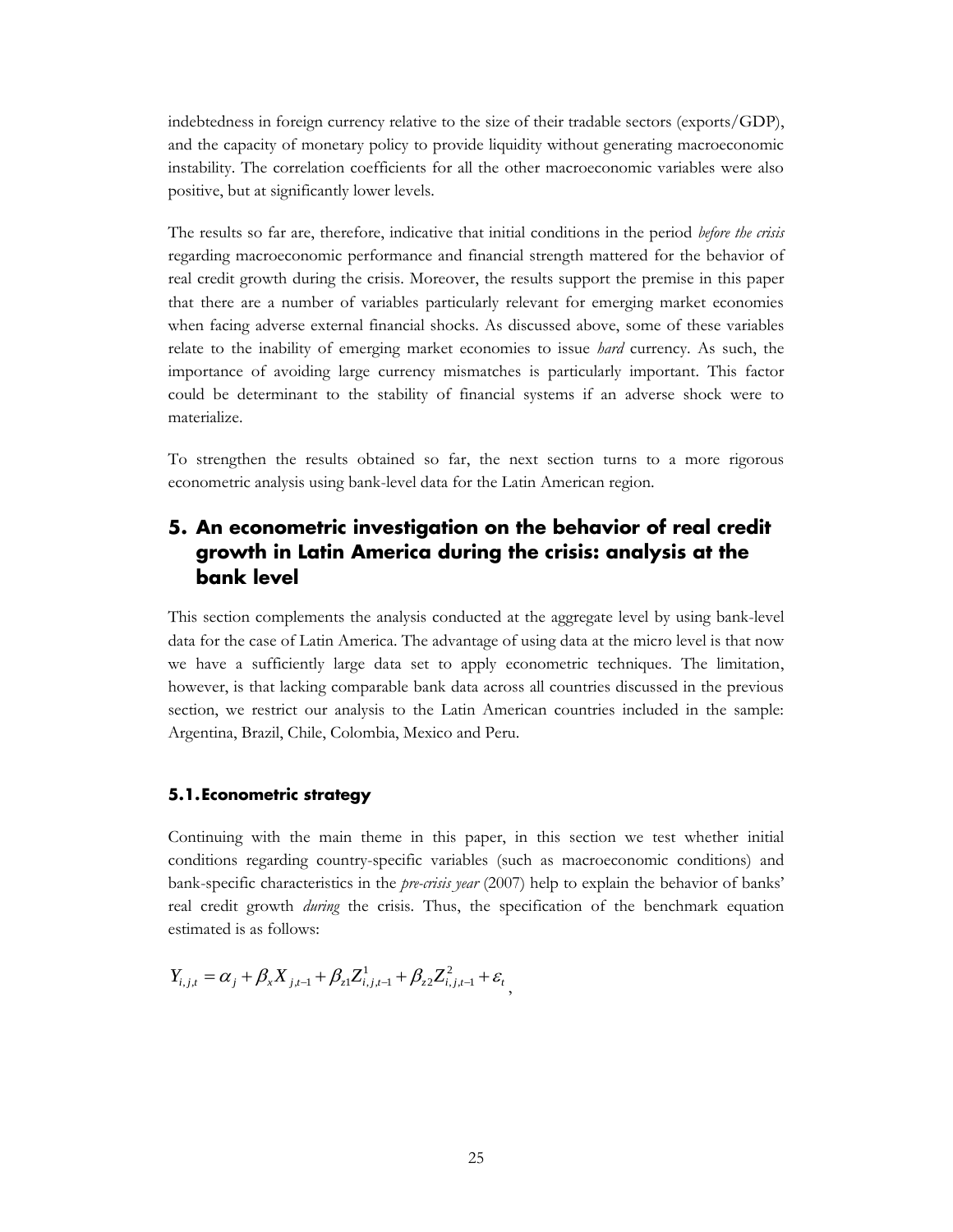indebtedness in foreign currency relative to the size of their tradable sectors (exports/GDP), and the capacity of monetary policy to provide liquidity without generating macroeconomic instability. The correlation coefficients for all the other macroeconomic variables were also positive, but at significantly lower levels.

The results so far are, therefore, indicative that initial conditions in the period *before the crisis* regarding macroeconomic performance and financial strength mattered for the behavior of real credit growth during the crisis. Moreover, the results support the premise in this paper that there are a number of variables particularly relevant for emerging market economies when facing adverse external financial shocks. As discussed above, some of these variables relate to the inability of emerging market economies to issue *hard* currency. As such, the importance of avoiding large currency mismatches is particularly important. This factor could be determinant to the stability of financial systems if an adverse shock were to materialize.

To strengthen the results obtained so far, the next section turns to a more rigorous econometric analysis using bank-level data for the Latin American region.

## 5. An econometric investigation on the behavior of real credit growth in Latin America during the crisis: analysis at the bank level

This section complements the analysis conducted at the aggregate level by using bank-level data for the case of Latin America. The advantage of using data at the micro level is that now we have a sufficiently large data set to apply econometric techniques. The limitation, however, is that lacking comparable bank data across all countries discussed in the previous section, we restrict our analysis to the Latin American countries included in the sample: Argentina, Brazil, Chile, Colombia, Mexico and Peru.

### 5.1. Econometric strategy

Continuing with the main theme in this paper, in this section we test whether initial conditions regarding country-specific variables (such as macroeconomic conditions) and bank-specific characteristics in the *pre-crisis year* (2007) help to explain the behavior of banks' real credit growth *during* the crisis. Thus, the specification of the benchmark equation estimated is as follows:

$$Y_{i,j,t} = \alpha_j + \beta_x X_{j,t-1} + \beta_{z1} Z^1_{i,j,t-1} + \beta_{z2} Z^2_{i,j,t-1} + \varepsilon_t ,$$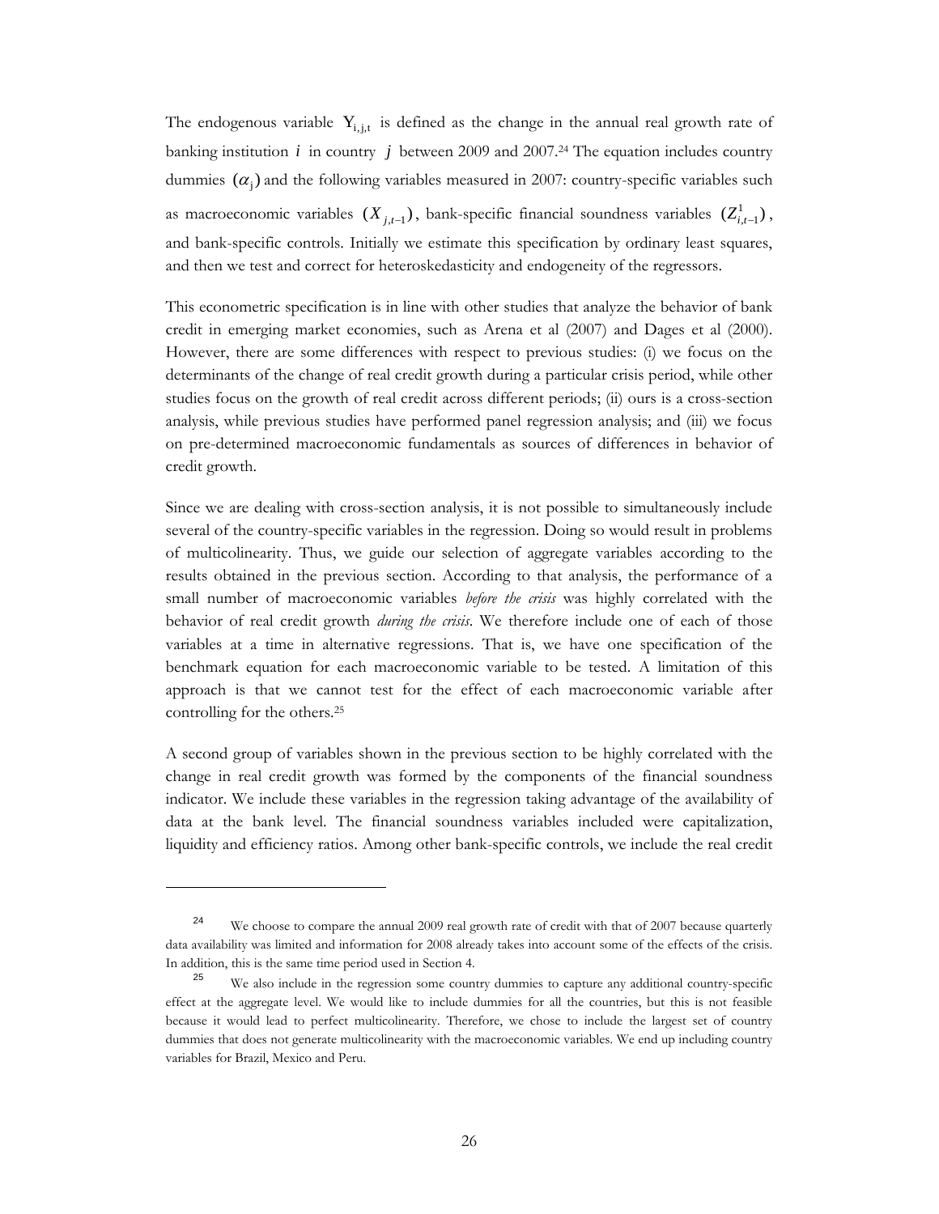The endogenous variable $Y_{i,j,t}$ is defined as the change in the annual real growth rate of banking institution $i$ in country $j$ between 2009 and 2007.[24] The equation includes country dummies $(\alpha_j)$ and the following variables measured in 2007: country-specific variables such as macroeconomic variables $(X_{j,t-1})$, bank-specific financial soundness variables $(Z^1_{i,t-1})$, and bank-specific controls. Initially we estimate this specification by ordinary least squares, and then we test and correct for heteroskedasticity and endogeneity of the regressors.

This econometric specification is in line with other studies that analyze the behavior of bank credit in emerging market economies, such as Arena et al (2007) and Dages et al (2000). However, there are some differences with respect to previous studies: (i) we focus on the determinants of the change of real credit growth during a particular crisis period, while other studies focus on the growth of real credit across different periods; (ii) ours is a cross-section analysis, while previous studies have performed panel regression analysis; and (iii) we focus on pre-determined macroeconomic fundamentals as sources of differences in behavior of credit growth.

Since we are dealing with cross-section analysis, it is not possible to simultaneously include several of the country-specific variables in the regression. Doing so would result in problems of multicolinearity. Thus, we guide our selection of aggregate variables according to the results obtained in the previous section. According to that analysis, the performance of a small number of macroeconomic variables *before the crisis* was highly correlated with the behavior of real credit growth *during the crisis*. We therefore include one of each of those variables at a time in alternative regressions. That is, we have one specification of the benchmark equation for each macroeconomic variable to be tested. A limitation of this approach is that we cannot test for the effect of each macroeconomic variable after controlling for the others.[25]

A second group of variables shown in the previous section to be highly correlated with the change in real credit growth was formed by the components of the financial soundness indicator. We include these variables in the regression taking advantage of the availability of data at the bank level. The financial soundness variables included were capitalization, liquidity and efficiency ratios. Among other bank-specific controls, we include the real credit

---

[24] We choose to compare the annual 2009 real growth rate of credit with that of 2007 because quarterly data availability was limited and information for 2008 already takes into account some of the effects of the crisis. In addition, this is the same time period used in Section 4.

[25] We also include in the regression some country dummies to capture any additional country-specific effect at the aggregate level. We would like to include dummies for all the countries, but this is not feasible because it would lead to perfect multicolinearity. Therefore, we chose to include the largest set of country dummies that does not generate multicolinearity with the macroeconomic variables. We end up including country variables for Brazil, Mexico and Peru.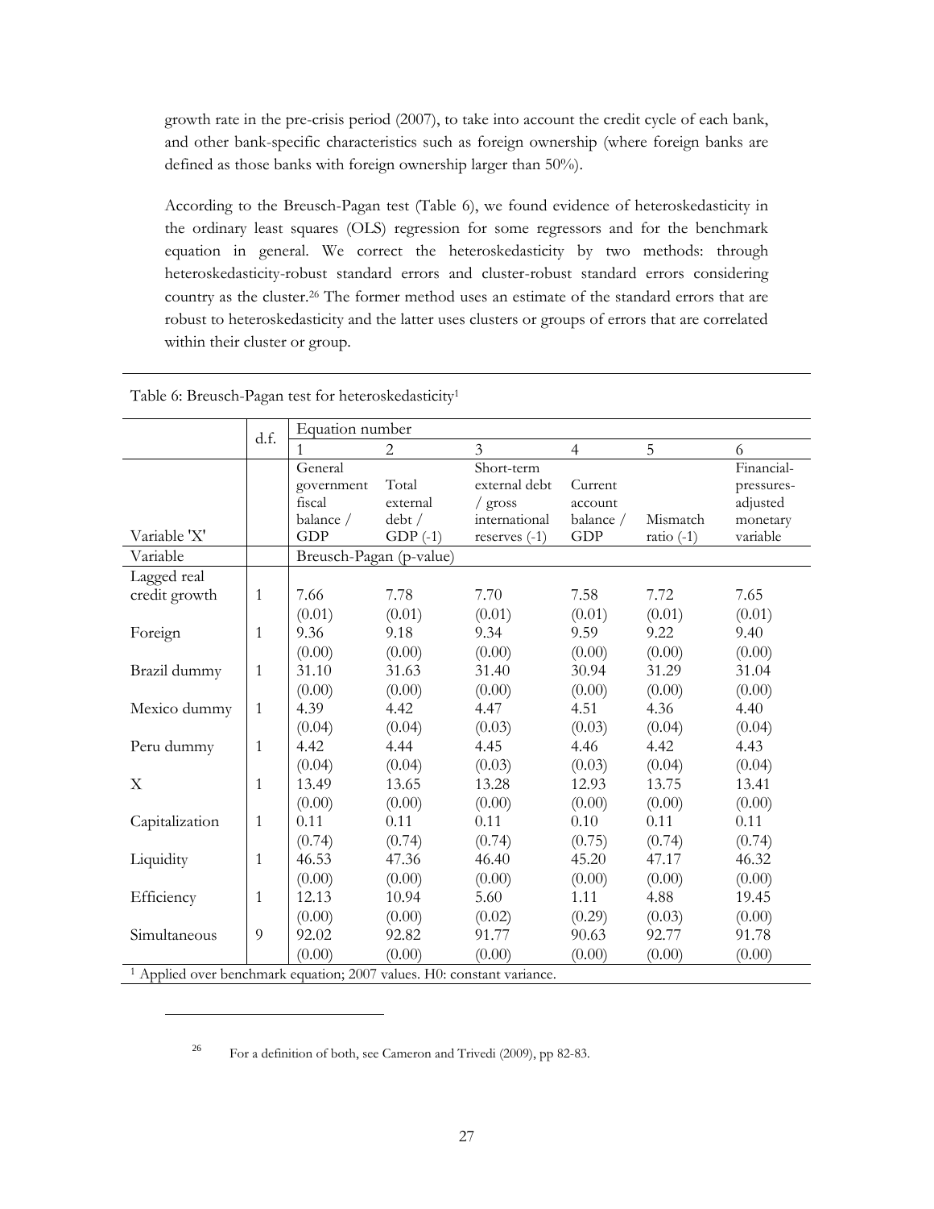growth rate in the pre-crisis period (2007), to take into account the credit cycle of each bank, and other bank-specific characteristics such as foreign ownership (where foreign banks are defined as those banks with foreign ownership larger than 50%).

According to the Breusch-Pagan test (Table 6), we found evidence of heteroskedasticity in the ordinary least squares (OLS) regression for some regressors and for the benchmark equation in general. We correct the heteroskedasticity by two methods: through heteroskedasticity-robust standard errors and cluster-robust standard errors considering country as the cluster.[26] The former method uses an estimate of the standard errors that are robust to heteroskedasticity and the latter uses clusters or groups of errors that are correlated within their cluster or group.

Table 6: Breusch-Pagan test for heteroskedasticity[1]

| | d.f. | Equation number | | | | | |
|---|---|---|---|---|---|---|---|
| | | 1 | 2 | 3 | 4 | 5 | 6 |
| Variable 'X' | | General government fiscal balance / GDP | Total external debt / GDP (-1) | Short-term external debt / gross international reserves (-1) | Current account balance / GDP | Mismatch ratio (-1) | Financial-pressures-adjusted monetary variable |
| Variable | | Breusch-Pagan (p-value) | | | | | |
| Lagged real credit growth | 1 | 7.66 | 7.78 | 7.70 | 7.58 | 7.72 | 7.65 |
| | | (0.01) | (0.01) | (0.01) | (0.01) | (0.01) | (0.01) |
| Foreign | 1 | 9.36 | 9.18 | 9.34 | 9.59 | 9.22 | 9.40 |
| | | (0.00) | (0.00) | (0.00) | (0.00) | (0.00) | (0.00) |
| Brazil dummy | 1 | 31.10 | 31.63 | 31.40 | 30.94 | 31.29 | 31.04 |
| | | (0.00) | (0.00) | (0.00) | (0.00) | (0.00) | (0.00) |
| Mexico dummy | 1 | 4.39 | 4.42 | 4.47 | 4.51 | 4.36 | 4.40 |
| | | (0.04) | (0.04) | (0.03) | (0.03) | (0.04) | (0.04) |
| Peru dummy | 1 | 4.42 | 4.44 | 4.45 | 4.46 | 4.42 | 4.43 |
| | | (0.04) | (0.04) | (0.03) | (0.03) | (0.04) | (0.04) |
| X | 1 | 13.49 | 13.65 | 13.28 | 12.93 | 13.75 | 13.41 |
| | | (0.00) | (0.00) | (0.00) | (0.00) | (0.00) | (0.00) |
| Capitalization | 1 | 0.11 | 0.11 | 0.11 | 0.10 | 0.11 | 0.11 |
| | | (0.74) | (0.74) | (0.74) | (0.75) | (0.74) | (0.74) |
| Liquidity | 1 | 46.53 | 47.36 | 46.40 | 45.20 | 47.17 | 46.32 |
| | | (0.00) | (0.00) | (0.00) | (0.00) | (0.00) | (0.00) |
| Efficiency | 1 | 12.13 | 10.94 | 5.60 | 1.11 | 4.88 | 19.45 |
| | | (0.00) | (0.00) | (0.02) | (0.29) | (0.03) | (0.00) |
| Simultaneous | 9 | 92.02 | 92.82 | 91.77 | 90.63 | 92.77 | 91.78 |
| | | (0.00) | (0.00) | (0.00) | (0.00) | (0.00) | (0.00) |

[1] Applied over benchmark equation; 2007 values. H0: constant variance.

[26] For a definition of both, see Cameron and Trivedi (2009), pp 82-83.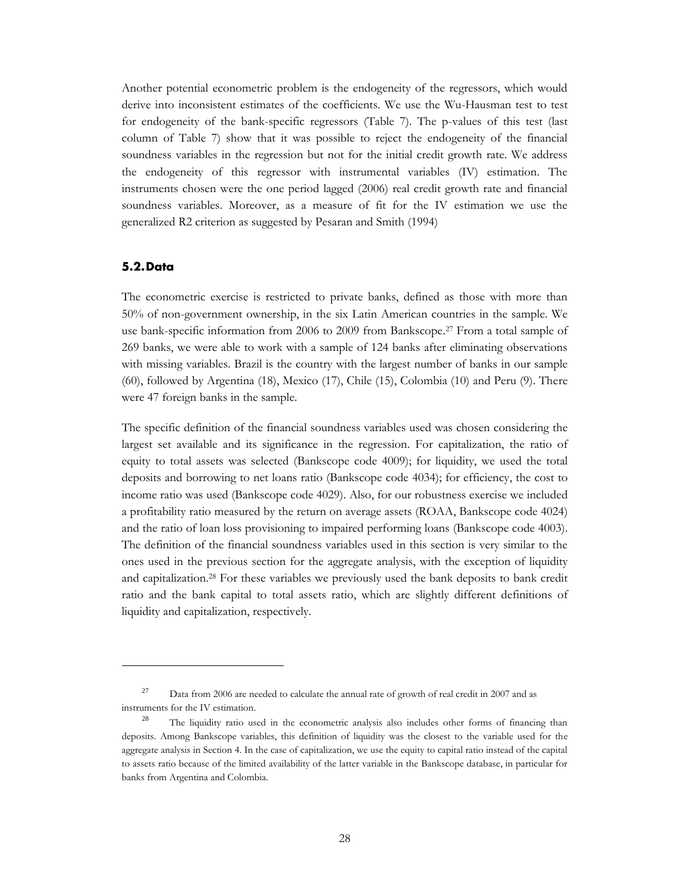Another potential econometric problem is the endogeneity of the regressors, which would derive into inconsistent estimates of the coefficients. We use the Wu-Hausman test to test for endogeneity of the bank-specific regressors (Table 7). The p-values of this test (last column of Table 7) show that it was possible to reject the endogeneity of the financial soundness variables in the regression but not for the initial credit growth rate. We address the endogeneity of this regressor with instrumental variables (IV) estimation. The instruments chosen were the one period lagged (2006) real credit growth rate and financial soundness variables. Moreover, as a measure of fit for the IV estimation we use the generalized R2 criterion as suggested by Pesaran and Smith (1994)

### 5.2. Data

The econometric exercise is restricted to private banks, defined as those with more than 50% of non-government ownership, in the six Latin American countries in the sample. We use bank-specific information from 2006 to 2009 from Bankscope.[27] From a total sample of 269 banks, we were able to work with a sample of 124 banks after eliminating observations with missing variables. Brazil is the country with the largest number of banks in our sample (60), followed by Argentina (18), Mexico (17), Chile (15), Colombia (10) and Peru (9). There were 47 foreign banks in the sample.

The specific definition of the financial soundness variables used was chosen considering the largest set available and its significance in the regression. For capitalization, the ratio of equity to total assets was selected (Bankscope code 4009); for liquidity, we used the total deposits and borrowing to net loans ratio (Bankscope code 4034); for efficiency, the cost to income ratio was used (Bankscope code 4029). Also, for our robustness exercise we included a profitability ratio measured by the return on average assets (ROAA, Bankscope code 4024) and the ratio of loan loss provisioning to impaired performing loans (Bankscope code 4003). The definition of the financial soundness variables used in this section is very similar to the ones used in the previous section for the aggregate analysis, with the exception of liquidity and capitalization.[28] For these variables we previously used the bank deposits to bank credit ratio and the bank capital to total assets ratio, which are slightly different definitions of liquidity and capitalization, respectively.

---

[27] Data from 2006 are needed to calculate the annual rate of growth of real credit in 2007 and as instruments for the IV estimation.

[28] The liquidity ratio used in the econometric analysis also includes other forms of financing than deposits. Among Bankscope variables, this definition of liquidity was the closest to the variable used for the aggregate analysis in Section 4. In the case of capitalization, we use the equity to capital ratio instead of the capital to assets ratio because of the limited availability of the latter variable in the Bankscope database, in particular for banks from Argentina and Colombia.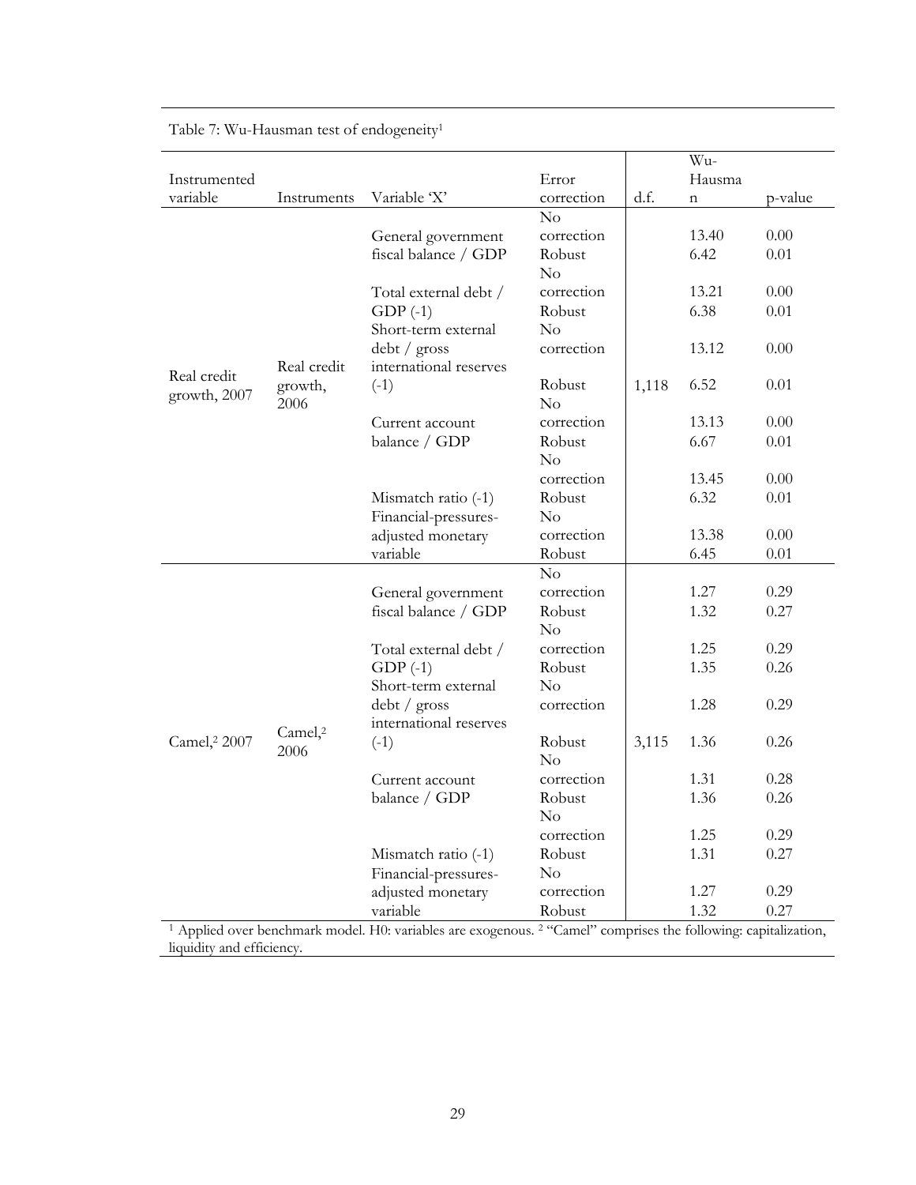Table 7: Wu-Hausman test of endogeneity[1]

| Instrumented variable | Instruments | Variable 'X' | Error correction | d.f. | Wu-Hausman | p-value |
|---|---|---|---|---|---|---|
| Real credit growth, 2007 | Real credit growth, 2006 | General government fiscal balance / GDP | No correction | 1,118 | 13.40 | 0.00 |
| | | | Robust | | 6.42 | 0.01 |
| | | Total external debt / GDP (-1) | No correction | | 13.21 | 0.00 |
| | | | Robust | | 6.38 | 0.01 |
| | | Short-term external debt / gross international reserves (-1) | No correction | | 13.12 | 0.00 |
| | | | Robust | | 6.52 | 0.01 |
| | | Current account balance / GDP | No correction | | 13.13 | 0.00 |
| | | | Robust | | 6.67 | 0.01 |
| | | Mismatch ratio (-1) | No correction | | 13.45 | 0.00 |
| | | | Robust | | 6.32 | 0.01 |
| | | Financial-pressures-adjusted monetary variable | No correction | | 13.38 | 0.00 |
| | | | Robust | | 6.45 | 0.01 |
| Camel,[2] 2007 | Camel,[2] 2006 | General government fiscal balance / GDP | No correction | 3,115 | 1.27 | 0.29 |
| | | | Robust | | 1.32 | 0.27 |
| | | Total external debt / GDP (-1) | No correction | | 1.25 | 0.29 |
| | | | Robust | | 1.35 | 0.26 |
| | | Short-term external debt / gross international reserves (-1) | No correction | | 1.28 | 0.29 |
| | | | Robust | | 1.36 | 0.26 |
| | | Current account balance / GDP | No correction | | 1.31 | 0.28 |
| | | | Robust | | 1.36 | 0.26 |
| | | Mismatch ratio (-1) | No correction | | 1.25 | 0.29 |
| | | | Robust | | 1.31 | 0.27 |
| | | Financial-pressures-adjusted monetary variable | No correction | | 1.27 | 0.29 |
| | | | Robust | | 1.32 | 0.27 |

[1] Applied over benchmark model. H0: variables are exogenous. [2] "Camel" comprises the following: capitalization, liquidity and efficiency.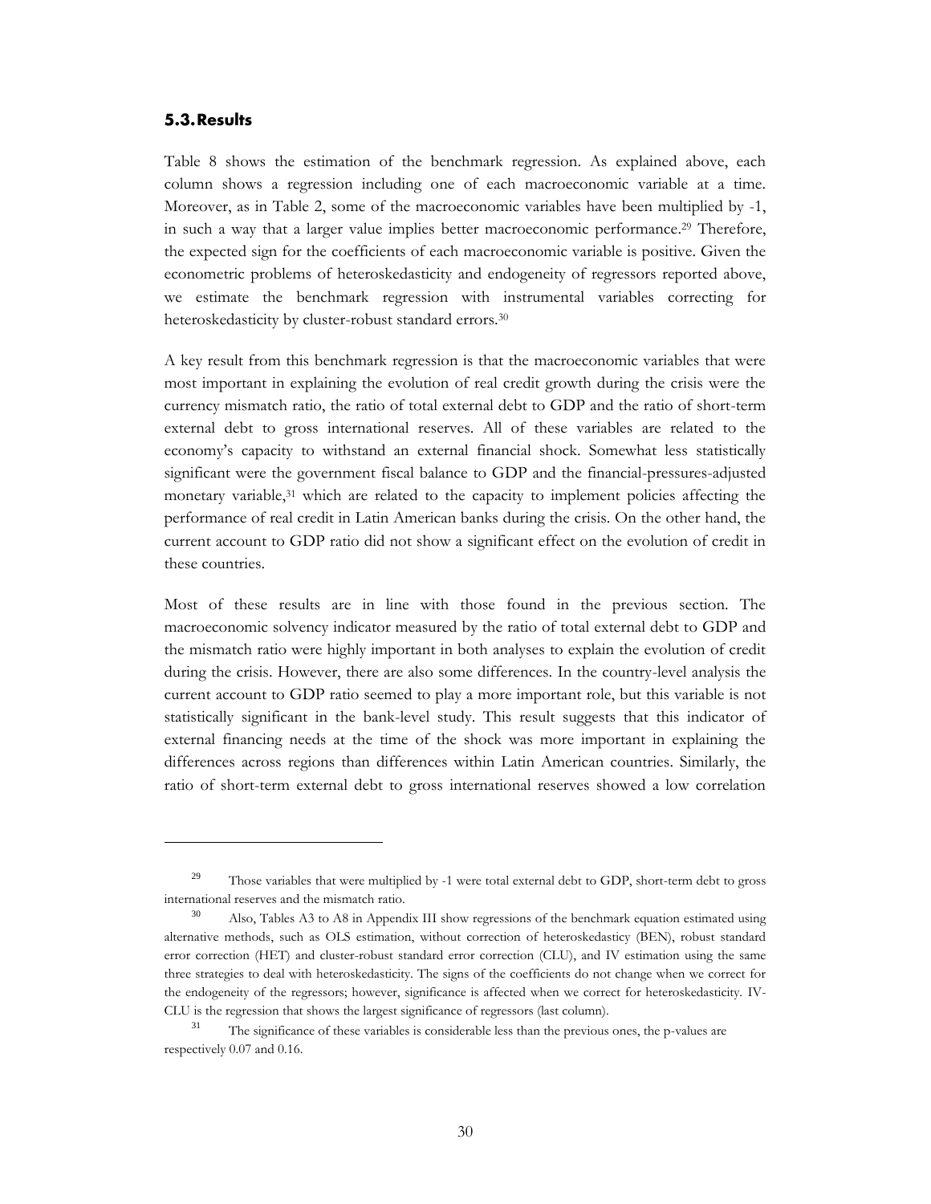### 5.3. Results

Table 8 shows the estimation of the benchmark regression. As explained above, each column shows a regression including one of each macroeconomic variable at a time. Moreover, as in Table 2, some of the macroeconomic variables have been multiplied by -1, in such a way that a larger value implies better macroeconomic performance.[29] Therefore, the expected sign for the coefficients of each macroeconomic variable is positive. Given the econometric problems of heteroskedasticity and endogeneity of regressors reported above, we estimate the benchmark regression with instrumental variables correcting for heteroskedasticity by cluster-robust standard errors.[30]

A key result from this benchmark regression is that the macroeconomic variables that were most important in explaining the evolution of real credit growth during the crisis were the currency mismatch ratio, the ratio of total external debt to GDP and the ratio of short-term external debt to gross international reserves. All of these variables are related to the economy's capacity to withstand an external financial shock. Somewhat less statistically significant were the government fiscal balance to GDP and the financial-pressures-adjusted monetary variable,[31] which are related to the capacity to implement policies affecting the performance of real credit in Latin American banks during the crisis. On the other hand, the current account to GDP ratio did not show a significant effect on the evolution of credit in these countries.

Most of these results are in line with those found in the previous section. The macroeconomic solvency indicator measured by the ratio of total external debt to GDP and the mismatch ratio were highly important in both analyses to explain the evolution of credit during the crisis. However, there are also some differences. In the country-level analysis the current account to GDP ratio seemed to play a more important role, but this variable is not statistically significant in the bank-level study. This result suggests that this indicator of external financing needs at the time of the shock was more important in explaining the differences across regions than differences within Latin American countries. Similarly, the ratio of short-term external debt to gross international reserves showed a low correlation

---

[29] Those variables that were multiplied by -1 were total external debt to GDP, short-term debt to gross international reserves and the mismatch ratio.

[30] Also, Tables A3 to A8 in Appendix III show regressions of the benchmark equation estimated using alternative methods, such as OLS estimation, without correction of heteroskedasticy (BEN), robust standard error correction (HET) and cluster-robust standard error correction (CLU), and IV estimation using the same three strategies to deal with heteroskedasticity. The signs of the coefficients do not change when we correct for the endogeneity of the regressors; however, significance is affected when we correct for heteroskedasticity. IV-CLU is the regression that shows the largest significance of regressors (last column).

[31] The significance of these variables is considerable less than the previous ones, the p-values are respectively 0.07 and 0.16.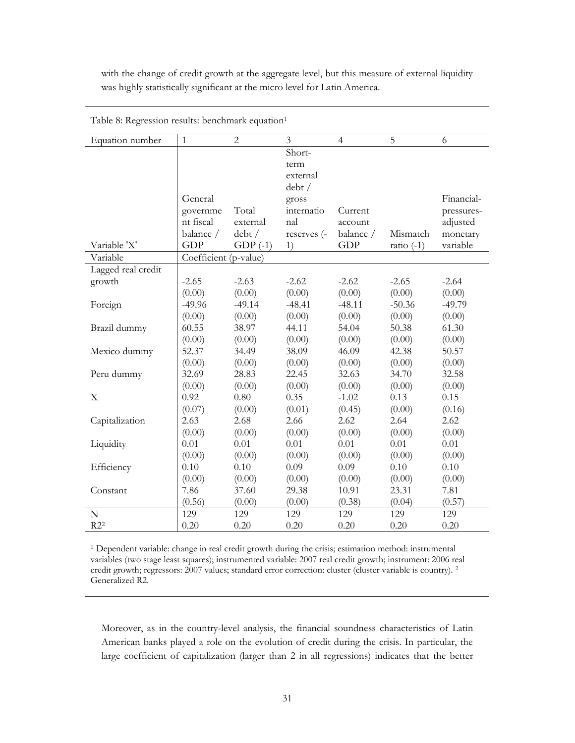with the change of credit growth at the aggregate level, but this measure of external liquidity was highly statistically significant at the micro level for Latin America.

Table 8: Regression results: benchmark equation[1]

| Equation number | 1 | 2 | 3 | 4 | 5 | 6 |
|---|---|---|---|---|---|---|
| Variable 'X' | General government fiscal balance / GDP | Total external debt / GDP (-1) | Short-term external debt / gross international reserves (-1) | Current account balance / GDP | Mismatch ratio (-1) | Financial-pressures-adjusted monetary variable |
| Variable | Coefficient (p-value) | | | | | |
| Lagged real credit growth | -2.65 | -2.63 | -2.62 | -2.62 | -2.65 | -2.64 |
| | (0.00) | (0.00) | (0.00) | (0.00) | (0.00) | (0.00) |
| Foreign | -49.96 | -49.14 | -48.41 | -48.11 | -50.36 | -49.79 |
| | (0.00) | (0.00) | (0.00) | (0.00) | (0.00) | (0.00) |
| Brazil dummy | 60.55 | 38.97 | 44.11 | 54.04 | 50.38 | 61.30 |
| | (0.00) | (0.00) | (0.00) | (0.00) | (0.00) | (0.00) |
| Mexico dummy | 52.37 | 34.49 | 38.09 | 46.09 | 42.38 | 50.57 |
| | (0.00) | (0.00) | (0.00) | (0.00) | (0.00) | (0.00) |
| Peru dummy | 32.69 | 28.83 | 22.45 | 32.63 | 34.70 | 32.58 |
| | (0.00) | (0.00) | (0.00) | (0.00) | (0.00) | (0.00) |
| X | 0.92 | 0.80 | 0.35 | -1.02 | 0.13 | 0.15 |
| | (0.07) | (0.00) | (0.01) | (0.45) | (0.00) | (0.16) |
| Capitalization | 2.63 | 2.68 | 2.66 | 2.62 | 2.64 | 2.62 |
| | (0.00) | (0.00) | (0.00) | (0.00) | (0.00) | (0.00) |
| Liquidity | 0.01 | 0.01 | 0.01 | 0.01 | 0.01 | 0.01 |
| | (0.00) | (0.00) | (0.00) | (0.00) | (0.00) | (0.00) |
| Efficiency | 0.10 | 0.10 | 0.09 | 0.09 | 0.10 | 0.10 |
| | (0.00) | (0.00) | (0.00) | (0.00) | (0.00) | (0.00) |
| Constant | 7.86 | 37.60 | 29.38 | 10.91 | 23.31 | 7.81 |
| | (0.56) | (0.00) | (0.00) | (0.38) | (0.04) | (0.57) |
| N | 129 | 129 | 129 | 129 | 129 | 129 |
| $R^2$[2] | 0.20 | 0.20 | 0.20 | 0.20 | 0.20 | 0.20 |

[1] Dependent variable: change in real credit growth during the crisis; estimation method: instrumental variables (two stage least squares); instrumented variable: 2007 real credit growth; instrument: 2006 real credit growth; regressors: 2007 values; standard error correction: cluster (cluster variable is country). [2] Generalized R2.

Moreover, as in the country-level analysis, the financial soundness characteristics of Latin American banks played a role on the evolution of credit during the crisis. In particular, the large coefficient of capitalization (larger than 2 in all regressions) indicates that the better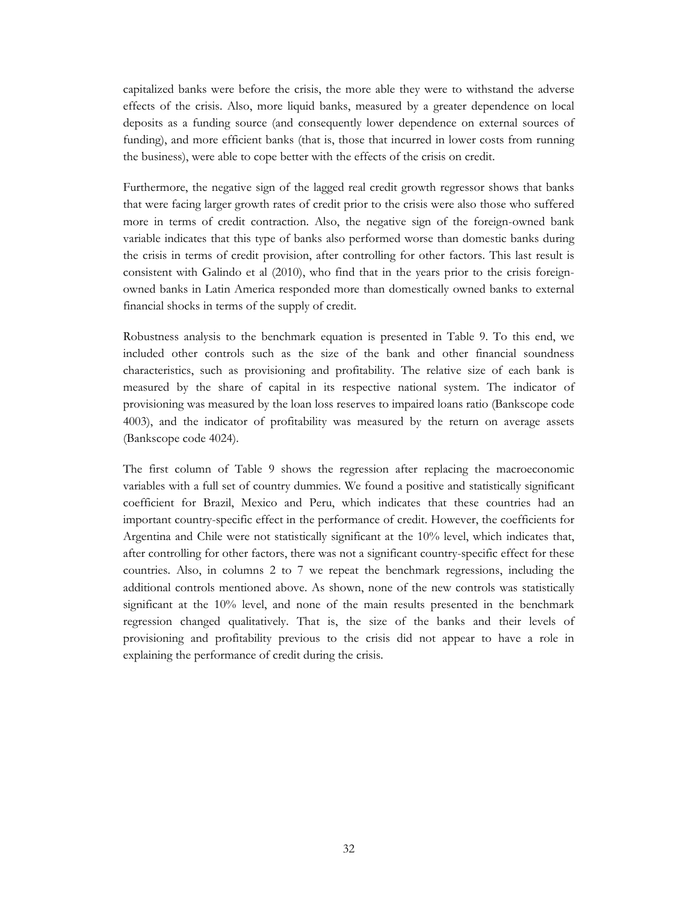capitalized banks were before the crisis, the more able they were to withstand the adverse effects of the crisis. Also, more liquid banks, measured by a greater dependence on local deposits as a funding source (and consequently lower dependence on external sources of funding), and more efficient banks (that is, those that incurred in lower costs from running the business), were able to cope better with the effects of the crisis on credit.

Furthermore, the negative sign of the lagged real credit growth regressor shows that banks that were facing larger growth rates of credit prior to the crisis were also those who suffered more in terms of credit contraction. Also, the negative sign of the foreign-owned bank variable indicates that this type of banks also performed worse than domestic banks during the crisis in terms of credit provision, after controlling for other factors. This last result is consistent with Galindo et al (2010), who find that in the years prior to the crisis foreign-owned banks in Latin America responded more than domestically owned banks to external financial shocks in terms of the supply of credit.

Robustness analysis to the benchmark equation is presented in Table 9. To this end, we included other controls such as the size of the bank and other financial soundness characteristics, such as provisioning and profitability. The relative size of each bank is measured by the share of capital in its respective national system. The indicator of provisioning was measured by the loan loss reserves to impaired loans ratio (Bankscope code 4003), and the indicator of profitability was measured by the return on average assets (Bankscope code 4024).

The first column of Table 9 shows the regression after replacing the macroeconomic variables with a full set of country dummies. We found a positive and statistically significant coefficient for Brazil, Mexico and Peru, which indicates that these countries had an important country-specific effect in the performance of credit. However, the coefficients for Argentina and Chile were not statistically significant at the 10% level, which indicates that, after controlling for other factors, there was not a significant country-specific effect for these countries. Also, in columns 2 to 7 we repeat the benchmark regressions, including the additional controls mentioned above. As shown, none of the new controls was statistically significant at the 10% level, and none of the main results presented in the benchmark regression changed qualitatively. That is, the size of the banks and their levels of provisioning and profitability previous to the crisis did not appear to have a role in explaining the performance of credit during the crisis.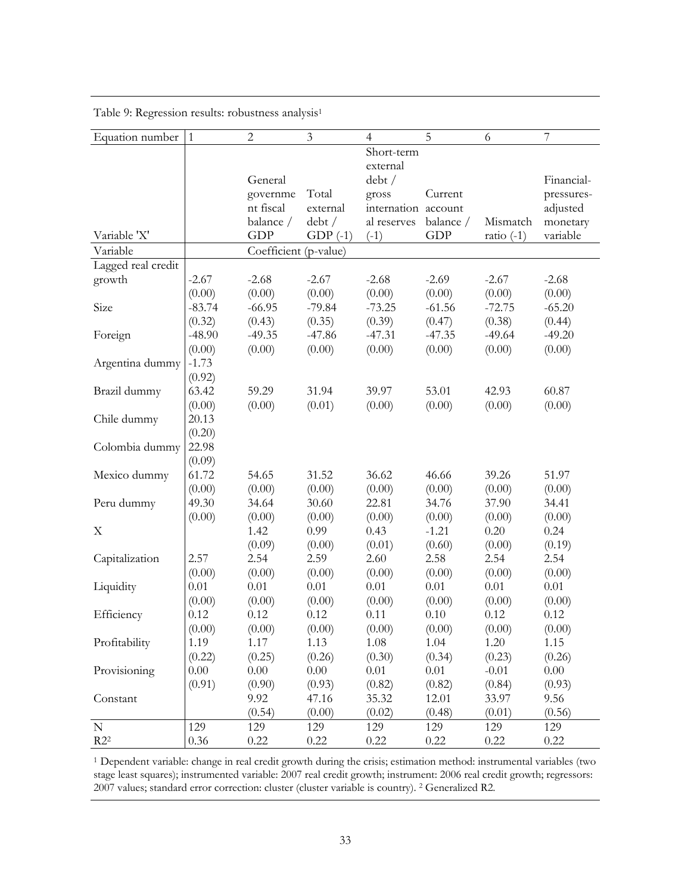Table 9: Regression results: robustness analysis[1]

| Equation number | 1 | 2 | 3 | 4 | 5 | 6 | 7 |
|---|---|---|---|---|---|---|---|
| Variable 'X' | | General government fiscal balance / GDP | Total external debt / GDP (-1) | Short-term external debt / gross international reserves (-1) | Current account balance / GDP | Mismatch ratio (-1) | Financial-pressures-adjusted monetary variable |
| Variable | | Coefficient (p-value) | | | | | |
| Lagged real credit growth | -2.67 | -2.68 | -2.67 | -2.68 | -2.69 | -2.67 | -2.68 |
| | (0.00) | (0.00) | (0.00) | (0.00) | (0.00) | (0.00) | (0.00) |
| Size | -83.74 | -66.95 | -79.84 | -73.25 | -61.56 | -72.75 | -65.20 |
| | (0.32) | (0.43) | (0.35) | (0.39) | (0.47) | (0.38) | (0.44) |
| Foreign | -48.90 | -49.35 | -47.86 | -47.31 | -47.35 | -49.64 | -49.20 |
| | (0.00) | (0.00) | (0.00) | (0.00) | (0.00) | (0.00) | (0.00) |
| Argentina dummy | -1.73 | | | | | | |
| | (0.92) | | | | | | |
| Brazil dummy | 63.42 | 59.29 | 31.94 | 39.97 | 53.01 | 42.93 | 60.87 |
| | (0.00) | (0.00) | (0.01) | (0.00) | (0.00) | (0.00) | (0.00) |
| Chile dummy | 20.13 | | | | | | |
| | (0.20) | | | | | | |
| Colombia dummy | 22.98 | | | | | | |
| | (0.09) | | | | | | |
| Mexico dummy | 61.72 | 54.65 | 31.52 | 36.62 | 46.66 | 39.26 | 51.97 |
| | (0.00) | (0.00) | (0.00) | (0.00) | (0.00) | (0.00) | (0.00) |
| Peru dummy | 49.30 | 34.64 | 30.60 | 22.81 | 34.76 | 37.90 | 34.41 |
| | (0.00) | (0.00) | (0.00) | (0.00) | (0.00) | (0.00) | (0.00) |
| X | | 1.42 | 0.99 | 0.43 | -1.21 | 0.20 | 0.24 |
| | | (0.09) | (0.00) | (0.01) | (0.60) | (0.00) | (0.19) |
| Capitalization | 2.57 | 2.54 | 2.59 | 2.60 | 2.58 | 2.54 | 2.54 |
| | (0.00) | (0.00) | (0.00) | (0.00) | (0.00) | (0.00) | (0.00) |
| Liquidity | 0.01 | 0.01 | 0.01 | 0.01 | 0.01 | 0.01 | 0.01 |
| | (0.00) | (0.00) | (0.00) | (0.00) | (0.00) | (0.00) | (0.00) |
| Efficiency | 0.12 | 0.12 | 0.12 | 0.11 | 0.10 | 0.12 | 0.12 |
| | (0.00) | (0.00) | (0.00) | (0.00) | (0.00) | (0.00) | (0.00) |
| Profitability | 1.19 | 1.17 | 1.13 | 1.08 | 1.04 | 1.20 | 1.15 |
| | (0.22) | (0.25) | (0.26) | (0.30) | (0.34) | (0.23) | (0.26) |
| Provisioning | 0.00 | 0.00 | 0.00 | 0.01 | 0.01 | -0.01 | 0.00 |
| | (0.91) | (0.90) | (0.93) | (0.82) | (0.82) | (0.84) | (0.93) |
| Constant | | 9.92 | 47.16 | 35.32 | 12.01 | 33.97 | 9.56 |
| | | (0.54) | (0.00) | (0.02) | (0.48) | (0.01) | (0.56) |
| N | 129 | 129 | 129 | 129 | 129 | 129 | 129 |
| R2[2] | 0.36 | 0.22 | 0.22 | 0.22 | 0.22 | 0.22 | 0.22 |

[1] Dependent variable: change in real credit growth during the crisis; estimation method: instrumental variables (two stage least squares); instrumented variable: 2007 real credit growth; instrument: 2006 real credit growth; regressors: 2007 values; standard error correction: cluster (cluster variable is country). [2] Generalized R2.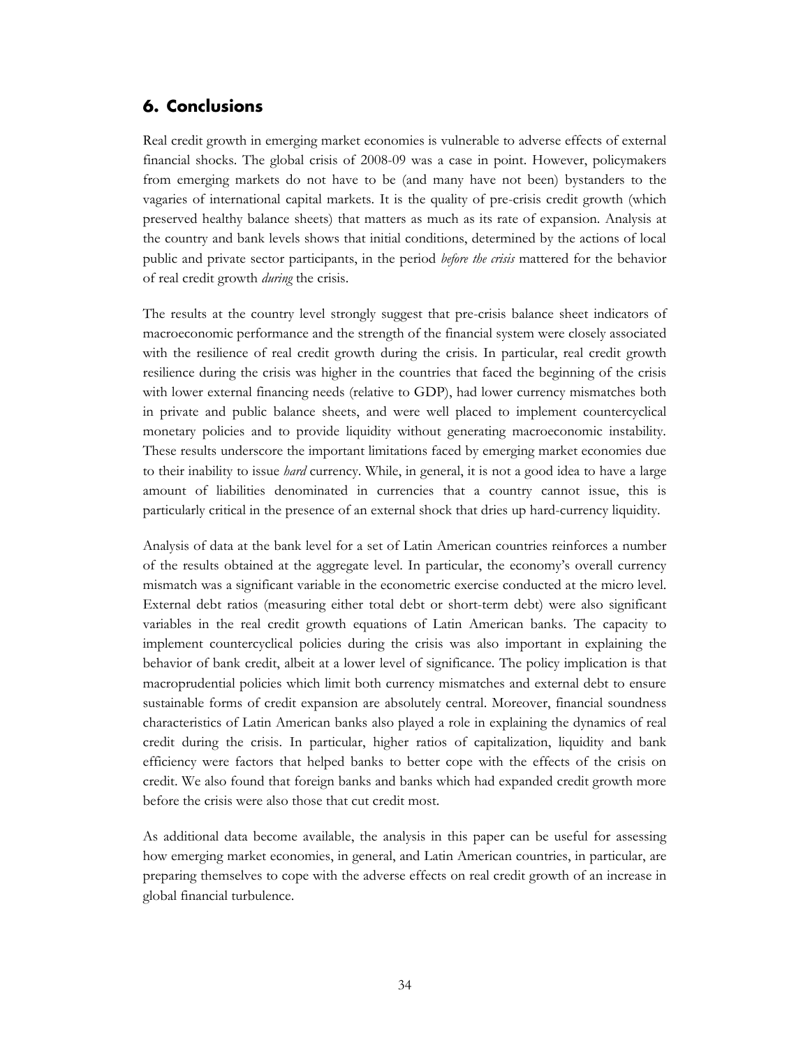## 6. Conclusions

Real credit growth in emerging market economies is vulnerable to adverse effects of external financial shocks. The global crisis of 2008-09 was a case in point. However, policymakers from emerging markets do not have to be (and many have not been) bystanders to the vagaries of international capital markets. It is the quality of pre-crisis credit growth (which preserved healthy balance sheets) that matters as much as its rate of expansion. Analysis at the country and bank levels shows that initial conditions, determined by the actions of local public and private sector participants, in the period *before the crisis* mattered for the behavior of real credit growth *during* the crisis.

The results at the country level strongly suggest that pre-crisis balance sheet indicators of macroeconomic performance and the strength of the financial system were closely associated with the resilience of real credit growth during the crisis. In particular, real credit growth resilience during the crisis was higher in the countries that faced the beginning of the crisis with lower external financing needs (relative to GDP), had lower currency mismatches both in private and public balance sheets, and were well placed to implement countercyclical monetary policies and to provide liquidity without generating macroeconomic instability. These results underscore the important limitations faced by emerging market economies due to their inability to issue *hard* currency. While, in general, it is not a good idea to have a large amount of liabilities denominated in currencies that a country cannot issue, this is particularly critical in the presence of an external shock that dries up hard-currency liquidity.

Analysis of data at the bank level for a set of Latin American countries reinforces a number of the results obtained at the aggregate level. In particular, the economy's overall currency mismatch was a significant variable in the econometric exercise conducted at the micro level. External debt ratios (measuring either total debt or short-term debt) were also significant variables in the real credit growth equations of Latin American banks. The capacity to implement countercyclical policies during the crisis was also important in explaining the behavior of bank credit, albeit at a lower level of significance. The policy implication is that macroprudential policies which limit both currency mismatches and external debt to ensure sustainable forms of credit expansion are absolutely central. Moreover, financial soundness characteristics of Latin American banks also played a role in explaining the dynamics of real credit during the crisis. In particular, higher ratios of capitalization, liquidity and bank efficiency were factors that helped banks to better cope with the effects of the crisis on credit. We also found that foreign banks and banks which had expanded credit growth more before the crisis were also those that cut credit most.

As additional data become available, the analysis in this paper can be useful for assessing how emerging market economies, in general, and Latin American countries, in particular, are preparing themselves to cope with the adverse effects on real credit growth of an increase in global financial turbulence.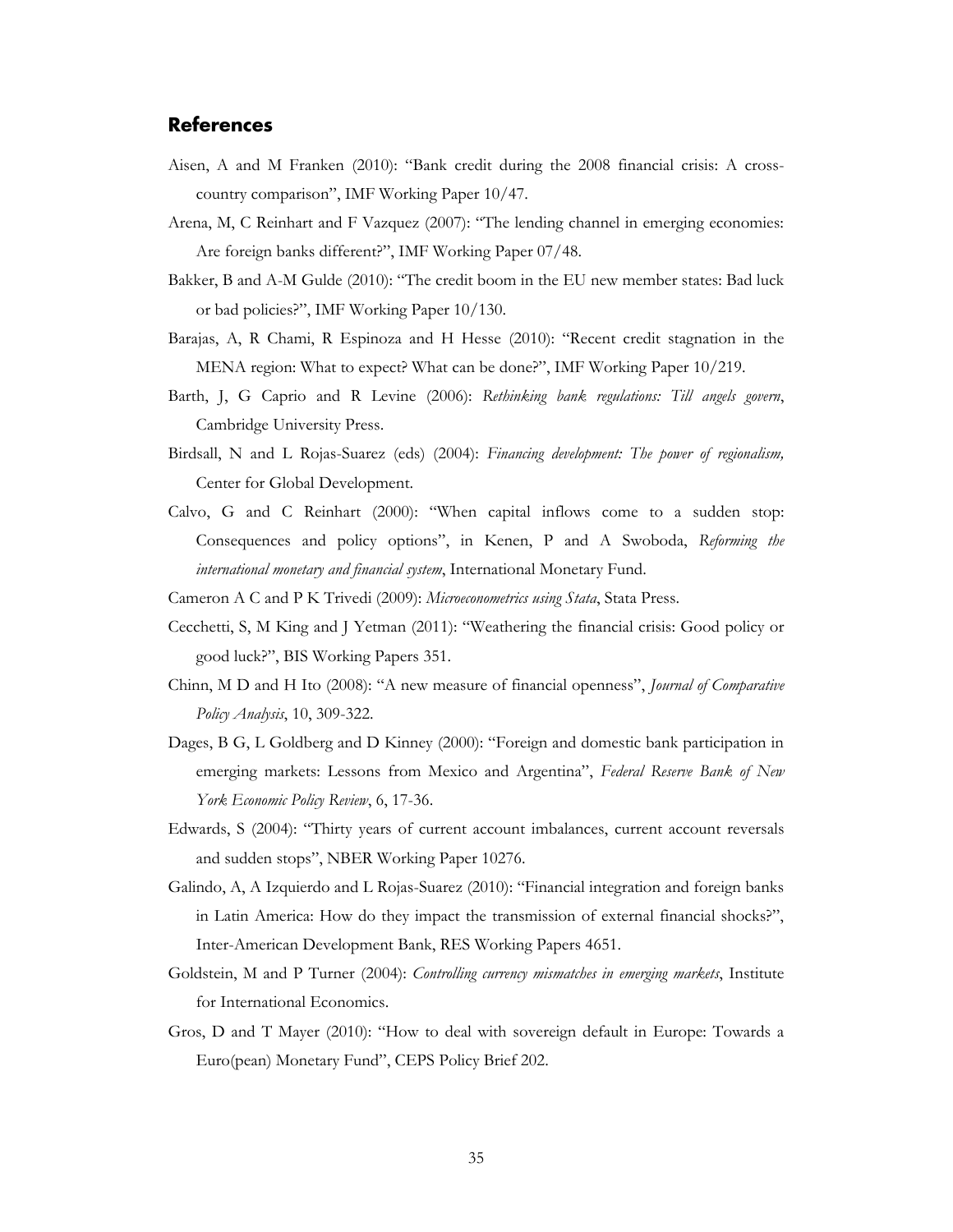## References

Aisen, A and M Franken (2010): "Bank credit during the 2008 financial crisis: A cross-country comparison", IMF Working Paper 10/47.

Arena, M, C Reinhart and F Vazquez (2007): "The lending channel in emerging economies: Are foreign banks different?", IMF Working Paper 07/48.

Bakker, B and A-M Gulde (2010): "The credit boom in the EU new member states: Bad luck or bad policies?", IMF Working Paper 10/130.

Barajas, A, R Chami, R Espinoza and H Hesse (2010): "Recent credit stagnation in the MENA region: What to expect? What can be done?", IMF Working Paper 10/219.

Barth, J, G Caprio and R Levine (2006): *Rethinking bank regulations: Till angels govern*, Cambridge University Press.

Birdsall, N and L Rojas-Suarez (eds) (2004): *Financing development: The power of regionalism,* Center for Global Development.

Calvo, G and C Reinhart (2000): "When capital inflows come to a sudden stop: Consequences and policy options", in Kenen, P and A Swoboda, *Reforming the international monetary and financial system*, International Monetary Fund.

Cameron A C and P K Trivedi (2009): *Microeconometrics using Stata*, Stata Press.

Cecchetti, S, M King and J Yetman (2011): "Weathering the financial crisis: Good policy or good luck?", BIS Working Papers 351.

Chinn, M D and H Ito (2008): "A new measure of financial openness", *Journal of Comparative Policy Analysis*, 10, 309-322.

Dages, B G, L Goldberg and D Kinney (2000): "Foreign and domestic bank participation in emerging markets: Lessons from Mexico and Argentina", *Federal Reserve Bank of New York Economic Policy Review*, 6, 17-36.

Edwards, S (2004): "Thirty years of current account imbalances, current account reversals and sudden stops", NBER Working Paper 10276.

Galindo, A, A Izquierdo and L Rojas-Suarez (2010): "Financial integration and foreign banks in Latin America: How do they impact the transmission of external financial shocks?", Inter-American Development Bank, RES Working Papers 4651.

Goldstein, M and P Turner (2004): *Controlling currency mismatches in emerging markets*, Institute for International Economics.

Gros, D and T Mayer (2010): "How to deal with sovereign default in Europe: Towards a Euro(pean) Monetary Fund", CEPS Policy Brief 202.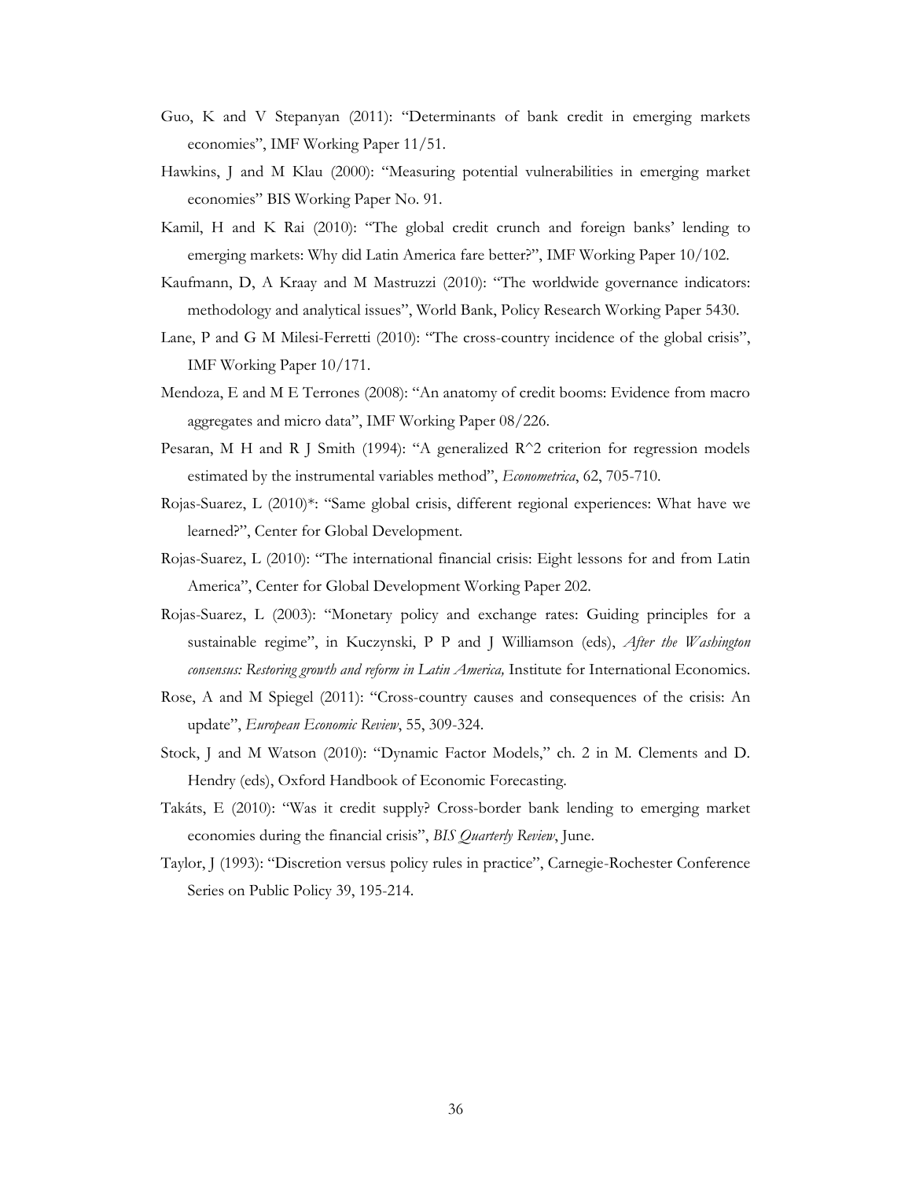Guo, K and V Stepanyan (2011): "Determinants of bank credit in emerging markets economies", IMF Working Paper 11/51.

Hawkins, J and M Klau (2000): "Measuring potential vulnerabilities in emerging market economies" BIS Working Paper No. 91.

Kamil, H and K Rai (2010): "The global credit crunch and foreign banks' lending to emerging markets: Why did Latin America fare better?", IMF Working Paper 10/102.

Kaufmann, D, A Kraay and M Mastruzzi (2010): "The worldwide governance indicators: methodology and analytical issues", World Bank, Policy Research Working Paper 5430.

Lane, P and G M Milesi-Ferretti (2010): "The cross-country incidence of the global crisis", IMF Working Paper 10/171.

Mendoza, E and M E Terrones (2008): "An anatomy of credit booms: Evidence from macro aggregates and micro data", IMF Working Paper 08/226.

Pesaran, M H and R J Smith (1994): "A generalized R^2 criterion for regression models estimated by the instrumental variables method", *Econometrica*, 62, 705-710.

Rojas-Suarez, L (2010)*: "Same global crisis, different regional experiences: What have we learned?", Center for Global Development.

Rojas-Suarez, L (2010): "The international financial crisis: Eight lessons for and from Latin America", Center for Global Development Working Paper 202.

Rojas-Suarez, L (2003): "Monetary policy and exchange rates: Guiding principles for a sustainable regime", in Kuczynski, P P and J Williamson (eds), *After the Washington consensus: Restoring growth and reform in Latin America,* Institute for International Economics.

Rose, A and M Spiegel (2011): "Cross-country causes and consequences of the crisis: An update", *European Economic Review*, 55, 309-324.

Stock, J and M Watson (2010): "Dynamic Factor Models," ch. 2 in M. Clements and D. Hendry (eds), Oxford Handbook of Economic Forecasting.

Takáts, E (2010): "Was it credit supply? Cross-border bank lending to emerging market economies during the financial crisis", *BIS Quarterly Review*, June.

Taylor, J (1993): "Discretion versus policy rules in practice", Carnegie-Rochester Conference Series on Public Policy 39, 195-214.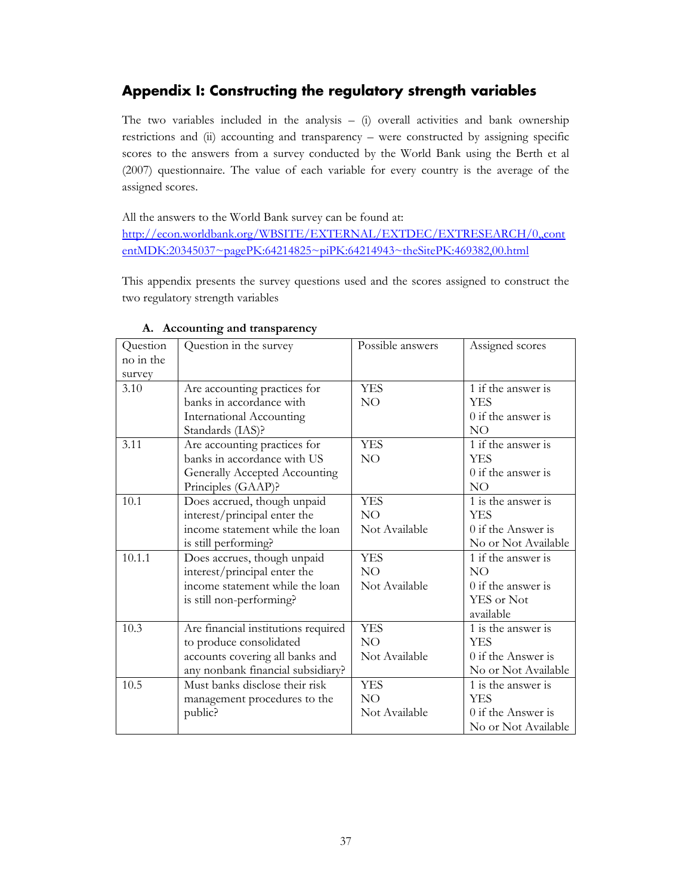## Appendix I: Constructing the regulatory strength variables

The two variables included in the analysis – (i) overall activities and bank ownership restrictions and (ii) accounting and transparency – were constructed by assigning specific scores to the answers from a survey conducted by the World Bank using the Berth et al (2007) questionnaire. The value of each variable for every country is the average of the assigned scores.

All the answers to the World Bank survey can be found at:
http://econ.worldbank.org/WBSITE/EXTERNAL/EXTDEC/EXTRESEARCH/0,,contentMDK:20345037~pagePK:64214825~piPK:64214943~theSitePK:469382,00.html

This appendix presents the survey questions used and the scores assigned to construct the two regulatory strength variables

### A. Accounting and transparency

| Question no in the survey | Question in the survey | Possible answers | Assigned scores |
|---|---|---|---|
| 3.10 | Are accounting practices for banks in accordance with International Accounting Standards (IAS)? | YES<br>NO | 1 if the answer is YES<br>0 if the answer is NO |
| 3.11 | Are accounting practices for banks in accordance with US Generally Accepted Accounting Principles (GAAP)? | YES<br>NO | 1 if the answer is YES<br>0 if the answer is NO |
| 10.1 | Does accrued, though unpaid interest/principal enter the income statement while the loan is still performing? | YES<br>NO<br>Not Available | 1 is the answer is YES<br>0 if the Answer is No or Not Available |
| 10.1.1 | Does accrues, though unpaid interest/principal enter the income statement while the loan is still non-performing? | YES<br>NO<br>Not Available | 1 if the answer is NO<br>0 if the answer is YES or Not available |
| 10.3 | Are financial institutions required to produce consolidated accounts covering all banks and any nonbank financial subsidiary? | YES<br>NO<br>Not Available | 1 is the answer is YES<br>0 if the Answer is No or Not Available |
| 10.5 | Must banks disclose their risk management procedures to the public? | YES<br>NO<br>Not Available | 1 is the answer is YES<br>0 if the Answer is No or Not Available |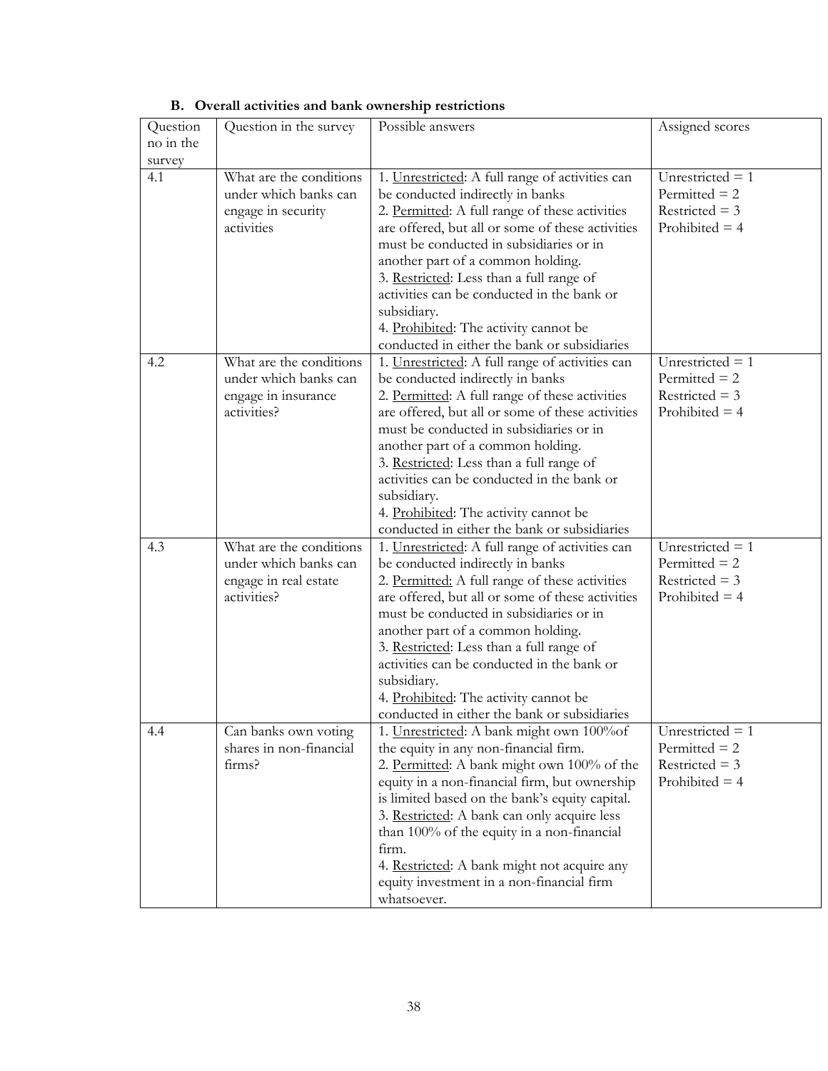### B. Overall activities and bank ownership restrictions

| Question no in the survey | Question in the survey | Possible answers | Assigned scores |
|---|---|---|---|
| 4.1 | What are the conditions under which banks can engage in security activities | 1. Unrestricted: A full range of activities can be conducted indirectly in banks<br>2. Permitted: A full range of these activities are offered, but all or some of these activities must be conducted in subsidiaries or in another part of a common holding.<br>3. Restricted: Less than a full range of activities can be conducted in the bank or subsidiary.<br>4. Prohibited: The activity cannot be conducted in either the bank or subsidiaries | Unrestricted = 1<br>Permitted = 2<br>Restricted = 3<br>Prohibited = 4 |
| 4.2 | What are the conditions under which banks can engage in insurance activities? | 1. Unrestricted: A full range of activities can be conducted indirectly in banks<br>2. Permitted: A full range of these activities are offered, but all or some of these activities must be conducted in subsidiaries or in another part of a common holding.<br>3. Restricted: Less than a full range of activities can be conducted in the bank or subsidiary.<br>4. Prohibited: The activity cannot be conducted in either the bank or subsidiaries | Unrestricted = 1<br>Permitted = 2<br>Restricted = 3<br>Prohibited = 4 |
| 4.3 | What are the conditions under which banks can engage in real estate activities? | 1. Unrestricted: A full range of activities can be conducted indirectly in banks<br>2. Permitted: A full range of these activities are offered, but all or some of these activities must be conducted in subsidiaries or in another part of a common holding.<br>3. Restricted: Less than a full range of activities can be conducted in the bank or subsidiary.<br>4. Prohibited: The activity cannot be conducted in either the bank or subsidiaries | Unrestricted = 1<br>Permitted = 2<br>Restricted = 3<br>Prohibited = 4 |
| 4.4 | Can banks own voting shares in non-financial firms? | 1. Unrestricted: A bank might own 100%of the equity in any non-financial firm.<br>2. Permitted: A bank might own 100% of the equity in a non-financial firm, but ownership is limited based on the bank's equity capital.<br>3. Restricted: A bank can only acquire less than 100% of the equity in a non-financial firm.<br>4. Restricted: A bank might not acquire any equity investment in a non-financial firm whatsoever. | Unrestricted = 1<br>Permitted = 2<br>Restricted = 3<br>Prohibited = 4 |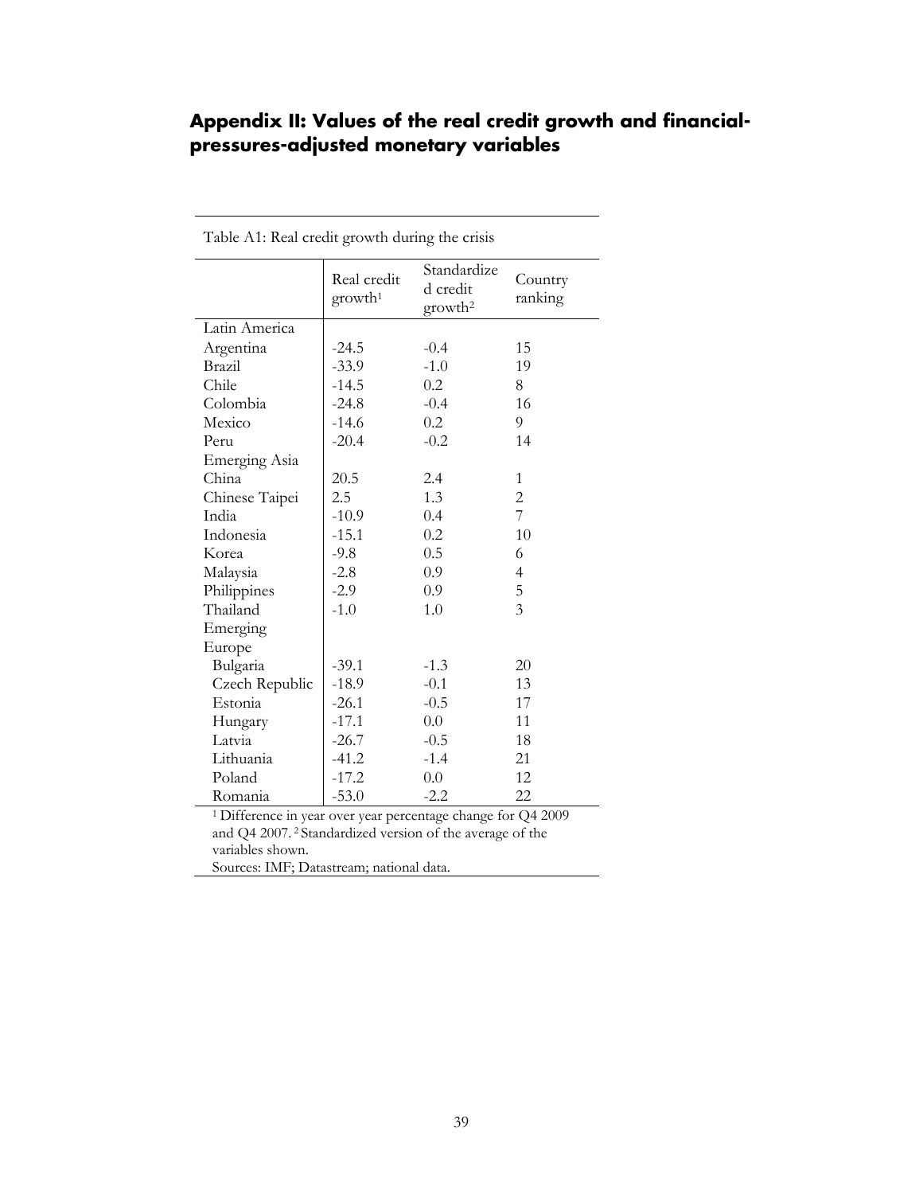## Appendix II: Values of the real credit growth and financial-pressures-adjusted monetary variables

Table A1: Real credit growth during the crisis

| | Real credit growth[1] | Standardized credit growth[2] | Country ranking |
|---|---|---|---|
| Latin America | | | |
| Argentina | -24.5 | -0.4 | 15 |
| Brazil | -33.9 | -1.0 | 19 |
| Chile | -14.5 | 0.2 | 8 |
| Colombia | -24.8 | -0.4 | 16 |
| Mexico | -14.6 | 0.2 | 9 |
| Peru | -20.4 | -0.2 | 14 |
| Emerging Asia | | | |
| China | 20.5 | 2.4 | 1 |
| Chinese Taipei | 2.5 | 1.3 | 2 |
| India | -10.9 | 0.4 | 7 |
| Indonesia | -15.1 | 0.2 | 10 |
| Korea | -9.8 | 0.5 | 6 |
| Malaysia | -2.8 | 0.9 | 4 |
| Philippines | -2.9 | 0.9 | 5 |
| Thailand | -1.0 | 1.0 | 3 |
| Emerging Europe | | | |
| Bulgaria | -39.1 | -1.3 | 20 |
| Czech Republic | -18.9 | -0.1 | 13 |
| Estonia | -26.1 | -0.5 | 17 |
| Hungary | -17.1 | 0.0 | 11 |
| Latvia | -26.7 | -0.5 | 18 |
| Lithuania | -41.2 | -1.4 | 21 |
| Poland | -17.2 | 0.0 | 12 |
| Romania | -53.0 | -2.2 | 22 |

[1] Difference in year over year percentage change for Q4 2009 and Q4 2007. [2] Standardized version of the average of the variables shown.

Sources: IMF; Datastream; national data.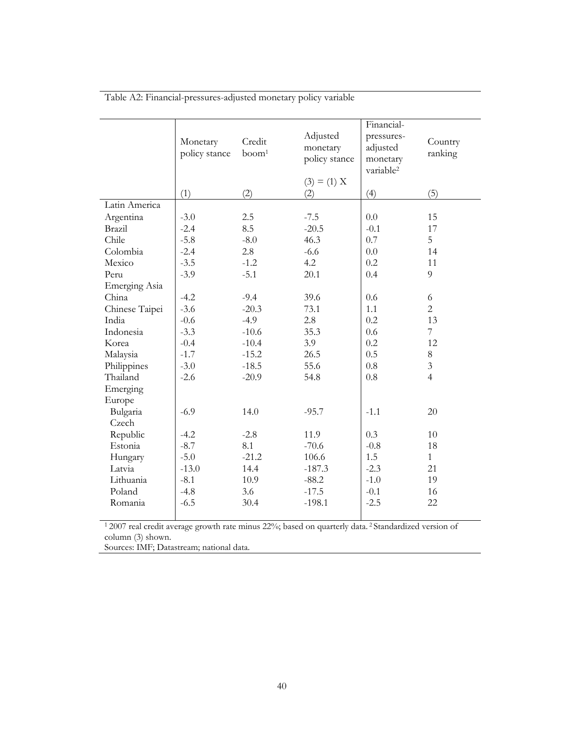Table A2: Financial-pressures-adjusted monetary policy variable

| | Monetary policy stance | Credit boom[1] | Adjusted monetary policy stance | Financial-pressures-adjusted monetary variable[2] | Country ranking |
|---|---|---|---|---|---|
| | | | (3) = (1) X (2) | | |
| | (1) | (2) | | (4) | (5) |
| Latin America | | | | | |
| Argentina | -3.0 | 2.5 | -7.5 | 0.0 | 15 |
| Brazil | -2.4 | 8.5 | -20.5 | -0.1 | 17 |
| Chile | -5.8 | -8.0 | 46.3 | 0.7 | 5 |
| Colombia | -2.4 | 2.8 | -6.6 | 0.0 | 14 |
| Mexico | -3.5 | -1.2 | 4.2 | 0.2 | 11 |
| Peru | -3.9 | -5.1 | 20.1 | 0.4 | 9 |
| Emerging Asia | | | | | |
| China | -4.2 | -9.4 | 39.6 | 0.6 | 6 |
| Chinese Taipei | -3.6 | -20.3 | 73.1 | 1.1 | 2 |
| India | -0.6 | -4.9 | 2.8 | 0.2 | 13 |
| Indonesia | -3.3 | -10.6 | 35.3 | 0.6 | 7 |
| Korea | -0.4 | -10.4 | 3.9 | 0.2 | 12 |
| Malaysia | -1.7 | -15.2 | 26.5 | 0.5 | 8 |
| Philippines | -3.0 | -18.5 | 55.6 | 0.8 | 3 |
| Thailand | -2.6 | -20.9 | 54.8 | 0.8 | 4 |
| Emerging Europe | | | | | |
| Bulgaria | -6.9 | 14.0 | -95.7 | -1.1 | 20 |
| Czech Republic | -4.2 | -2.8 | 11.9 | 0.3 | 10 |
| Estonia | -8.7 | 8.1 | -70.6 | -0.8 | 18 |
| Hungary | -5.0 | -21.2 | 106.6 | 1.5 | 1 |
| Latvia | -13.0 | 14.4 | -187.3 | -2.3 | 21 |
| Lithuania | -8.1 | 10.9 | -88.2 | -1.0 | 19 |
| Poland | -4.8 | 3.6 | -17.5 | -0.1 | 16 |
| Romania | -6.5 | 30.4 | -198.1 | -2.5 | 22 |

[1] 2007 real credit average growth rate minus 22%; based on quarterly data. [2] Standardized version of column (3) shown.

Sources: IMF; Datastream; national data.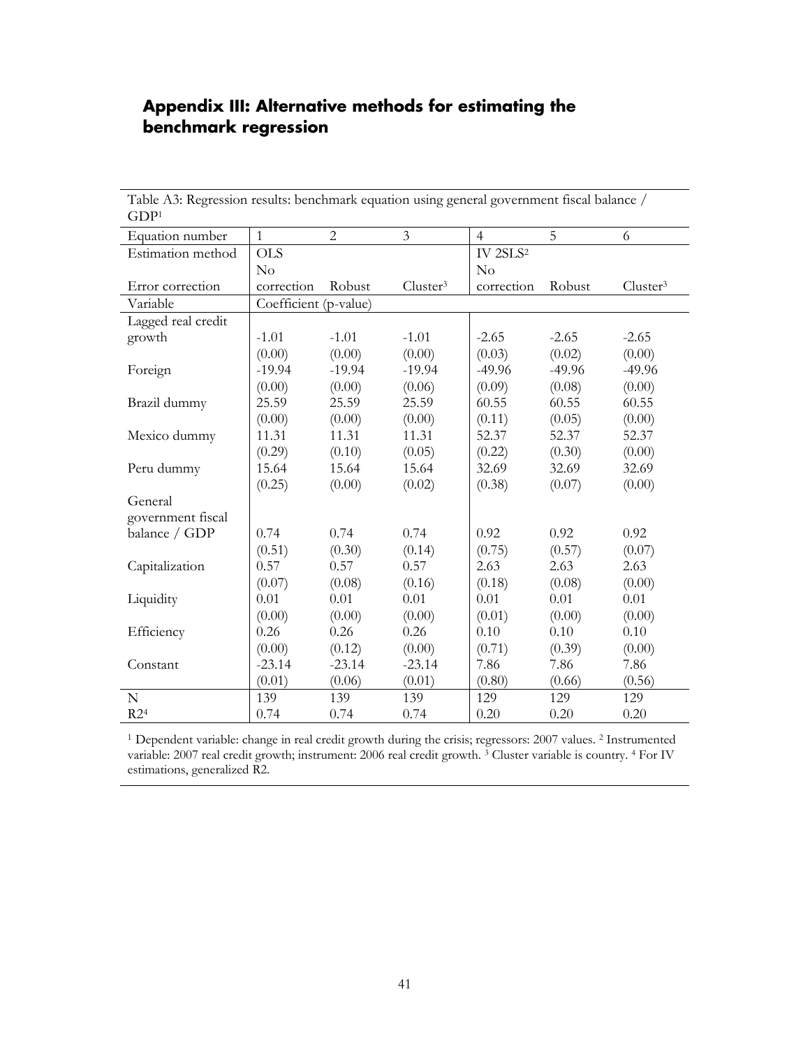## Appendix III: Alternative methods for estimating the benchmark regression

Table A3: Regression results: benchmark equation using general government fiscal balance / GDP[1]

| Equation number | 1 | 2 | 3 | 4 | 5 | 6 |
|---|---|---|---|---|---|---|
| Estimation method | OLS | | | IV 2SLS[2] | | |
| Error correction | No correction | Robust | Cluster[3] | No correction | Robust | Cluster[3] |
| Variable | Coefficient (p-value) | | | | | |
| Lagged real credit growth | -1.01 | -1.01 | -1.01 | -2.65 | -2.65 | -2.65 |
| | (0.00) | (0.00) | (0.00) | (0.03) | (0.02) | (0.00) |
| Foreign | -19.94 | -19.94 | -19.94 | -49.96 | -49.96 | -49.96 |
| | (0.00) | (0.00) | (0.06) | (0.09) | (0.08) | (0.00) |
| Brazil dummy | 25.59 | 25.59 | 25.59 | 60.55 | 60.55 | 60.55 |
| | (0.00) | (0.00) | (0.00) | (0.11) | (0.05) | (0.00) |
| Mexico dummy | 11.31 | 11.31 | 11.31 | 52.37 | 52.37 | 52.37 |
| | (0.29) | (0.10) | (0.05) | (0.22) | (0.30) | (0.00) |
| Peru dummy | 15.64 | 15.64 | 15.64 | 32.69 | 32.69 | 32.69 |
| | (0.25) | (0.00) | (0.02) | (0.38) | (0.07) | (0.00) |
| General government fiscal balance / GDP | 0.74 | 0.74 | 0.74 | 0.92 | 0.92 | 0.92 |
| | (0.51) | (0.30) | (0.14) | (0.75) | (0.57) | (0.07) |
| Capitalization | 0.57 | 0.57 | 0.57 | 2.63 | 2.63 | 2.63 |
| | (0.07) | (0.08) | (0.16) | (0.18) | (0.08) | (0.00) |
| Liquidity | 0.01 | 0.01 | 0.01 | 0.01 | 0.01 | 0.01 |
| | (0.00) | (0.00) | (0.00) | (0.01) | (0.00) | (0.00) |
| Efficiency | 0.26 | 0.26 | 0.26 | 0.10 | 0.10 | 0.10 |
| | (0.00) | (0.12) | (0.00) | (0.71) | (0.39) | (0.00) |
| Constant | -23.14 | -23.14 | -23.14 | 7.86 | 7.86 | 7.86 |
| | (0.01) | (0.06) | (0.01) | (0.80) | (0.66) | (0.56) |
| N | 139 | 139 | 139 | 129 | 129 | 129 |
| $R^2$[4] | 0.74 | 0.74 | 0.74 | 0.20 | 0.20 | 0.20 |

[1] Dependent variable: change in real credit growth during the crisis; regressors: 2007 values. [2] Instrumented variable: 2007 real credit growth; instrument: 2006 real credit growth. [3] Cluster variable is country. [4] For IV estimations, generalized R2.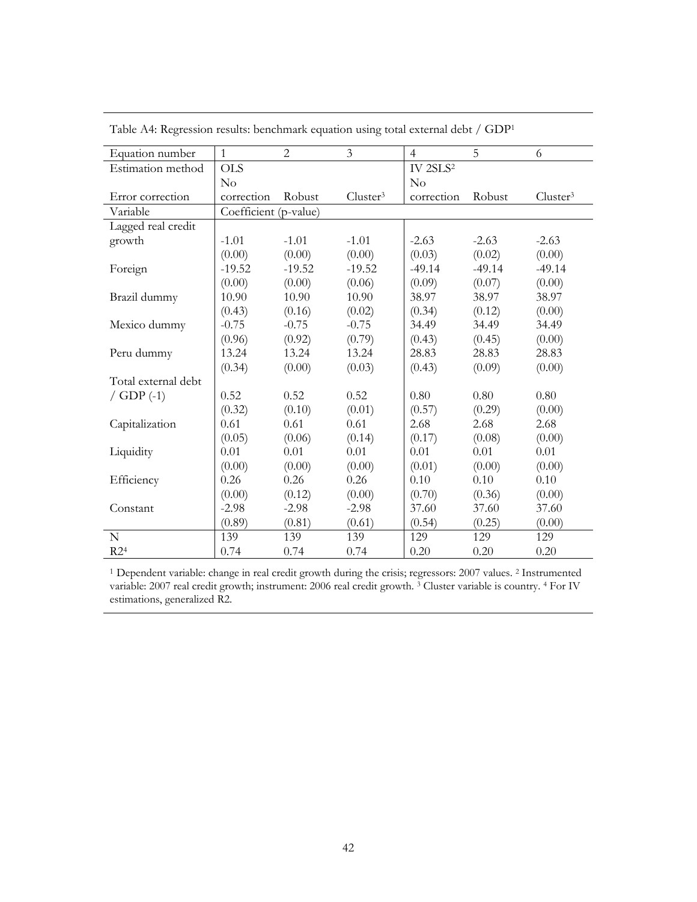Table A4: Regression results: benchmark equation using total external debt / GDP[1]

| Equation number | 1 | 2 | 3 | 4 | 5 | 6 |
|---|---|---|---|---|---|---|
| Estimation method | OLS | | | IV 2SLS[2] | | |
| Error correction | No correction | Robust | Cluster[3] | No correction | Robust | Cluster[3] |
| Variable | Coefficient (p-value) | | | | | |
| Lagged real credit growth | -1.01 | -1.01 | -1.01 | -2.63 | -2.63 | -2.63 |
| | (0.00) | (0.00) | (0.00) | (0.03) | (0.02) | (0.00) |
| Foreign | -19.52 | -19.52 | -19.52 | -49.14 | -49.14 | -49.14 |
| | (0.00) | (0.00) | (0.06) | (0.09) | (0.07) | (0.00) |
| Brazil dummy | 10.90 | 10.90 | 10.90 | 38.97 | 38.97 | 38.97 |
| | (0.43) | (0.16) | (0.02) | (0.34) | (0.12) | (0.00) |
| Mexico dummy | -0.75 | -0.75 | -0.75 | 34.49 | 34.49 | 34.49 |
| | (0.96) | (0.92) | (0.79) | (0.43) | (0.45) | (0.00) |
| Peru dummy | 13.24 | 13.24 | 13.24 | 28.83 | 28.83 | 28.83 |
| | (0.34) | (0.00) | (0.03) | (0.43) | (0.09) | (0.00) |
| Total external debt / GDP (-1) | 0.52 | 0.52 | 0.52 | 0.80 | 0.80 | 0.80 |
| | (0.32) | (0.10) | (0.01) | (0.57) | (0.29) | (0.00) |
| Capitalization | 0.61 | 0.61 | 0.61 | 2.68 | 2.68 | 2.68 |
| | (0.05) | (0.06) | (0.14) | (0.17) | (0.08) | (0.00) |
| Liquidity | 0.01 | 0.01 | 0.01 | 0.01 | 0.01 | 0.01 |
| | (0.00) | (0.00) | (0.00) | (0.01) | (0.00) | (0.00) |
| Efficiency | 0.26 | 0.26 | 0.26 | 0.10 | 0.10 | 0.10 |
| | (0.00) | (0.12) | (0.00) | (0.70) | (0.36) | (0.00) |
| Constant | -2.98 | -2.98 | -2.98 | 37.60 | 37.60 | 37.60 |
| | (0.89) | (0.81) | (0.61) | (0.54) | (0.25) | (0.00) |
| N | 139 | 139 | 139 | 129 | 129 | 129 |
| R2[4] | 0.74 | 0.74 | 0.74 | 0.20 | 0.20 | 0.20 |

[1] Dependent variable: change in real credit growth during the crisis; regressors: 2007 values. [2] Instrumented variable: 2007 real credit growth; instrument: 2006 real credit growth. [3] Cluster variable is country. [4] For IV estimations, generalized R2.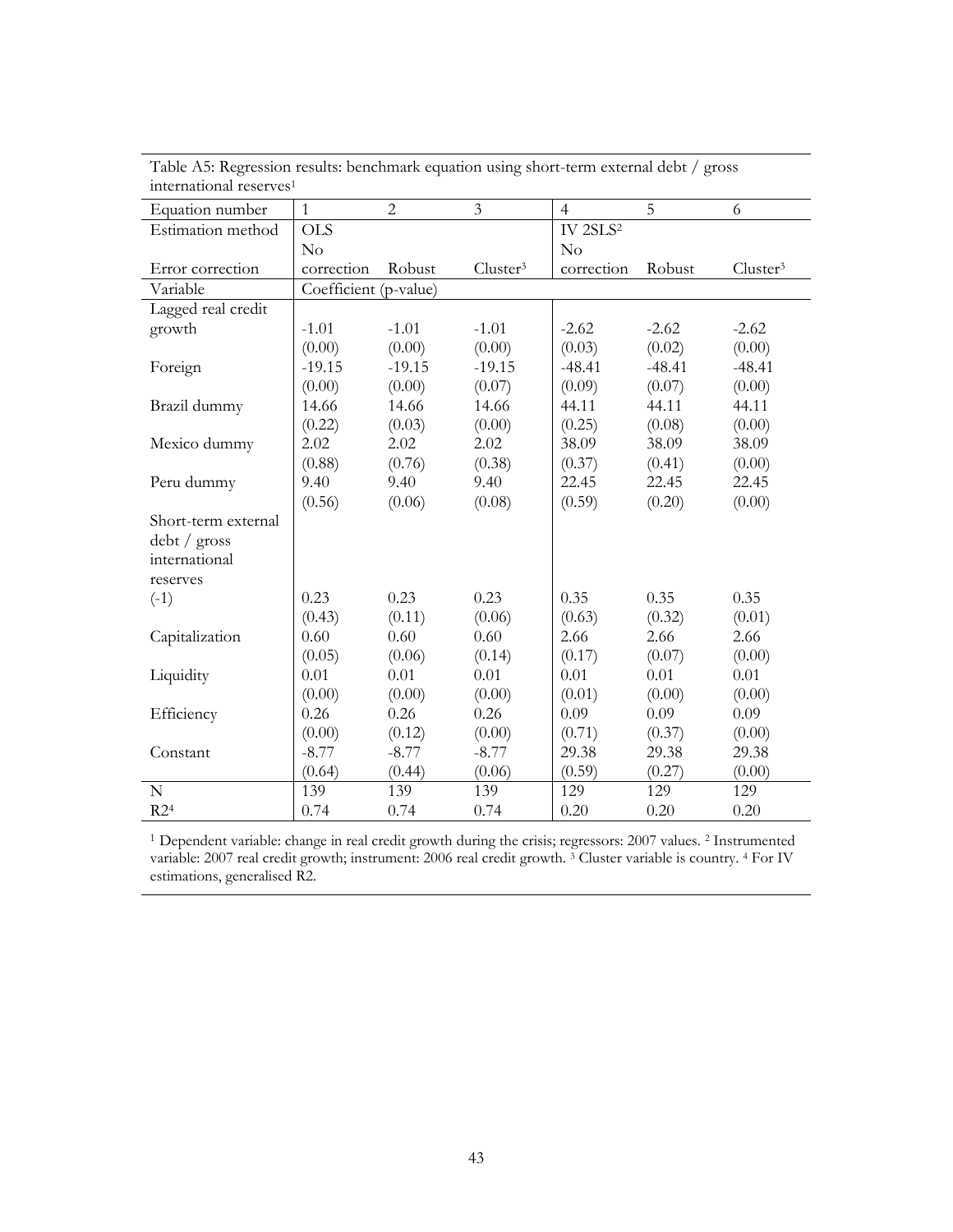Table A5: Regression results: benchmark equation using short-term external debt / gross international reserves[1]

| Equation number | 1 | 2 | 3 | 4 | 5 | 6 |
|---|---|---|---|---|---|---|
| Estimation method | OLS | | | IV 2SLS[2] | | |
| Error correction | No correction | Robust | Cluster[3] | No correction | Robust | Cluster[3] |
| Variable | Coefficient (p-value) | | | | | |
| Lagged real credit growth | -1.01 | -1.01 | -1.01 | -2.62 | -2.62 | -2.62 |
| | (0.00) | (0.00) | (0.00) | (0.03) | (0.02) | (0.00) |
| Foreign | -19.15 | -19.15 | -19.15 | -48.41 | -48.41 | -48.41 |
| | (0.00) | (0.00) | (0.07) | (0.09) | (0.07) | (0.00) |
| Brazil dummy | 14.66 | 14.66 | 14.66 | 44.11 | 44.11 | 44.11 |
| | (0.22) | (0.03) | (0.00) | (0.25) | (0.08) | (0.00) |
| Mexico dummy | 2.02 | 2.02 | 2.02 | 38.09 | 38.09 | 38.09 |
| | (0.88) | (0.76) | (0.38) | (0.37) | (0.41) | (0.00) |
| Peru dummy | 9.40 | 9.40 | 9.40 | 22.45 | 22.45 | 22.45 |
| | (0.56) | (0.06) | (0.08) | (0.59) | (0.20) | (0.00) |
| Short-term external debt / gross international reserves (-1) | 0.23 | 0.23 | 0.23 | 0.35 | 0.35 | 0.35 |
| | (0.43) | (0.11) | (0.06) | (0.63) | (0.32) | (0.01) |
| Capitalization | 0.60 | 0.60 | 0.60 | 2.66 | 2.66 | 2.66 |
| | (0.05) | (0.06) | (0.14) | (0.17) | (0.07) | (0.00) |
| Liquidity | 0.01 | 0.01 | 0.01 | 0.01 | 0.01 | 0.01 |
| | (0.00) | (0.00) | (0.00) | (0.01) | (0.00) | (0.00) |
| Efficiency | 0.26 | 0.26 | 0.26 | 0.09 | 0.09 | 0.09 |
| | (0.00) | (0.12) | (0.00) | (0.71) | (0.37) | (0.00) |
| Constant | -8.77 | -8.77 | -8.77 | 29.38 | 29.38 | 29.38 |
| | (0.64) | (0.44) | (0.06) | (0.59) | (0.27) | (0.00) |
| N | 139 | 139 | 139 | 129 | 129 | 129 |
| $R^2$[4] | 0.74 | 0.74 | 0.74 | 0.20 | 0.20 | 0.20 |

[1] Dependent variable: change in real credit growth during the crisis; regressors: 2007 values. [2] Instrumented variable: 2007 real credit growth; instrument: 2006 real credit growth. [3] Cluster variable is country. [4] For IV estimations, generalised R2.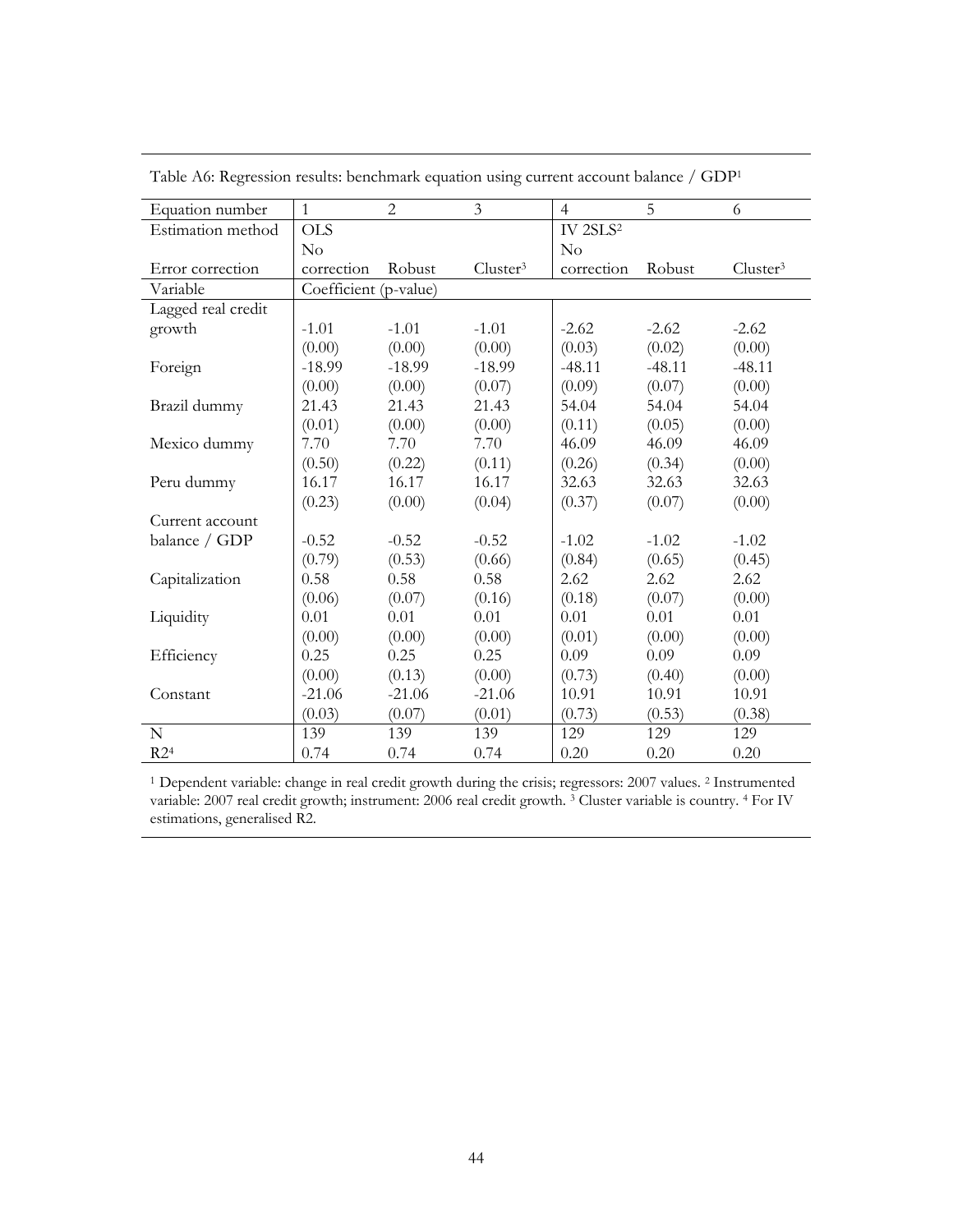Table A6: Regression results: benchmark equation using current account balance / GDP[1]

| Equation number | 1 | 2 | 3 | 4 | 5 | 6 |
|---|---|---|---|---|---|---|
| Estimation method | OLS | | | IV 2SLS[2] | | |
| Error correction | No correction | Robust | Cluster[3] | No correction | Robust | Cluster[3] |
| Variable | Coefficient (p-value) | | | | | |
| Lagged real credit growth | -1.01 | -1.01 | -1.01 | -2.62 | -2.62 | -2.62 |
| | (0.00) | (0.00) | (0.00) | (0.03) | (0.02) | (0.00) |
| Foreign | -18.99 | -18.99 | -18.99 | -48.11 | -48.11 | -48.11 |
| | (0.00) | (0.00) | (0.07) | (0.09) | (0.07) | (0.00) |
| Brazil dummy | 21.43 | 21.43 | 21.43 | 54.04 | 54.04 | 54.04 |
| | (0.01) | (0.00) | (0.00) | (0.11) | (0.05) | (0.00) |
| Mexico dummy | 7.70 | 7.70 | 7.70 | 46.09 | 46.09 | 46.09 |
| | (0.50) | (0.22) | (0.11) | (0.26) | (0.34) | (0.00) |
| Peru dummy | 16.17 | 16.17 | 16.17 | 32.63 | 32.63 | 32.63 |
| | (0.23) | (0.00) | (0.04) | (0.37) | (0.07) | (0.00) |
| Current account balance / GDP | -0.52 | -0.52 | -0.52 | -1.02 | -1.02 | -1.02 |
| | (0.79) | (0.53) | (0.66) | (0.84) | (0.65) | (0.45) |
| Capitalization | 0.58 | 0.58 | 0.58 | 2.62 | 2.62 | 2.62 |
| | (0.06) | (0.07) | (0.16) | (0.18) | (0.07) | (0.00) |
| Liquidity | 0.01 | 0.01 | 0.01 | 0.01 | 0.01 | 0.01 |
| | (0.00) | (0.00) | (0.00) | (0.01) | (0.00) | (0.00) |
| Efficiency | 0.25 | 0.25 | 0.25 | 0.09 | 0.09 | 0.09 |
| | (0.00) | (0.13) | (0.00) | (0.73) | (0.40) | (0.00) |
| Constant | -21.06 | -21.06 | -21.06 | 10.91 | 10.91 | 10.91 |
| | (0.03) | (0.07) | (0.01) | (0.73) | (0.53) | (0.38) |
| N | 139 | 139 | 139 | 129 | 129 | 129 |
| $R^2$[4] | 0.74 | 0.74 | 0.74 | 0.20 | 0.20 | 0.20 |

[1] Dependent variable: change in real credit growth during the crisis; regressors: 2007 values. [2] Instrumented variable: 2007 real credit growth; instrument: 2006 real credit growth. [3] Cluster variable is country. [4] For IV estimations, generalised R2.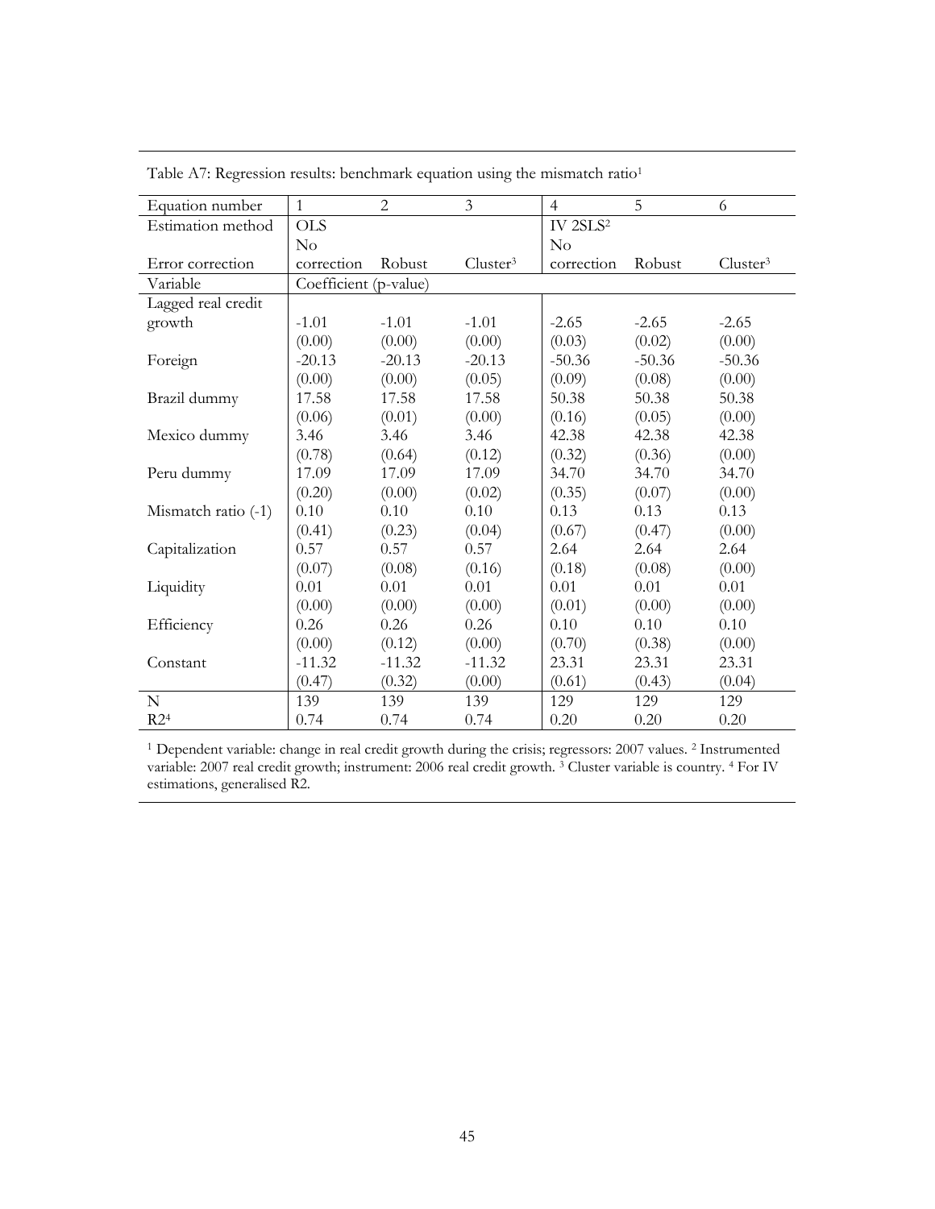Table A7: Regression results: benchmark equation using the mismatch ratio[1]

| Equation number | 1 | 2 | 3 | 4 | 5 | 6 |
|---|---|---|---|---|---|---|
| Estimation method | OLS | | | IV 2SLS[2] | | |
| Error correction | No correction | Robust | Cluster[3] | No correction | Robust | Cluster[3] |
| Variable | Coefficient (p-value) | | | | | |
| Lagged real credit growth | -1.01 | -1.01 | -1.01 | -2.65 | -2.65 | -2.65 |
| | (0.00) | (0.00) | (0.00) | (0.03) | (0.02) | (0.00) |
| Foreign | -20.13 | -20.13 | -20.13 | -50.36 | -50.36 | -50.36 |
| | (0.00) | (0.00) | (0.05) | (0.09) | (0.08) | (0.00) |
| Brazil dummy | 17.58 | 17.58 | 17.58 | 50.38 | 50.38 | 50.38 |
| | (0.06) | (0.01) | (0.00) | (0.16) | (0.05) | (0.00) |
| Mexico dummy | 3.46 | 3.46 | 3.46 | 42.38 | 42.38 | 42.38 |
| | (0.78) | (0.64) | (0.12) | (0.32) | (0.36) | (0.00) |
| Peru dummy | 17.09 | 17.09 | 17.09 | 34.70 | 34.70 | 34.70 |
| | (0.20) | (0.00) | (0.02) | (0.35) | (0.07) | (0.00) |
| Mismatch ratio (-1) | 0.10 | 0.10 | 0.10 | 0.13 | 0.13 | 0.13 |
| | (0.41) | (0.23) | (0.04) | (0.67) | (0.47) | (0.00) |
| Capitalization | 0.57 | 0.57 | 0.57 | 2.64 | 2.64 | 2.64 |
| | (0.07) | (0.08) | (0.16) | (0.18) | (0.08) | (0.00) |
| Liquidity | 0.01 | 0.01 | 0.01 | 0.01 | 0.01 | 0.01 |
| | (0.00) | (0.00) | (0.00) | (0.01) | (0.00) | (0.00) |
| Efficiency | 0.26 | 0.26 | 0.26 | 0.10 | 0.10 | 0.10 |
| | (0.00) | (0.12) | (0.00) | (0.70) | (0.38) | (0.00) |
| Constant | -11.32 | -11.32 | -11.32 | 23.31 | 23.31 | 23.31 |
| | (0.47) | (0.32) | (0.00) | (0.61) | (0.43) | (0.04) |
| N | 139 | 139 | 139 | 129 | 129 | 129 |
| R2[4] | 0.74 | 0.74 | 0.74 | 0.20 | 0.20 | 0.20 |

[1] Dependent variable: change in real credit growth during the crisis; regressors: 2007 values. [2] Instrumented variable: 2007 real credit growth; instrument: 2006 real credit growth. [3] Cluster variable is country. [4] For IV estimations, generalised R2.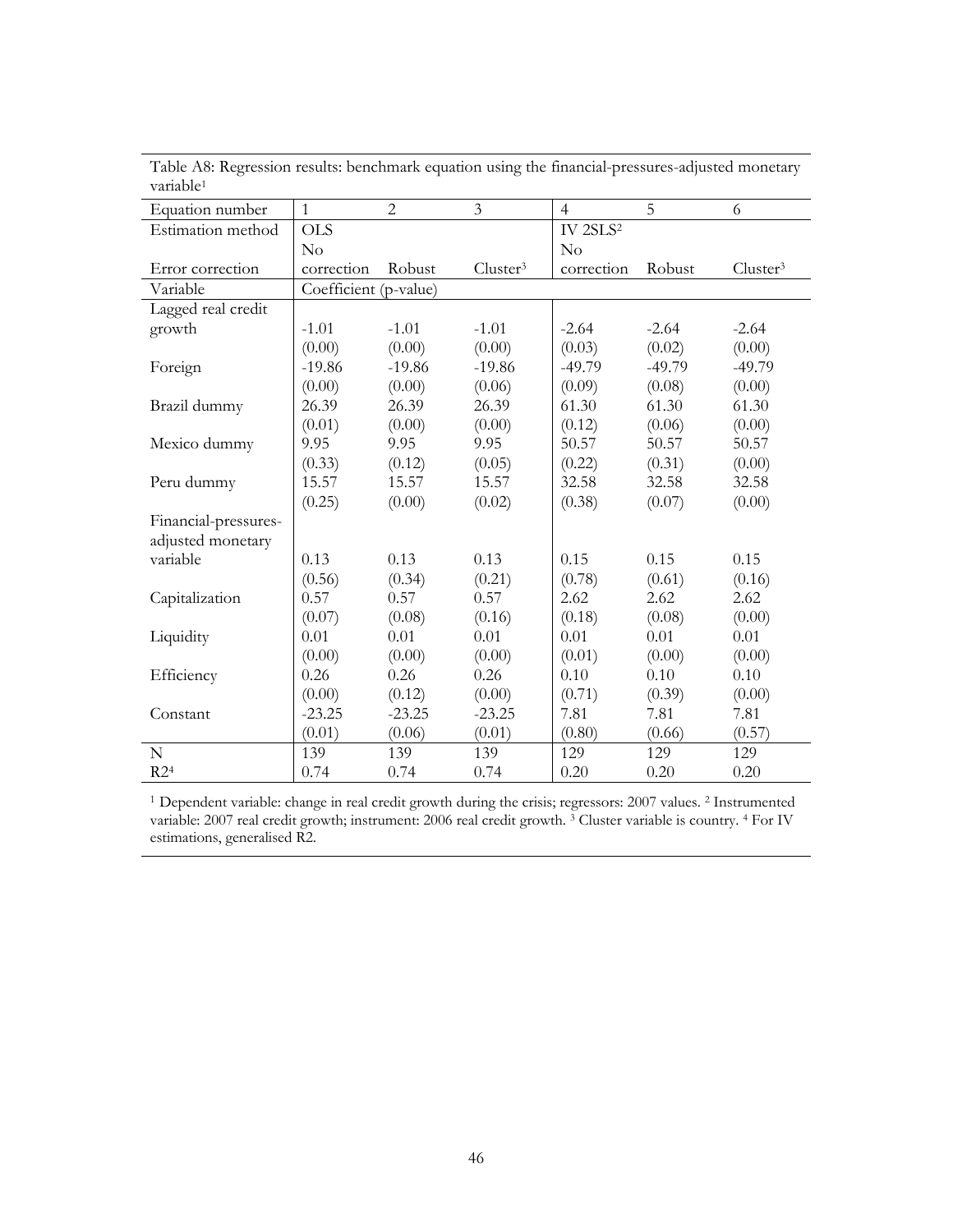Table A8: Regression results: benchmark equation using the financial-pressures-adjusted monetary variable[1]

| Equation number | 1 | 2 | 3 | 4 | 5 | 6 |
|---|---|---|---|---|---|---|
| Estimation method | OLS | | | IV 2SLS[2] | | |
| Error correction | No correction | Robust | Cluster[3] | No correction | Robust | Cluster[3] |
| Variable | Coefficient (p-value) | | | | | |
| Lagged real credit growth | -1.01 | -1.01 | -1.01 | -2.64 | -2.64 | -2.64 |
| | (0.00) | (0.00) | (0.00) | (0.03) | (0.02) | (0.00) |
| Foreign | -19.86 | -19.86 | -19.86 | -49.79 | -49.79 | -49.79 |
| | (0.00) | (0.00) | (0.06) | (0.09) | (0.08) | (0.00) |
| Brazil dummy | 26.39 | 26.39 | 26.39 | 61.30 | 61.30 | 61.30 |
| | (0.01) | (0.00) | (0.00) | (0.12) | (0.06) | (0.00) |
| Mexico dummy | 9.95 | 9.95 | 9.95 | 50.57 | 50.57 | 50.57 |
| | (0.33) | (0.12) | (0.05) | (0.22) | (0.31) | (0.00) |
| Peru dummy | 15.57 | 15.57 | 15.57 | 32.58 | 32.58 | 32.58 |
| | (0.25) | (0.00) | (0.02) | (0.38) | (0.07) | (0.00) |
| Financial-pressures-adjusted monetary variable | 0.13 | 0.13 | 0.13 | 0.15 | 0.15 | 0.15 |
| | (0.56) | (0.34) | (0.21) | (0.78) | (0.61) | (0.16) |
| Capitalization | 0.57 | 0.57 | 0.57 | 2.62 | 2.62 | 2.62 |
| | (0.07) | (0.08) | (0.16) | (0.18) | (0.08) | (0.00) |
| Liquidity | 0.01 | 0.01 | 0.01 | 0.01 | 0.01 | 0.01 |
| | (0.00) | (0.00) | (0.00) | (0.01) | (0.00) | (0.00) |
| Efficiency | 0.26 | 0.26 | 0.26 | 0.10 | 0.10 | 0.10 |
| | (0.00) | (0.12) | (0.00) | (0.71) | (0.39) | (0.00) |
| Constant | -23.25 | -23.25 | -23.25 | 7.81 | 7.81 | 7.81 |
| | (0.01) | (0.06) | (0.01) | (0.80) | (0.66) | (0.57) |
| N | 139 | 139 | 139 | 129 | 129 | 129 |
| $R2$[4] | 0.74 | 0.74 | 0.74 | 0.20 | 0.20 | 0.20 |

[1] Dependent variable: change in real credit growth during the crisis; regressors: 2007 values. [2] Instrumented variable: 2007 real credit growth; instrument: 2006 real credit growth. [3] Cluster variable is country. [4] For IV estimations, generalised R2.